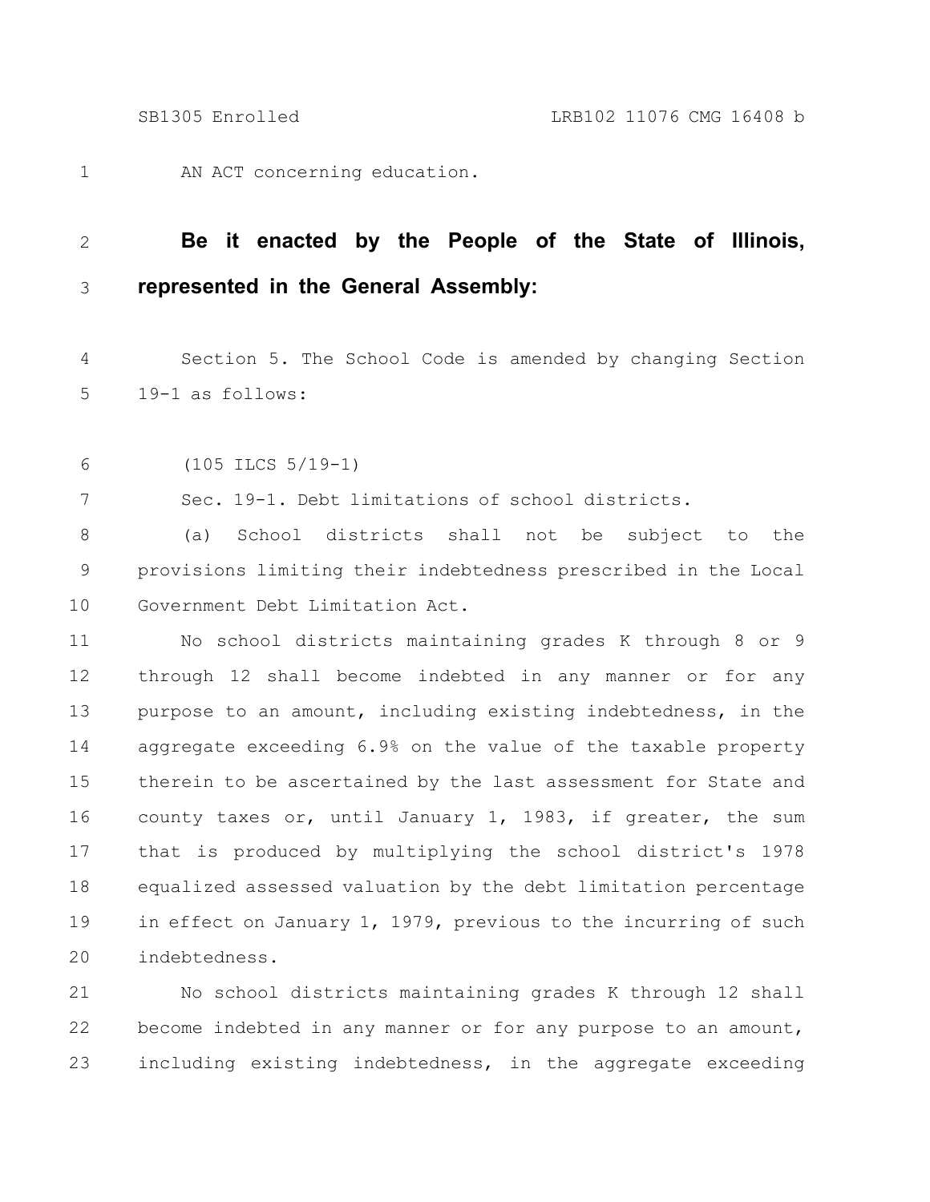AN ACT concerning education.

**Be it enacted by the People of the State of Illinois, represented in the General Assembly:**

Section 5. The School Code is amended by changing Section 19-1 as follows:

(105 ILCS 5/19-1)

Sec. 19-1. Debt limitations of school districts.

(a) School districts shall not be subject to the provisions limiting their indebtedness prescribed in the Local Government Debt Limitation Act.

No school districts maintaining grades K through 8 or 9 through 12 shall become indebted in any manner or for any purpose to an amount, including existing indebtedness, in the aggregate exceeding 6.9% on the value of the taxable property therein to be ascertained by the last assessment for State and county taxes or, until January 1, 1983, if greater, the sum that is produced by multiplying the school district's 1978 equalized assessed valuation by the debt limitation percentage in effect on January 1, 1979, previous to the incurring of such indebtedness.

No school districts maintaining grades K through 12 shall become indebted in any manner or for any purpose to an amount, including existing indebtedness, in the aggregate exceeding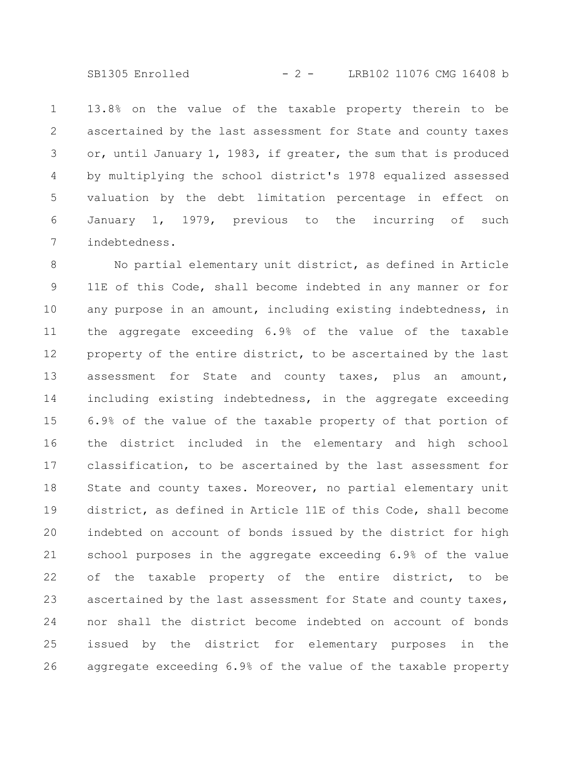13.8% on the value of the taxable property therein to be ascertained by the last assessment for State and county taxes or, until January 1, 1983, if greater, the sum that is produced by multiplying the school district's 1978 equalized assessed valuation by the debt limitation percentage in effect on January 1, 1979, previous to the incurring of such indebtedness.

No partial elementary unit district, as defined in Article 11E of this Code, shall become indebted in any manner or for any purpose in an amount, including existing indebtedness, in the aggregate exceeding 6.9% of the value of the taxable property of the entire district, to be ascertained by the last assessment for State and county taxes, plus an amount, including existing indebtedness, in the aggregate exceeding 6.9% of the value of the taxable property of that portion of the district included in the elementary and high school classification, to be ascertained by the last assessment for State and county taxes. Moreover, no partial elementary unit district, as defined in Article 11E of this Code, shall become indebted on account of bonds issued by the district for high school purposes in the aggregate exceeding 6.9% of the value of the taxable property of the entire district, to be ascertained by the last assessment for State and county taxes, nor shall the district become indebted on account of bonds issued by the district for elementary purposes in the aggregate exceeding 6.9% of the value of the taxable property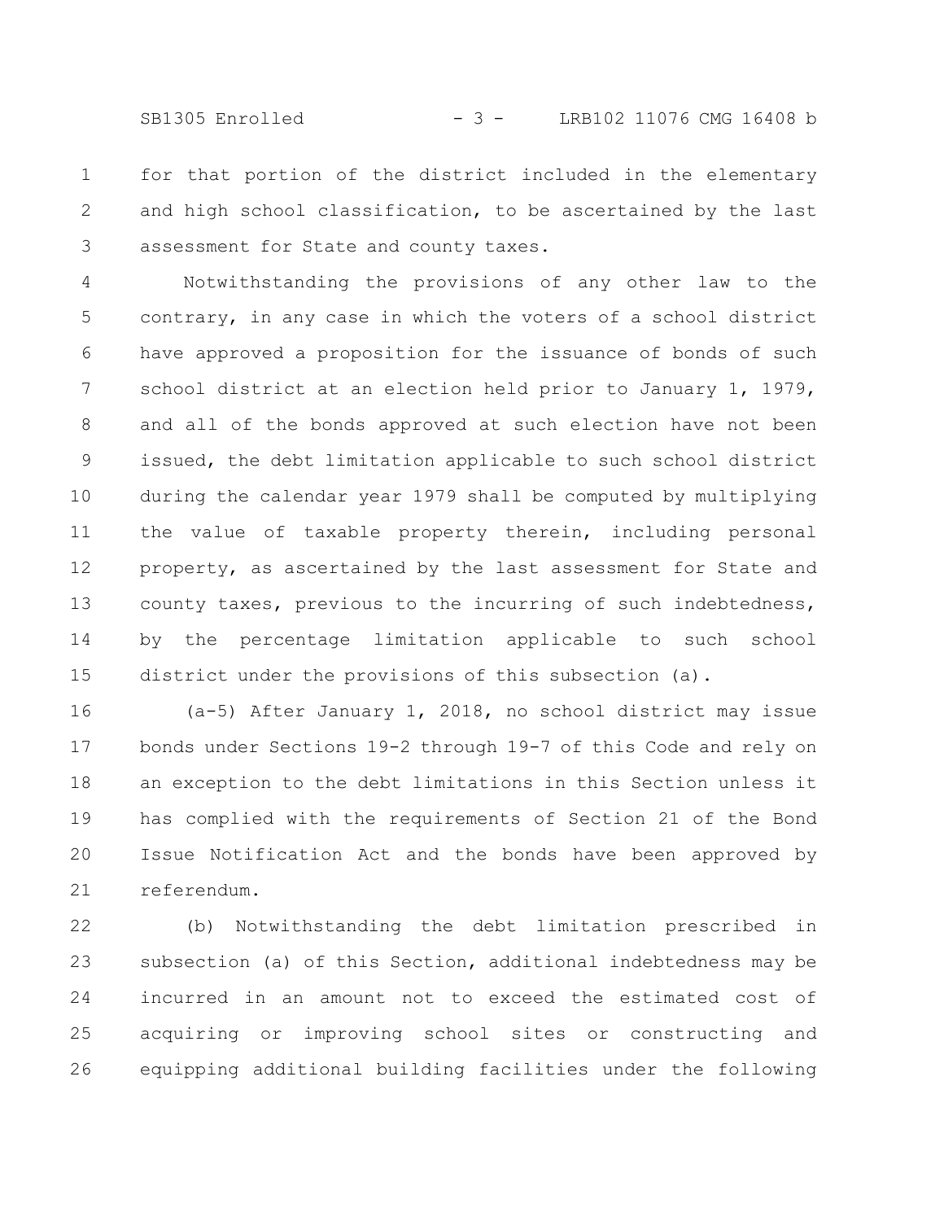for that portion of the district included in the elementary and high school classification, to be ascertained by the last assessment for State and county taxes.

Notwithstanding the provisions of any other law to the contrary, in any case in which the voters of a school district have approved a proposition for the issuance of bonds of such school district at an election held prior to January 1, 1979, and all of the bonds approved at such election have not been issued, the debt limitation applicable to such school district during the calendar year 1979 shall be computed by multiplying the value of taxable property therein, including personal property, as ascertained by the last assessment for State and county taxes, previous to the incurring of such indebtedness, by the percentage limitation applicable to such school district under the provisions of this subsection (a).

(a-5) After January 1, 2018, no school district may issue bonds under Sections 19-2 through 19-7 of this Code and rely on an exception to the debt limitations in this Section unless it has complied with the requirements of Section 21 of the Bond Issue Notification Act and the bonds have been approved by referendum.

(b) Notwithstanding the debt limitation prescribed in subsection (a) of this Section, additional indebtedness may be incurred in an amount not to exceed the estimated cost of acquiring or improving school sites or constructing and equipping additional building facilities under the following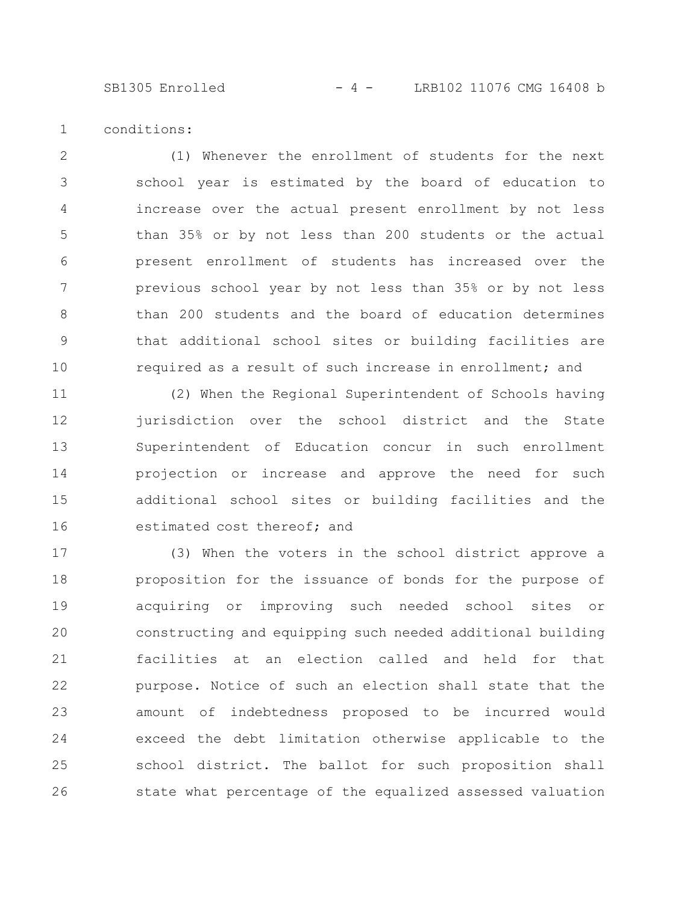conditions:

(1) Whenever the enrollment of students for the next school year is estimated by the board of education to increase over the actual present enrollment by not less than 35% or by not less than 200 students or the actual present enrollment of students has increased over the previous school year by not less than 35% or by not less than 200 students and the board of education determines that additional school sites or building facilities are required as a result of such increase in enrollment; and

(2) When the Regional Superintendent of Schools having jurisdiction over the school district and the State Superintendent of Education concur in such enrollment projection or increase and approve the need for such additional school sites or building facilities and the estimated cost thereof; and

(3) When the voters in the school district approve a proposition for the issuance of bonds for the purpose of acquiring or improving such needed school sites or constructing and equipping such needed additional building facilities at an election called and held for that purpose. Notice of such an election shall state that the amount of indebtedness proposed to be incurred would exceed the debt limitation otherwise applicable to the school district. The ballot for such proposition shall state what percentage of the equalized assessed valuation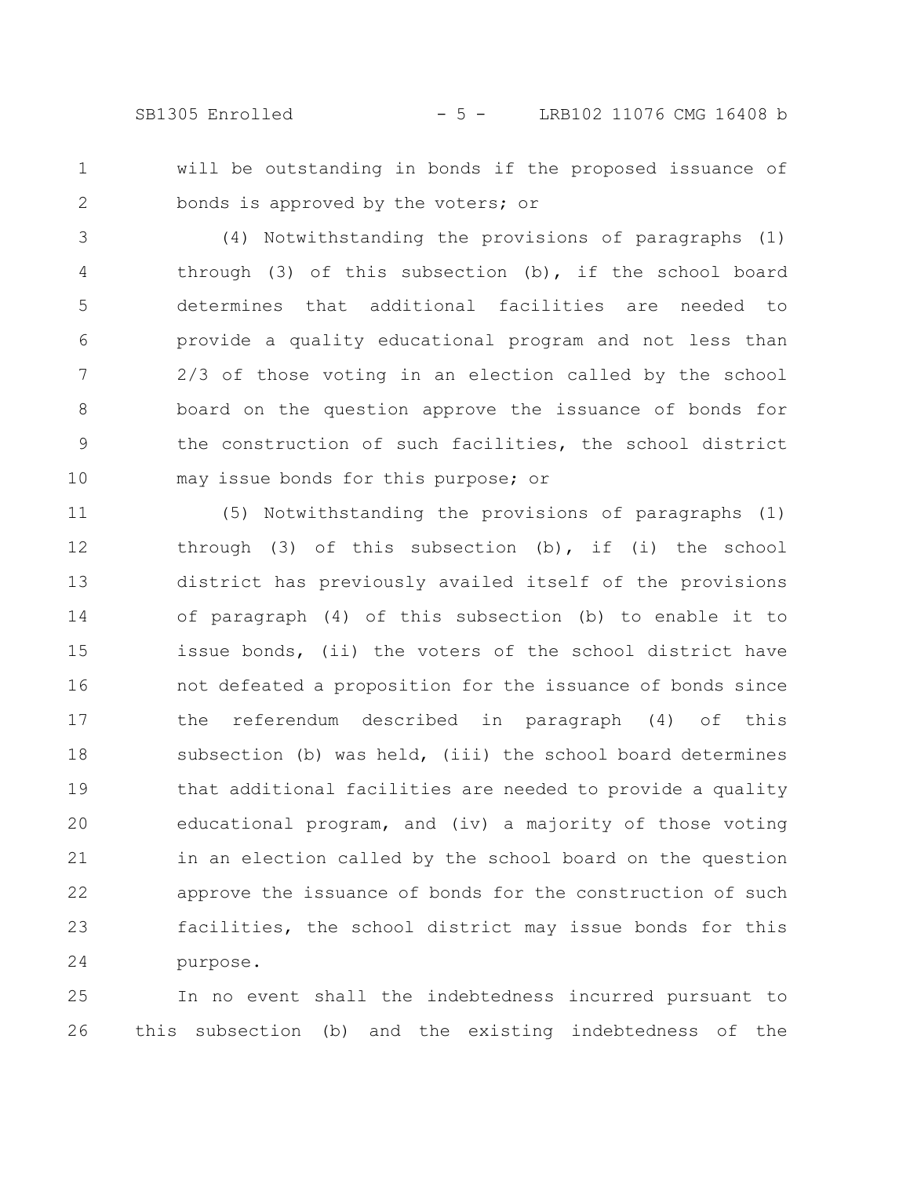will be outstanding in bonds if the proposed issuance of bonds is approved by the voters; or

(4) Notwithstanding the provisions of paragraphs (1) through (3) of this subsection (b), if the school board determines that additional facilities are needed to provide a quality educational program and not less than 2/3 of those voting in an election called by the school board on the question approve the issuance of bonds for the construction of such facilities, the school district may issue bonds for this purpose; or

(5) Notwithstanding the provisions of paragraphs (1) through (3) of this subsection (b), if (i) the school district has previously availed itself of the provisions of paragraph (4) of this subsection (b) to enable it to issue bonds, (ii) the voters of the school district have not defeated a proposition for the issuance of bonds since the referendum described in paragraph (4) of this subsection (b) was held, (iii) the school board determines that additional facilities are needed to provide a quality educational program, and (iv) a majority of those voting in an election called by the school board on the question approve the issuance of bonds for the construction of such facilities, the school district may issue bonds for this purpose.

In no event shall the indebtedness incurred pursuant to this subsection (b) and the existing indebtedness of the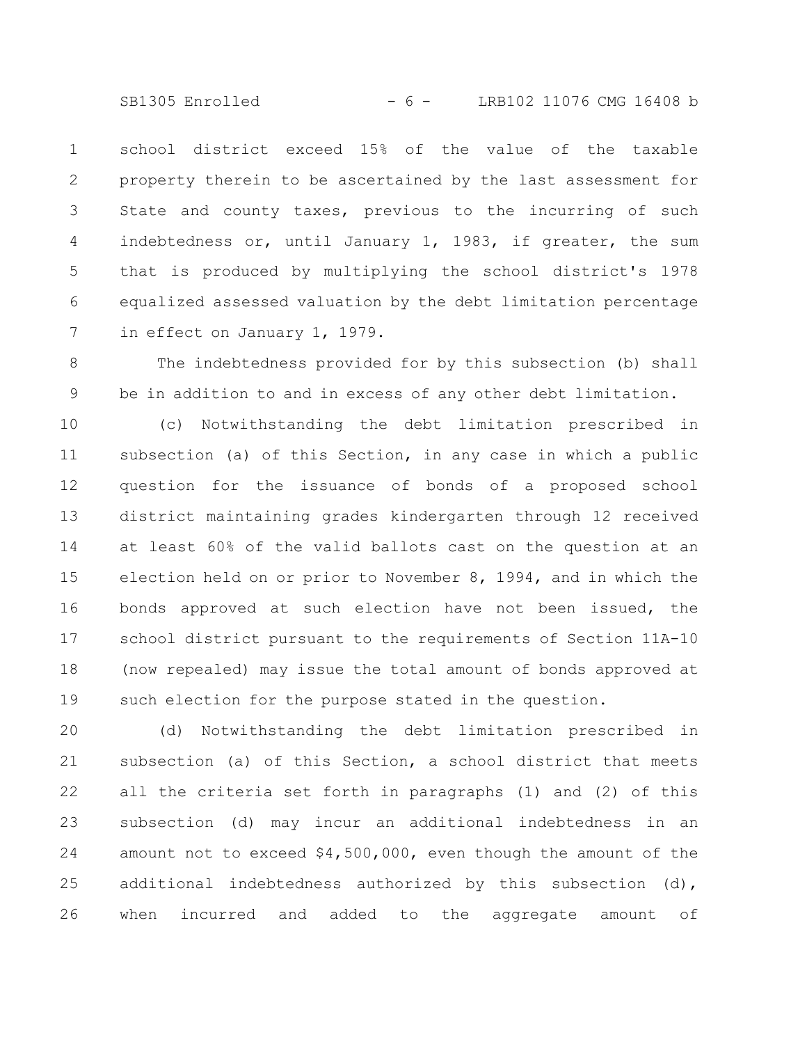school district exceed 15% of the value of the taxable property therein to be ascertained by the last assessment for State and county taxes, previous to the incurring of such indebtedness or, until January 1, 1983, if greater, the sum that is produced by multiplying the school district's 1978 equalized assessed valuation by the debt limitation percentage in effect on January 1, 1979.

The indebtedness provided for by this subsection (b) shall be in addition to and in excess of any other debt limitation.

(c) Notwithstanding the debt limitation prescribed in subsection (a) of this Section, in any case in which a public question for the issuance of bonds of a proposed school district maintaining grades kindergarten through 12 received at least 60% of the valid ballots cast on the question at an election held on or prior to November 8, 1994, and in which the bonds approved at such election have not been issued, the school district pursuant to the requirements of Section 11A-10 (now repealed) may issue the total amount of bonds approved at such election for the purpose stated in the question.

(d) Notwithstanding the debt limitation prescribed in subsection (a) of this Section, a school district that meets all the criteria set forth in paragraphs (1) and (2) of this subsection (d) may incur an additional indebtedness in an amount not to exceed $4,500,000, even though the amount of the additional indebtedness authorized by this subsection (d), when incurred and added to the aggregate amount of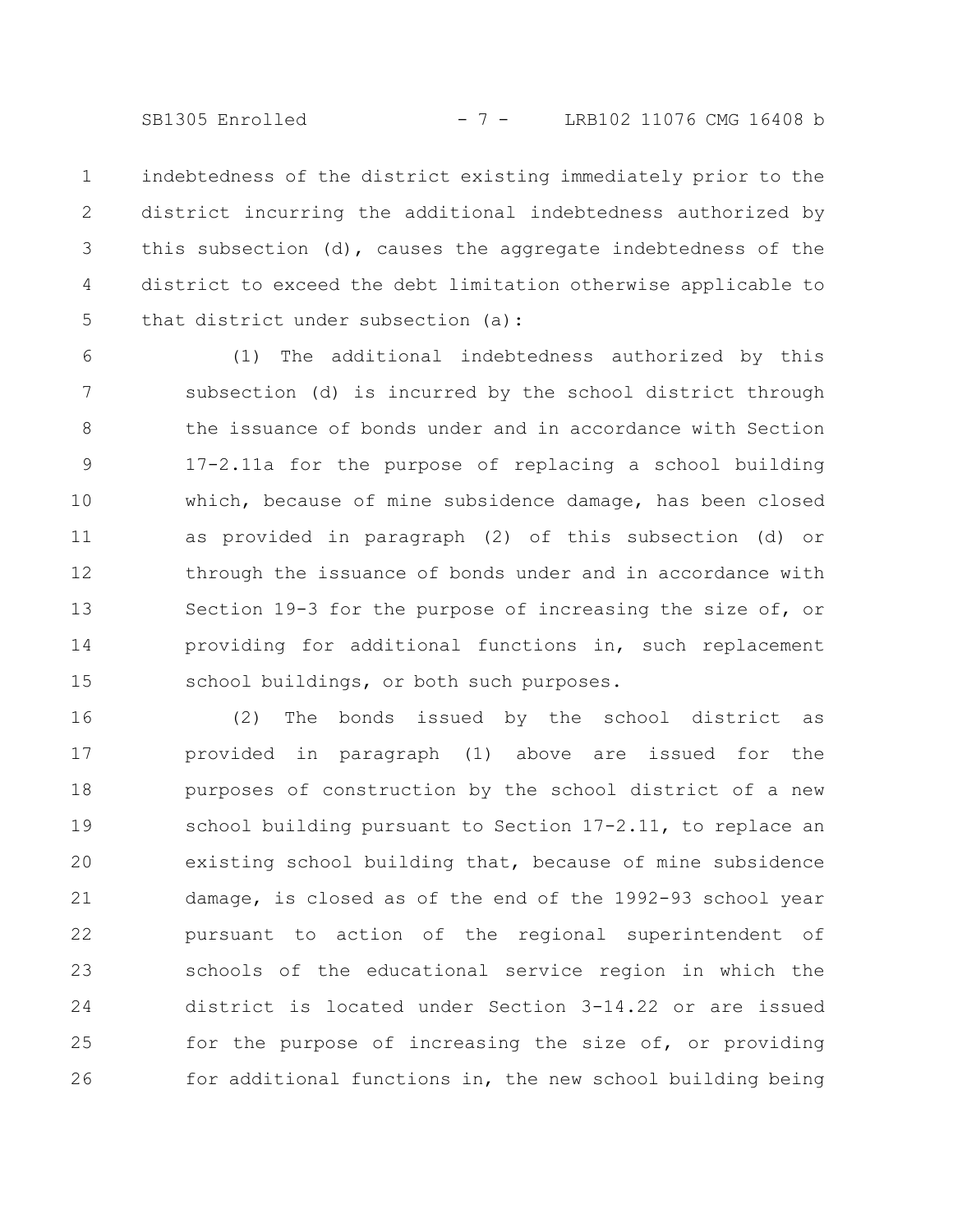indebtedness of the district existing immediately prior to the district incurring the additional indebtedness authorized by this subsection (d), causes the aggregate indebtedness of the district to exceed the debt limitation otherwise applicable to that district under subsection (a):

(1) The additional indebtedness authorized by this subsection (d) is incurred by the school district through the issuance of bonds under and in accordance with Section 17-2.11a for the purpose of replacing a school building which, because of mine subsidence damage, has been closed as provided in paragraph (2) of this subsection (d) or through the issuance of bonds under and in accordance with Section 19-3 for the purpose of increasing the size of, or providing for additional functions in, such replacement school buildings, or both such purposes.

(2) The bonds issued by the school district as provided in paragraph (1) above are issued for the purposes of construction by the school district of a new school building pursuant to Section 17-2.11, to replace an existing school building that, because of mine subsidence damage, is closed as of the end of the 1992-93 school year pursuant to action of the regional superintendent of schools of the educational service region in which the district is located under Section 3-14.22 or are issued for the purpose of increasing the size of, or providing for additional functions in, the new school building being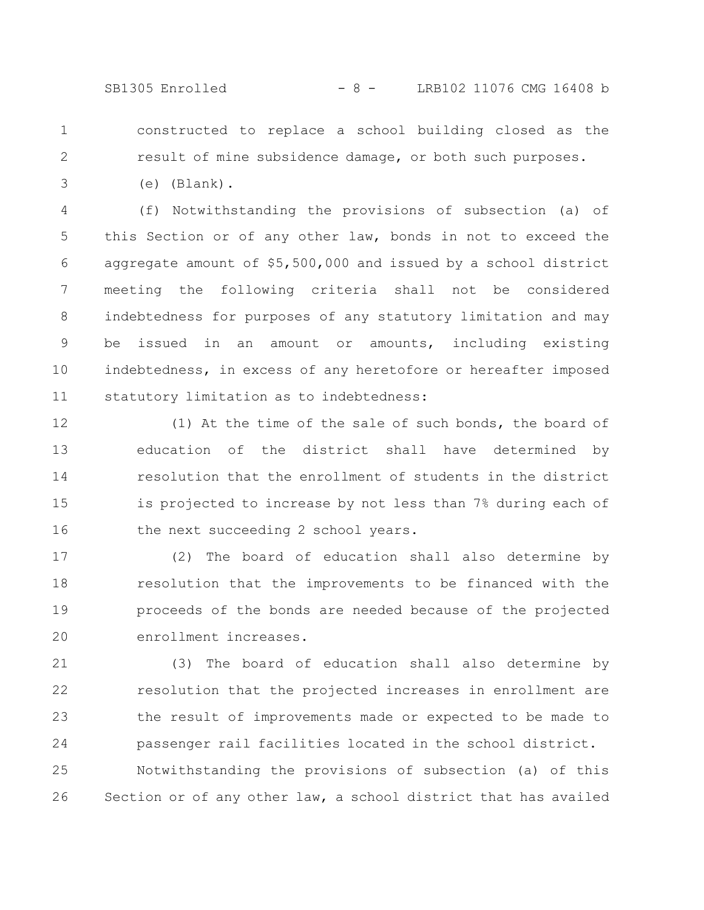constructed to replace a school building closed as the result of mine subsidence damage, or both such purposes.

(e) (Blank).

(f) Notwithstanding the provisions of subsection (a) of this Section or of any other law, bonds in not to exceed the aggregate amount of $5,500,000 and issued by a school district meeting the following criteria shall not be considered indebtedness for purposes of any statutory limitation and may be issued in an amount or amounts, including existing indebtedness, in excess of any heretofore or hereafter imposed statutory limitation as to indebtedness:

(1) At the time of the sale of such bonds, the board of education of the district shall have determined by resolution that the enrollment of students in the district is projected to increase by not less than 7% during each of the next succeeding 2 school years.

(2) The board of education shall also determine by resolution that the improvements to be financed with the proceeds of the bonds are needed because of the projected enrollment increases.

(3) The board of education shall also determine by resolution that the projected increases in enrollment are the result of improvements made or expected to be made to passenger rail facilities located in the school district.

Notwithstanding the provisions of subsection (a) of this Section or of any other law, a school district that has availed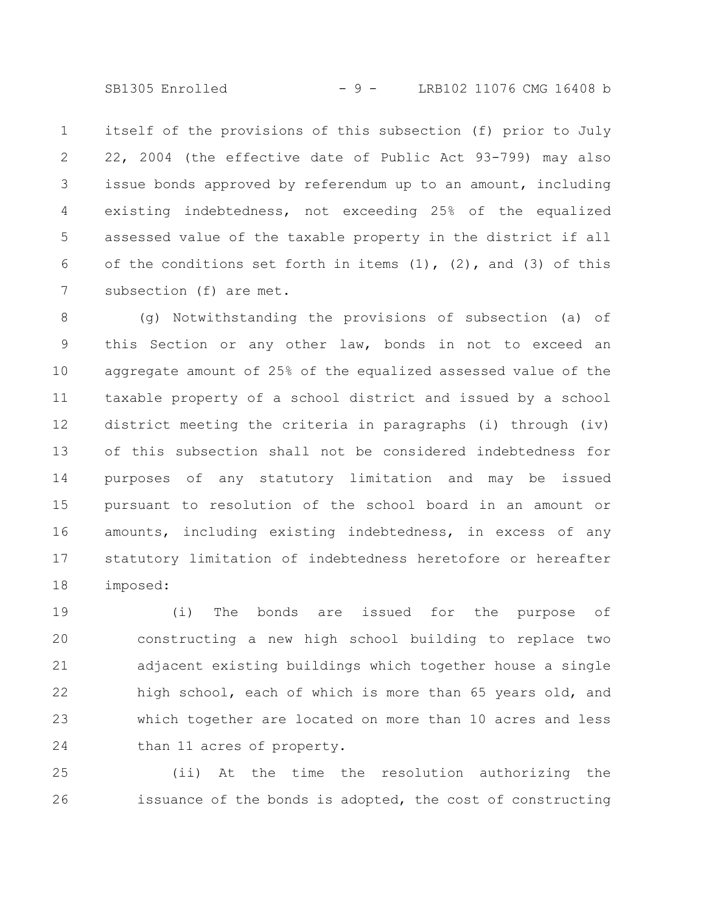itself of the provisions of this subsection (f) prior to July 22, 2004 (the effective date of Public Act 93-799) may also issue bonds approved by referendum up to an amount, including existing indebtedness, not exceeding 25% of the equalized assessed value of the taxable property in the district if all of the conditions set forth in items (1), (2), and (3) of this subsection (f) are met.

(g) Notwithstanding the provisions of subsection (a) of this Section or any other law, bonds in not to exceed an aggregate amount of 25% of the equalized assessed value of the taxable property of a school district and issued by a school district meeting the criteria in paragraphs (i) through (iv) of this subsection shall not be considered indebtedness for purposes of any statutory limitation and may be issued pursuant to resolution of the school board in an amount or amounts, including existing indebtedness, in excess of any statutory limitation of indebtedness heretofore or hereafter imposed:

(i) The bonds are issued for the purpose of constructing a new high school building to replace two adjacent existing buildings which together house a single high school, each of which is more than 65 years old, and which together are located on more than 10 acres and less than 11 acres of property.

(ii) At the time the resolution authorizing the issuance of the bonds is adopted, the cost of constructing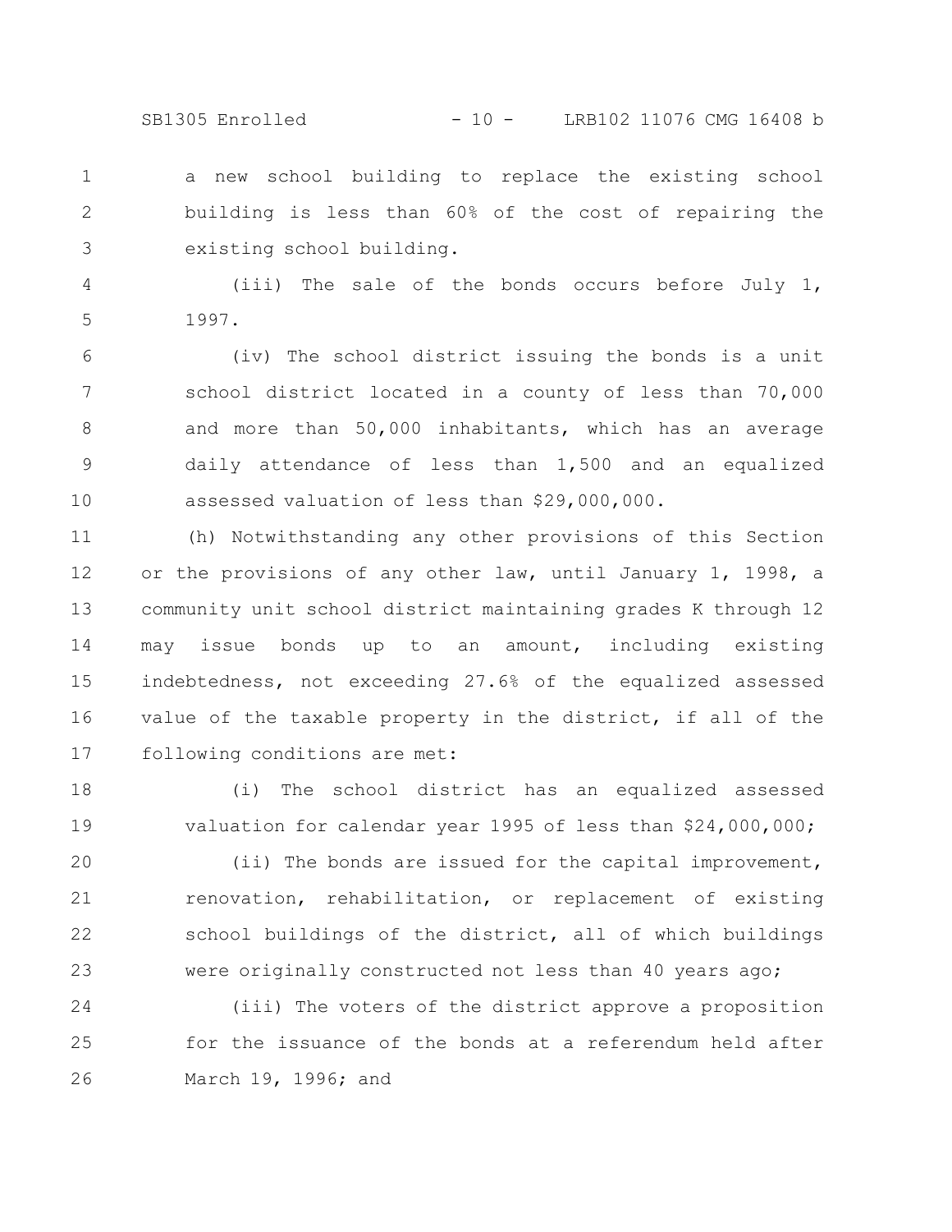a new school building to replace the existing school building is less than 60% of the cost of repairing the existing school building.

(iii) The sale of the bonds occurs before July 1, 1997.

(iv) The school district issuing the bonds is a unit school district located in a county of less than 70,000 and more than 50,000 inhabitants, which has an average daily attendance of less than 1,500 and an equalized assessed valuation of less than $29,000,000.

(h) Notwithstanding any other provisions of this Section or the provisions of any other law, until January 1, 1998, a community unit school district maintaining grades K through 12 may issue bonds up to an amount, including existing indebtedness, not exceeding 27.6% of the equalized assessed value of the taxable property in the district, if all of the following conditions are met:

(i) The school district has an equalized assessed valuation for calendar year 1995 of less than $24,000,000;

(ii) The bonds are issued for the capital improvement, renovation, rehabilitation, or replacement of existing school buildings of the district, all of which buildings were originally constructed not less than 40 years ago;

(iii) The voters of the district approve a proposition for the issuance of the bonds at a referendum held after March 19, 1996; and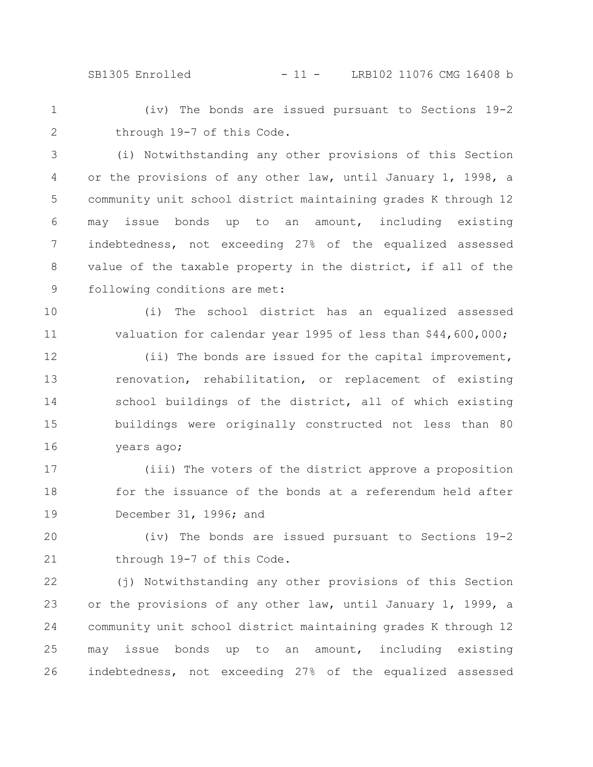(iv) The bonds are issued pursuant to Sections 19-2 through 19-7 of this Code.

(i) Notwithstanding any other provisions of this Section or the provisions of any other law, until January 1, 1998, a community unit school district maintaining grades K through 12 may issue bonds up to an amount, including existing indebtedness, not exceeding 27% of the equalized assessed value of the taxable property in the district, if all of the following conditions are met:

(i) The school district has an equalized assessed valuation for calendar year 1995 of less than $44,600,000;

(ii) The bonds are issued for the capital improvement, renovation, rehabilitation, or replacement of existing school buildings of the district, all of which existing buildings were originally constructed not less than 80 years ago;

(iii) The voters of the district approve a proposition for the issuance of the bonds at a referendum held after December 31, 1996; and

(iv) The bonds are issued pursuant to Sections 19-2 through 19-7 of this Code.

(j) Notwithstanding any other provisions of this Section or the provisions of any other law, until January 1, 1999, a community unit school district maintaining grades K through 12 may issue bonds up to an amount, including existing indebtedness, not exceeding 27% of the equalized assessed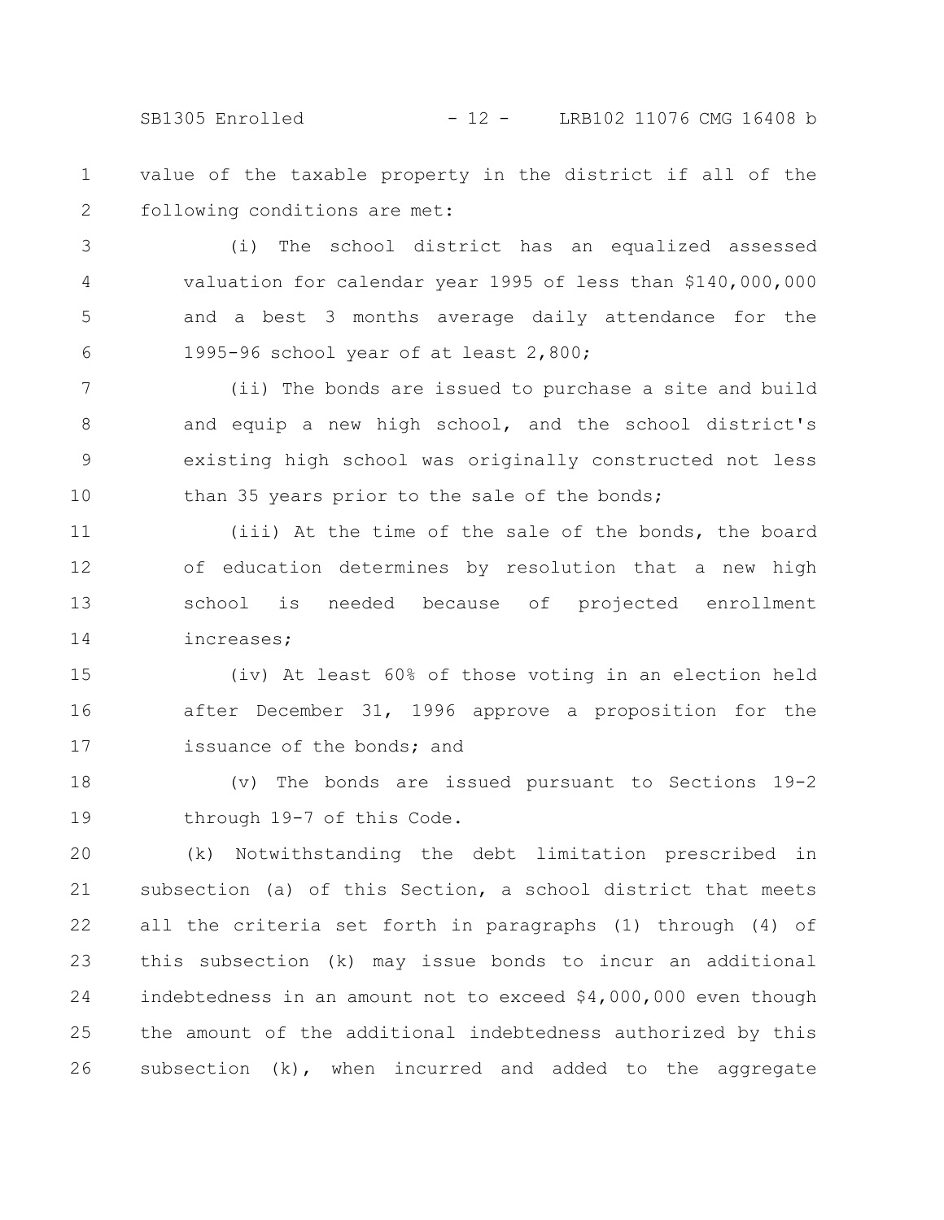value of the taxable property in the district if all of the following conditions are met:

(i) The school district has an equalized assessed valuation for calendar year 1995 of less than $140,000,000 and a best 3 months average daily attendance for the 1995-96 school year of at least 2,800;

(ii) The bonds are issued to purchase a site and build and equip a new high school, and the school district's existing high school was originally constructed not less than 35 years prior to the sale of the bonds;

(iii) At the time of the sale of the bonds, the board of education determines by resolution that a new high school is needed because of projected enrollment increases;

(iv) At least 60% of those voting in an election held after December 31, 1996 approve a proposition for the issuance of the bonds; and

(v) The bonds are issued pursuant to Sections 19-2 through 19-7 of this Code.

(k) Notwithstanding the debt limitation prescribed in subsection (a) of this Section, a school district that meets all the criteria set forth in paragraphs (1) through (4) of this subsection (k) may issue bonds to incur an additional indebtedness in an amount not to exceed $4,000,000 even though the amount of the additional indebtedness authorized by this subsection (k), when incurred and added to the aggregate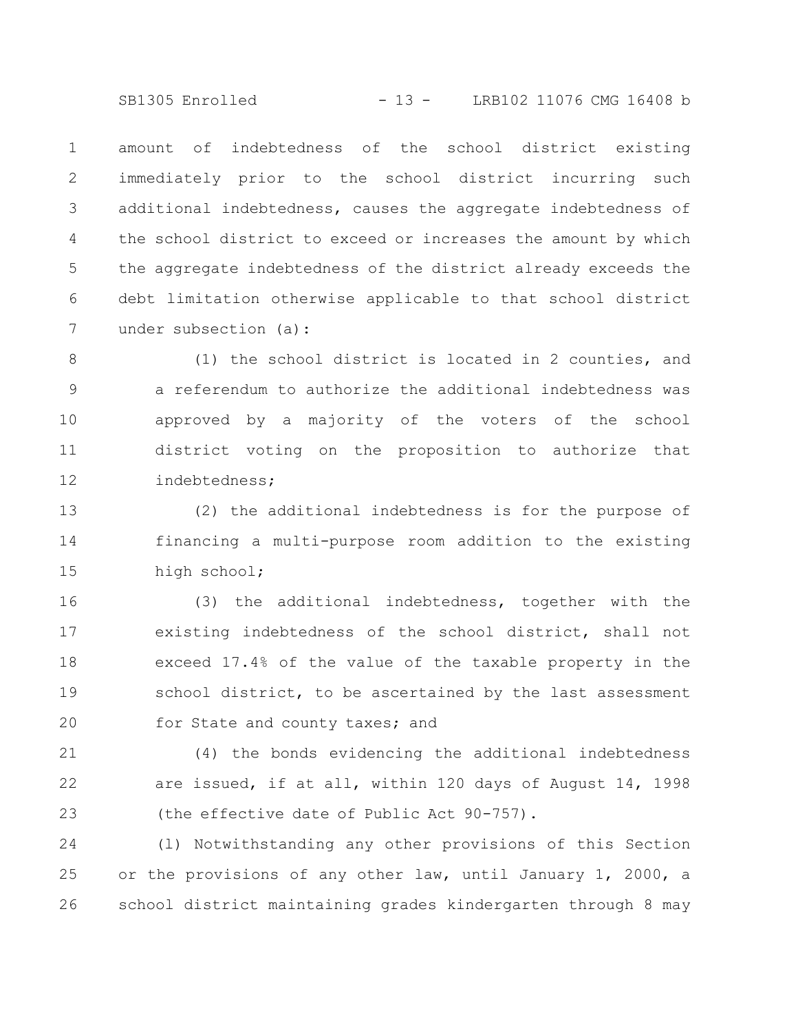amount of indebtedness of the school district existing immediately prior to the school district incurring such additional indebtedness, causes the aggregate indebtedness of the school district to exceed or increases the amount by which the aggregate indebtedness of the district already exceeds the debt limitation otherwise applicable to that school district under subsection (a):

(1) the school district is located in 2 counties, and a referendum to authorize the additional indebtedness was approved by a majority of the voters of the school district voting on the proposition to authorize that indebtedness;

(2) the additional indebtedness is for the purpose of financing a multi-purpose room addition to the existing high school;

(3) the additional indebtedness, together with the existing indebtedness of the school district, shall not exceed 17.4% of the value of the taxable property in the school district, to be ascertained by the last assessment for State and county taxes; and

(4) the bonds evidencing the additional indebtedness are issued, if at all, within 120 days of August 14, 1998 (the effective date of Public Act 90-757).

(l) Notwithstanding any other provisions of this Section or the provisions of any other law, until January 1, 2000, a school district maintaining grades kindergarten through 8 may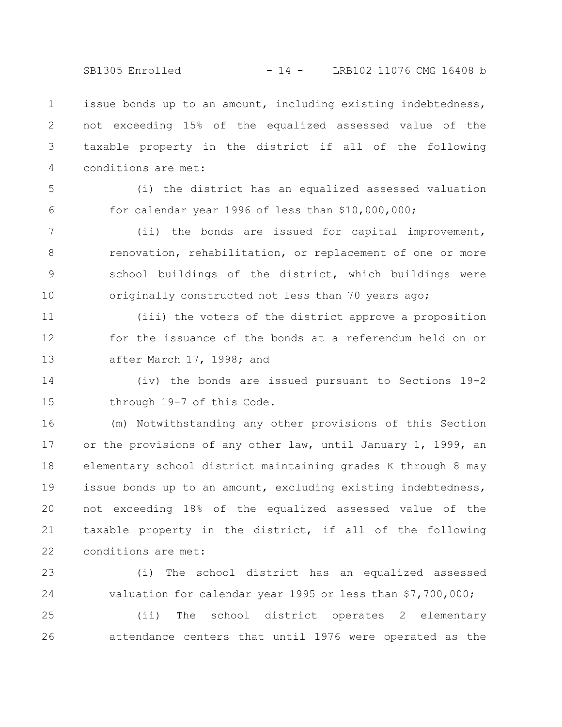issue bonds up to an amount, including existing indebtedness, not exceeding 15% of the equalized assessed value of the taxable property in the district if all of the following conditions are met:

(i) the district has an equalized assessed valuation for calendar year 1996 of less than $10,000,000;

(ii) the bonds are issued for capital improvement, renovation, rehabilitation, or replacement of one or more school buildings of the district, which buildings were originally constructed not less than 70 years ago;

(iii) the voters of the district approve a proposition for the issuance of the bonds at a referendum held on or after March 17, 1998; and

(iv) the bonds are issued pursuant to Sections 19-2 through 19-7 of this Code.

(m) Notwithstanding any other provisions of this Section or the provisions of any other law, until January 1, 1999, an elementary school district maintaining grades K through 8 may issue bonds up to an amount, excluding existing indebtedness, not exceeding 18% of the equalized assessed value of the taxable property in the district, if all of the following conditions are met:

(i) The school district has an equalized assessed valuation for calendar year 1995 or less than $7,700,000;

(ii) The school district operates 2 elementary attendance centers that until 1976 were operated as the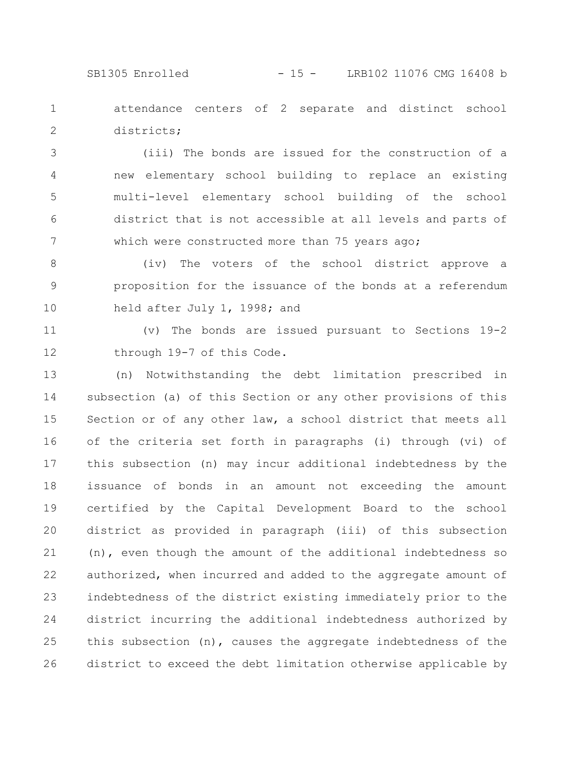attendance centers of 2 separate and distinct school districts;

(iii) The bonds are issued for the construction of a new elementary school building to replace an existing multi-level elementary school building of the school district that is not accessible at all levels and parts of which were constructed more than 75 years ago;

(iv) The voters of the school district approve a proposition for the issuance of the bonds at a referendum held after July 1, 1998; and

(v) The bonds are issued pursuant to Sections 19-2 through 19-7 of this Code.

(n) Notwithstanding the debt limitation prescribed in subsection (a) of this Section or any other provisions of this Section or of any other law, a school district that meets all of the criteria set forth in paragraphs (i) through (vi) of this subsection (n) may incur additional indebtedness by the issuance of bonds in an amount not exceeding the amount certified by the Capital Development Board to the school district as provided in paragraph (iii) of this subsection (n), even though the amount of the additional indebtedness so authorized, when incurred and added to the aggregate amount of indebtedness of the district existing immediately prior to the district incurring the additional indebtedness authorized by this subsection (n), causes the aggregate indebtedness of the district to exceed the debt limitation otherwise applicable by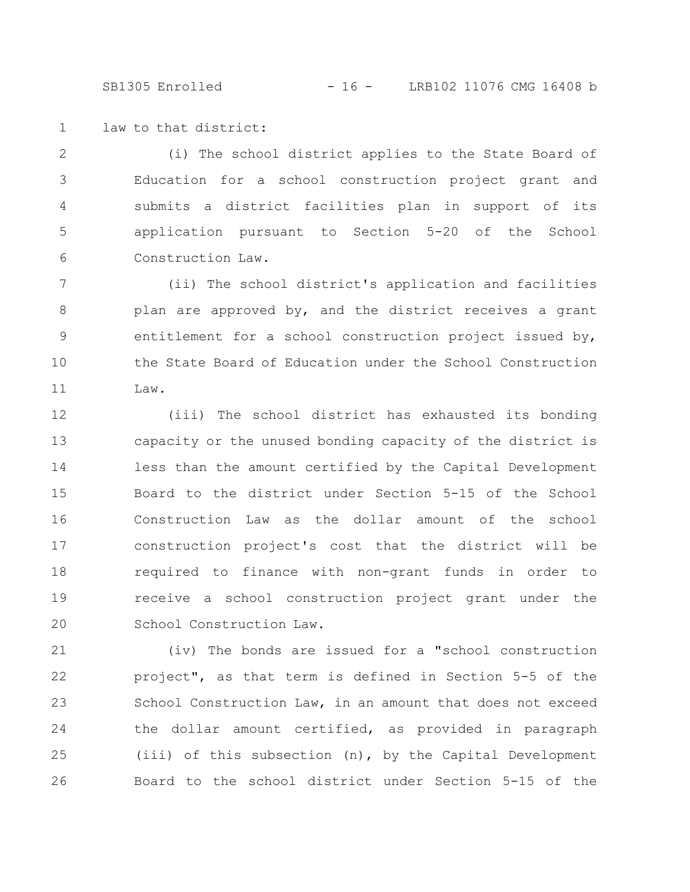law to that district:

(i) The school district applies to the State Board of Education for a school construction project grant and submits a district facilities plan in support of its application pursuant to Section 5-20 of the School Construction Law.

(ii) The school district's application and facilities plan are approved by, and the district receives a grant entitlement for a school construction project issued by, the State Board of Education under the School Construction Law.

(iii) The school district has exhausted its bonding capacity or the unused bonding capacity of the district is less than the amount certified by the Capital Development Board to the district under Section 5-15 of the School Construction Law as the dollar amount of the school construction project's cost that the district will be required to finance with non-grant funds in order to receive a school construction project grant under the School Construction Law.

(iv) The bonds are issued for a "school construction project", as that term is defined in Section 5-5 of the School Construction Law, in an amount that does not exceed the dollar amount certified, as provided in paragraph (iii) of this subsection (n), by the Capital Development Board to the school district under Section 5-15 of the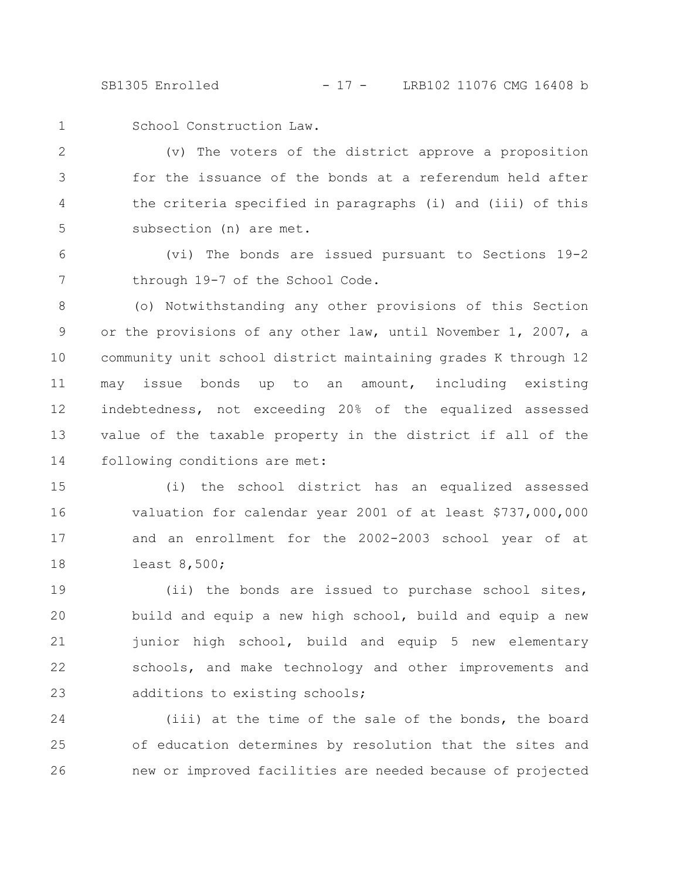School Construction Law.

(v) The voters of the district approve a proposition for the issuance of the bonds at a referendum held after the criteria specified in paragraphs (i) and (iii) of this subsection (n) are met.

(vi) The bonds are issued pursuant to Sections 19-2 through 19-7 of the School Code.

(o) Notwithstanding any other provisions of this Section or the provisions of any other law, until November 1, 2007, a community unit school district maintaining grades K through 12 may issue bonds up to an amount, including existing indebtedness, not exceeding 20% of the equalized assessed value of the taxable property in the district if all of the following conditions are met:

(i) the school district has an equalized assessed valuation for calendar year 2001 of at least $737,000,000 and an enrollment for the 2002-2003 school year of at least 8,500;

(ii) the bonds are issued to purchase school sites, build and equip a new high school, build and equip a new junior high school, build and equip 5 new elementary schools, and make technology and other improvements and additions to existing schools;

(iii) at the time of the sale of the bonds, the board of education determines by resolution that the sites and new or improved facilities are needed because of projected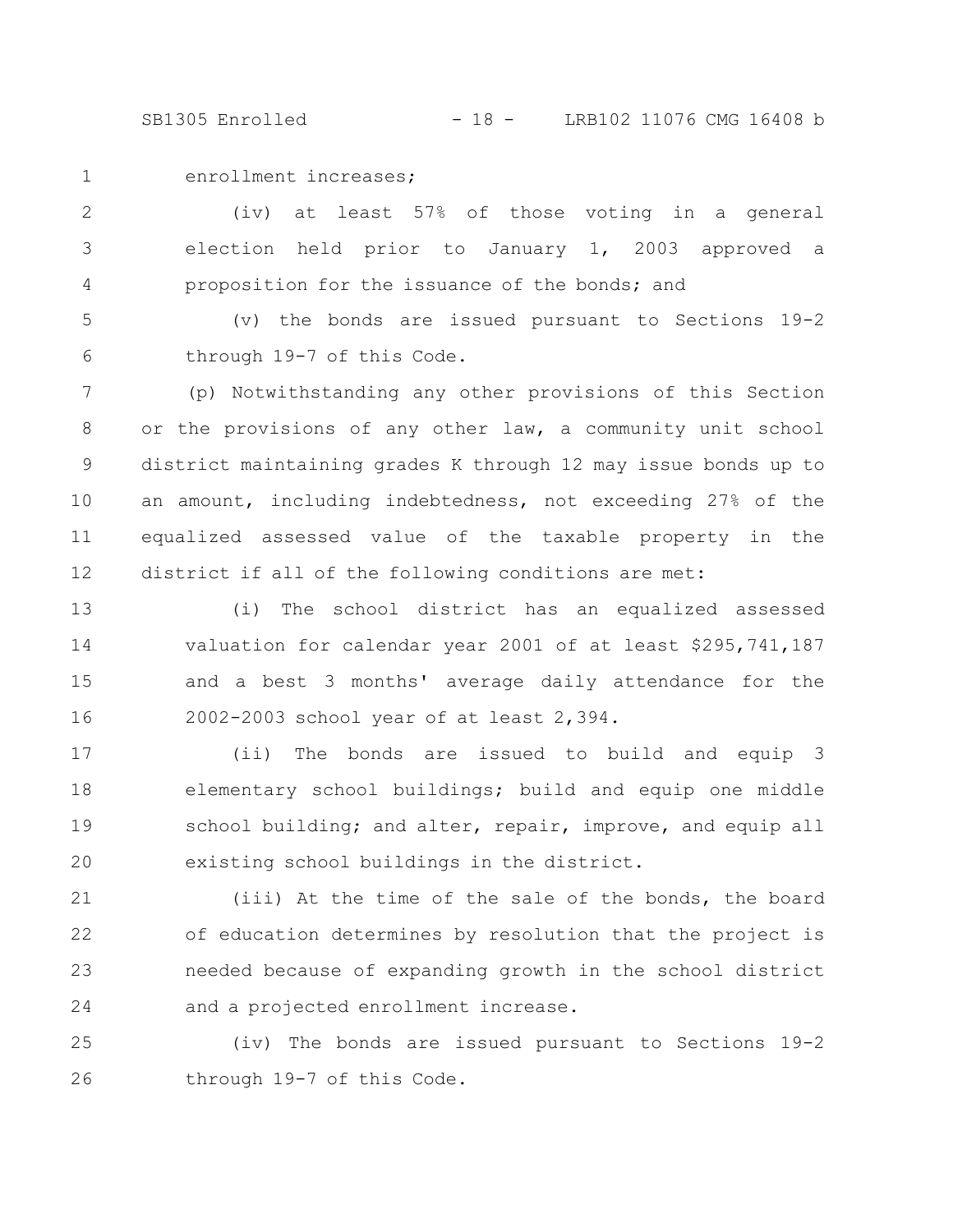enrollment increases;

(iv) at least 57% of those voting in a general election held prior to January 1, 2003 approved a proposition for the issuance of the bonds; and

(v) the bonds are issued pursuant to Sections 19-2 through 19-7 of this Code.

(p) Notwithstanding any other provisions of this Section or the provisions of any other law, a community unit school district maintaining grades K through 12 may issue bonds up to an amount, including indebtedness, not exceeding 27% of the equalized assessed value of the taxable property in the district if all of the following conditions are met:

(i) The school district has an equalized assessed valuation for calendar year 2001 of at least $295,741,187 and a best 3 months' average daily attendance for the 2002-2003 school year of at least 2,394.

(ii) The bonds are issued to build and equip 3 elementary school buildings; build and equip one middle school building; and alter, repair, improve, and equip all existing school buildings in the district.

(iii) At the time of the sale of the bonds, the board of education determines by resolution that the project is needed because of expanding growth in the school district and a projected enrollment increase.

(iv) The bonds are issued pursuant to Sections 19-2 through 19-7 of this Code.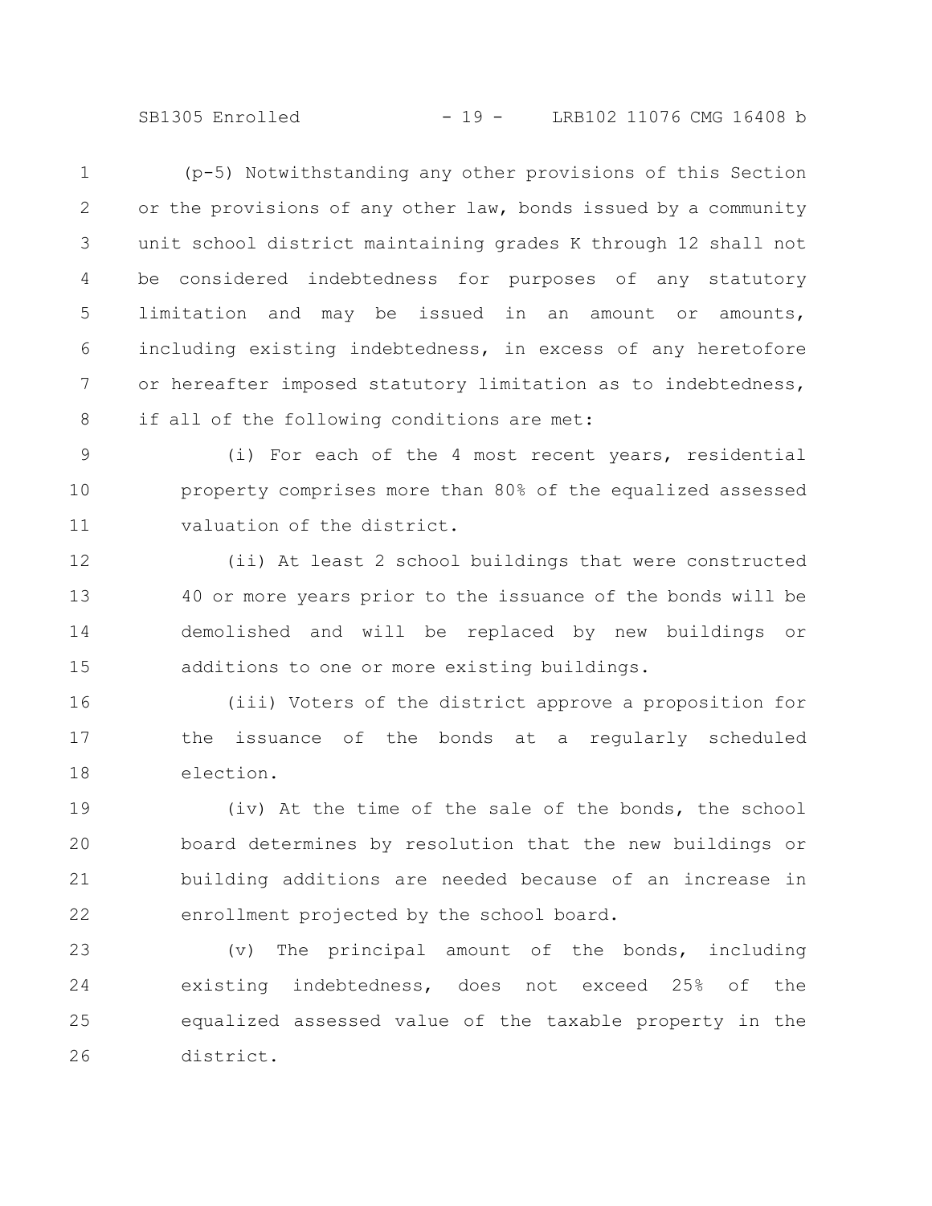(p-5) Notwithstanding any other provisions of this Section or the provisions of any other law, bonds issued by a community unit school district maintaining grades K through 12 shall not be considered indebtedness for purposes of any statutory limitation and may be issued in an amount or amounts, including existing indebtedness, in excess of any heretofore or hereafter imposed statutory limitation as to indebtedness, if all of the following conditions are met:

(i) For each of the 4 most recent years, residential property comprises more than 80% of the equalized assessed valuation of the district.

(ii) At least 2 school buildings that were constructed 40 or more years prior to the issuance of the bonds will be demolished and will be replaced by new buildings or additions to one or more existing buildings.

(iii) Voters of the district approve a proposition for the issuance of the bonds at a regularly scheduled election.

(iv) At the time of the sale of the bonds, the school board determines by resolution that the new buildings or building additions are needed because of an increase in enrollment projected by the school board.

(v) The principal amount of the bonds, including existing indebtedness, does not exceed 25% of the equalized assessed value of the taxable property in the district.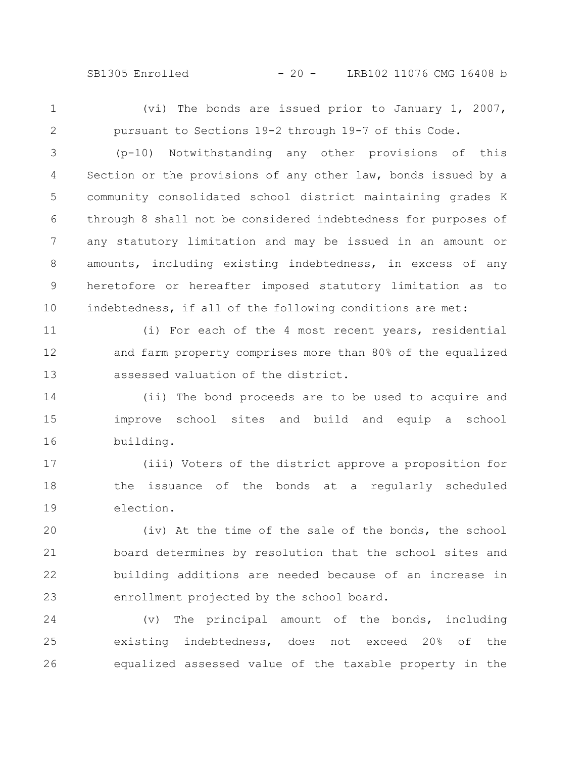(vi) The bonds are issued prior to January 1, 2007, pursuant to Sections 19-2 through 19-7 of this Code.

(p-10) Notwithstanding any other provisions of this Section or the provisions of any other law, bonds issued by a community consolidated school district maintaining grades K through 8 shall not be considered indebtedness for purposes of any statutory limitation and may be issued in an amount or amounts, including existing indebtedness, in excess of any heretofore or hereafter imposed statutory limitation as to indebtedness, if all of the following conditions are met:

(i) For each of the 4 most recent years, residential and farm property comprises more than 80% of the equalized assessed valuation of the district.

(ii) The bond proceeds are to be used to acquire and improve school sites and build and equip a school building.

(iii) Voters of the district approve a proposition for the issuance of the bonds at a regularly scheduled election.

(iv) At the time of the sale of the bonds, the school board determines by resolution that the school sites and building additions are needed because of an increase in enrollment projected by the school board.

(v) The principal amount of the bonds, including existing indebtedness, does not exceed 20% of the equalized assessed value of the taxable property in the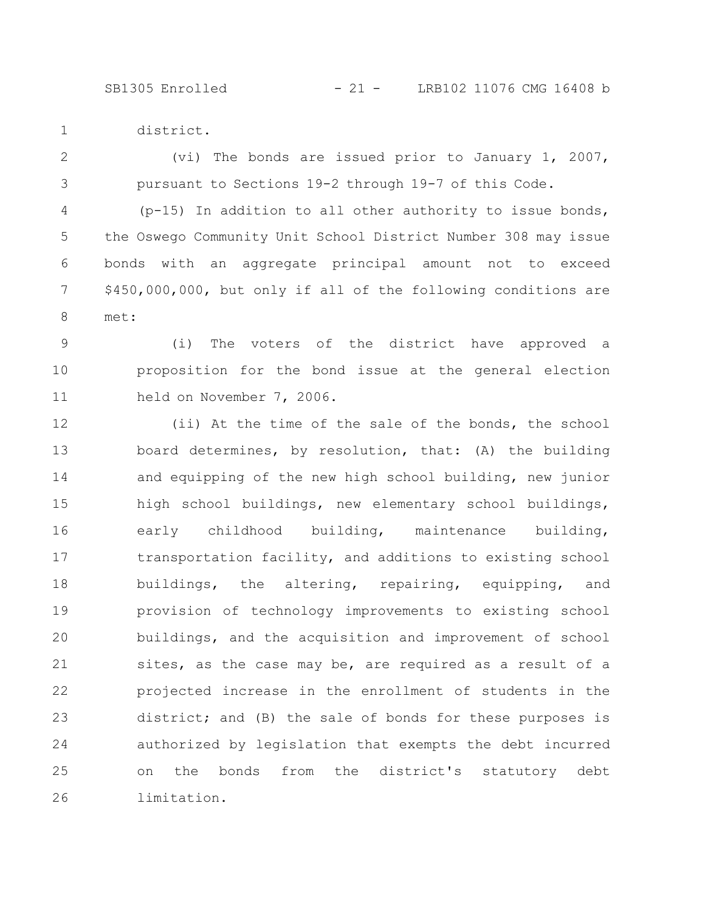district.

(vi) The bonds are issued prior to January 1, 2007, pursuant to Sections 19-2 through 19-7 of this Code.

(p-15) In addition to all other authority to issue bonds, the Oswego Community Unit School District Number 308 may issue bonds with an aggregate principal amount not to exceed $450,000,000, but only if all of the following conditions are met:

(i) The voters of the district have approved a proposition for the bond issue at the general election held on November 7, 2006.

(ii) At the time of the sale of the bonds, the school board determines, by resolution, that: (A) the building and equipping of the new high school building, new junior high school buildings, new elementary school buildings, early childhood building, maintenance building, transportation facility, and additions to existing school buildings, the altering, repairing, equipping, and provision of technology improvements to existing school buildings, and the acquisition and improvement of school sites, as the case may be, are required as a result of a projected increase in the enrollment of students in the district; and (B) the sale of bonds for these purposes is authorized by legislation that exempts the debt incurred on the bonds from the district's statutory debt limitation.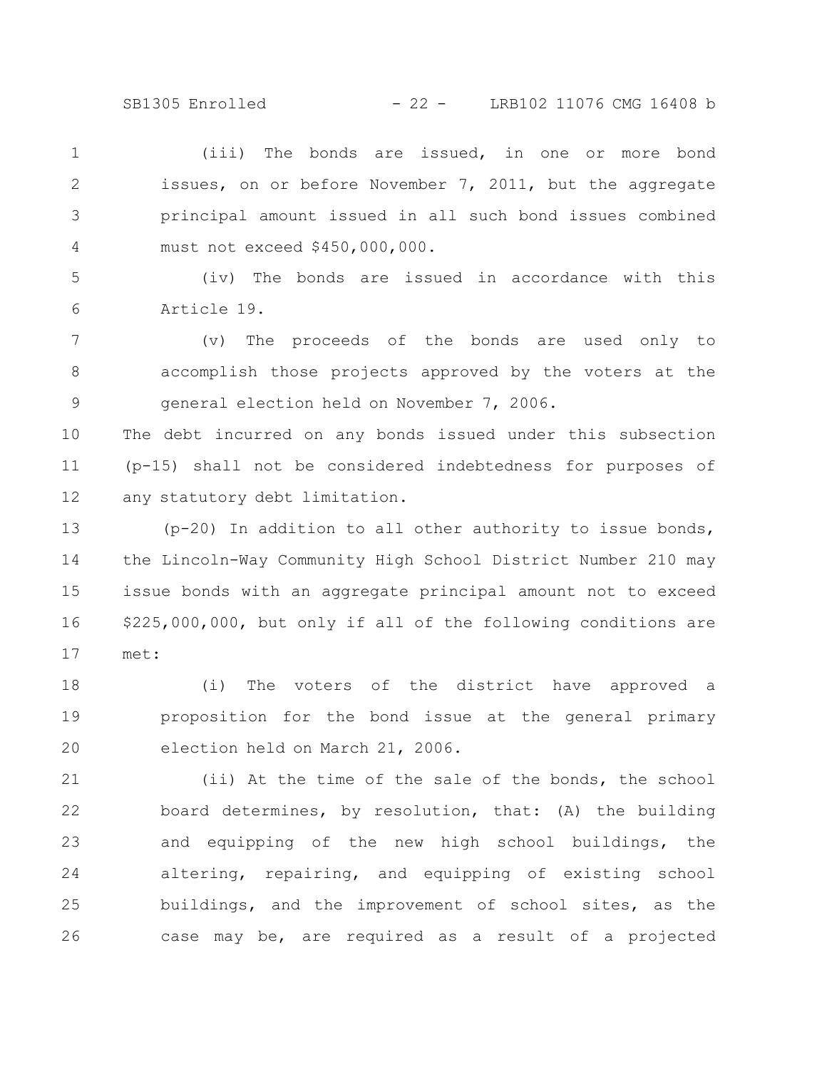(iii) The bonds are issued, in one or more bond issues, on or before November 7, 2011, but the aggregate principal amount issued in all such bond issues combined must not exceed $450,000,000.

(iv) The bonds are issued in accordance with this Article 19.

(v) The proceeds of the bonds are used only to accomplish those projects approved by the voters at the general election held on November 7, 2006.

The debt incurred on any bonds issued under this subsection (p-15) shall not be considered indebtedness for purposes of any statutory debt limitation.

(p-20) In addition to all other authority to issue bonds, the Lincoln-Way Community High School District Number 210 may issue bonds with an aggregate principal amount not to exceed $225,000,000, but only if all of the following conditions are met:

(i) The voters of the district have approved a proposition for the bond issue at the general primary election held on March 21, 2006.

(ii) At the time of the sale of the bonds, the school board determines, by resolution, that: (A) the building and equipping of the new high school buildings, the altering, repairing, and equipping of existing school buildings, and the improvement of school sites, as the case may be, are required as a result of a projected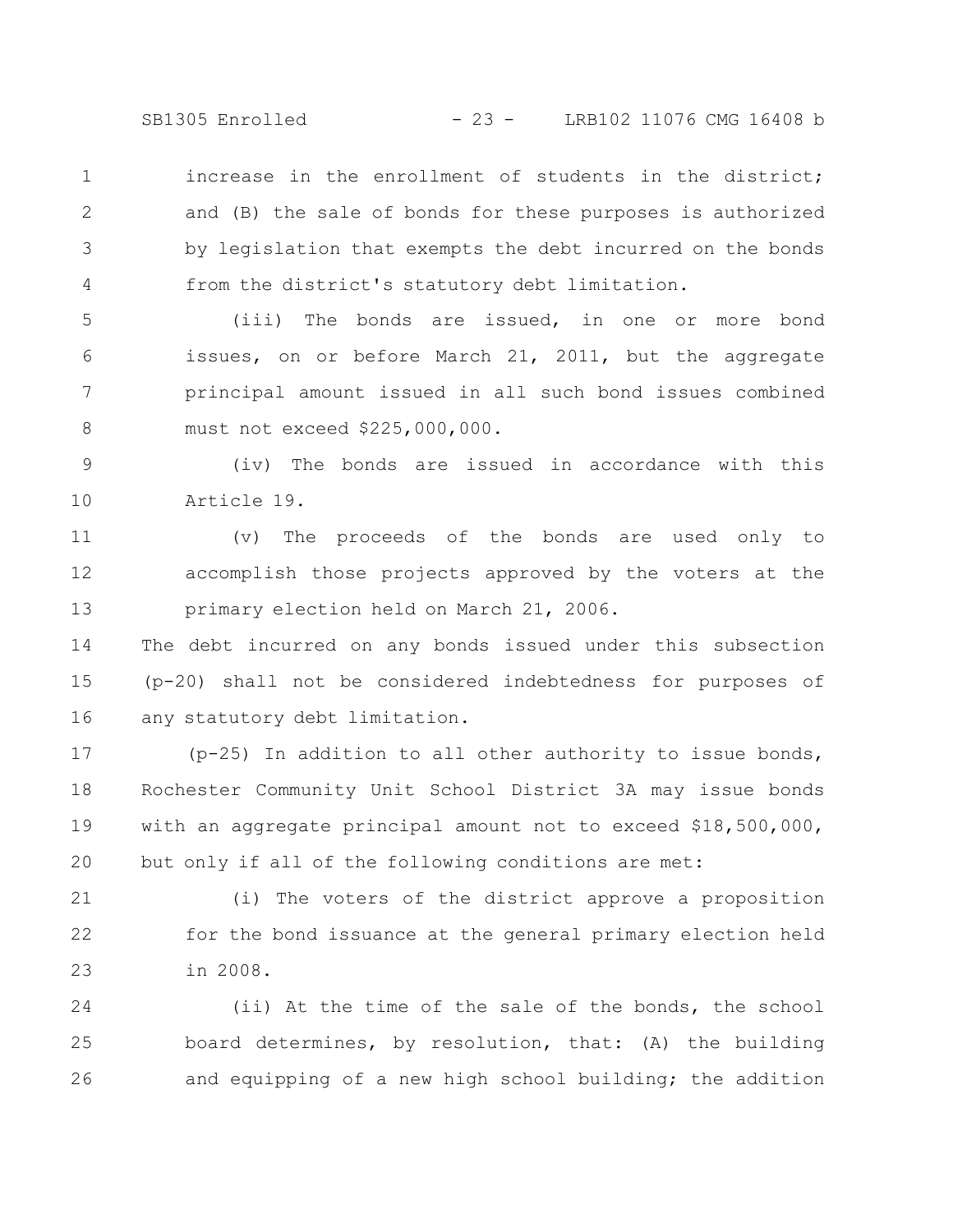increase in the enrollment of students in the district; and (B) the sale of bonds for these purposes is authorized by legislation that exempts the debt incurred on the bonds from the district's statutory debt limitation.

(iii) The bonds are issued, in one or more bond issues, on or before March 21, 2011, but the aggregate principal amount issued in all such bond issues combined must not exceed $225,000,000.

(iv) The bonds are issued in accordance with this Article 19.

(v) The proceeds of the bonds are used only to accomplish those projects approved by the voters at the primary election held on March 21, 2006.

The debt incurred on any bonds issued under this subsection (p-20) shall not be considered indebtedness for purposes of any statutory debt limitation.

(p-25) In addition to all other authority to issue bonds, Rochester Community Unit School District 3A may issue bonds with an aggregate principal amount not to exceed $18,500,000, but only if all of the following conditions are met:

(i) The voters of the district approve a proposition for the bond issuance at the general primary election held in 2008.

(ii) At the time of the sale of the bonds, the school board determines, by resolution, that: (A) the building and equipping of a new high school building; the addition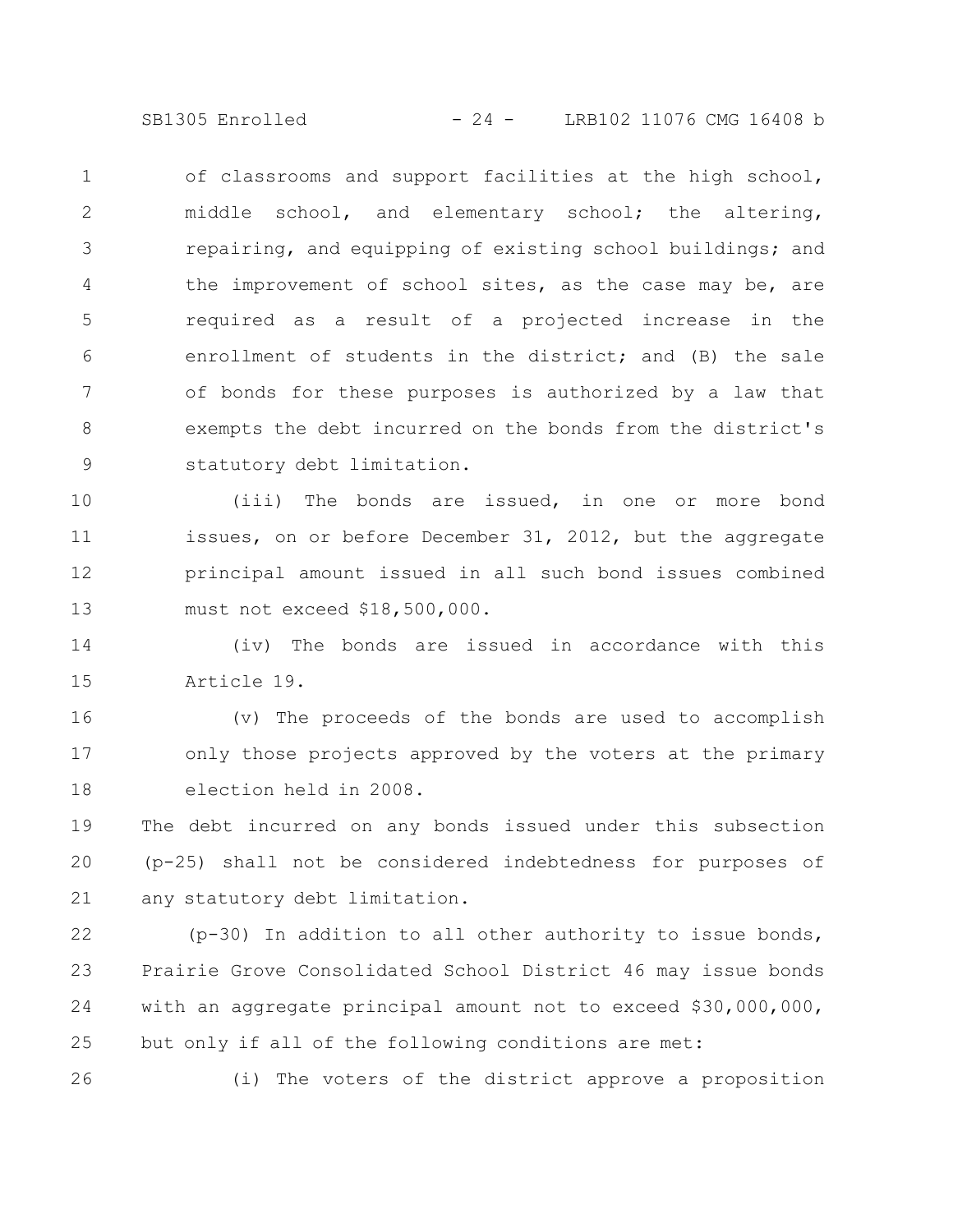of classrooms and support facilities at the high school, middle school, and elementary school; the altering, repairing, and equipping of existing school buildings; and the improvement of school sites, as the case may be, are required as a result of a projected increase in the enrollment of students in the district; and (B) the sale of bonds for these purposes is authorized by a law that exempts the debt incurred on the bonds from the district's statutory debt limitation.

(iii) The bonds are issued, in one or more bond issues, on or before December 31, 2012, but the aggregate principal amount issued in all such bond issues combined must not exceed $18,500,000.

(iv) The bonds are issued in accordance with this Article 19.

(v) The proceeds of the bonds are used to accomplish only those projects approved by the voters at the primary election held in 2008.

The debt incurred on any bonds issued under this subsection (p-25) shall not be considered indebtedness for purposes of any statutory debt limitation.

(p-30) In addition to all other authority to issue bonds, Prairie Grove Consolidated School District 46 may issue bonds with an aggregate principal amount not to exceed $30,000,000, but only if all of the following conditions are met:

(i) The voters of the district approve a proposition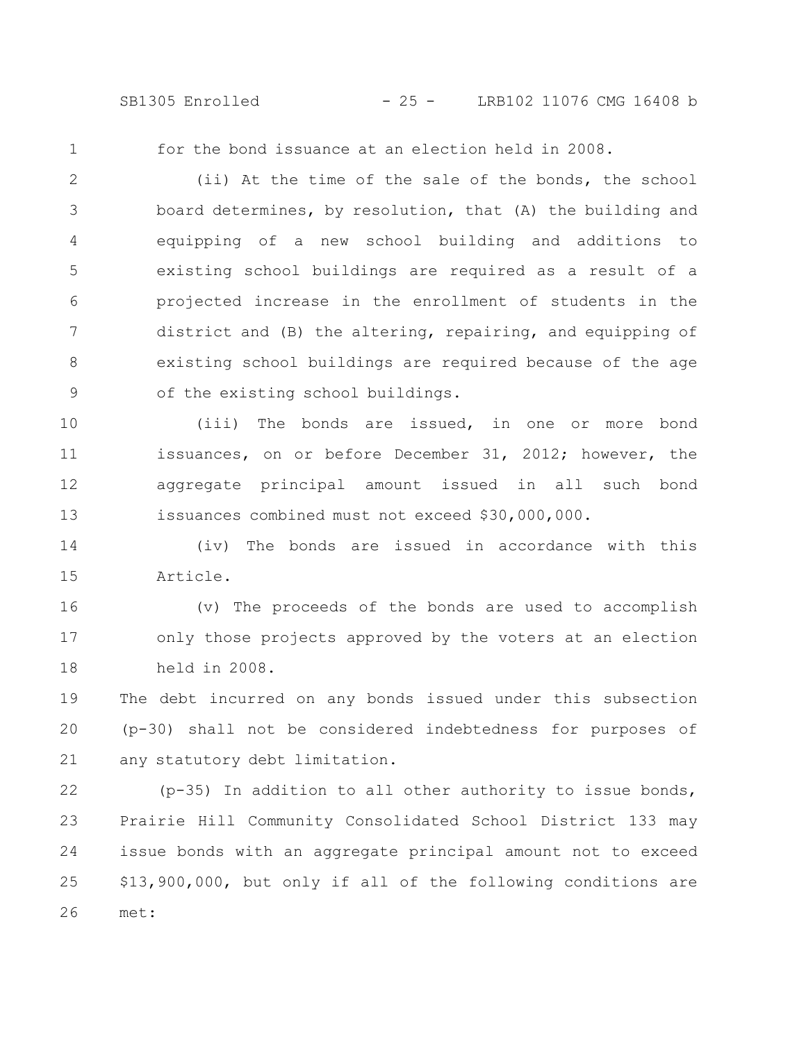for the bond issuance at an election held in 2008.

(ii) At the time of the sale of the bonds, the school board determines, by resolution, that (A) the building and equipping of a new school building and additions to existing school buildings are required as a result of a projected increase in the enrollment of students in the district and (B) the altering, repairing, and equipping of existing school buildings are required because of the age of the existing school buildings.

(iii) The bonds are issued, in one or more bond issuances, on or before December 31, 2012; however, the aggregate principal amount issued in all such bond issuances combined must not exceed $30,000,000.

(iv) The bonds are issued in accordance with this Article.

(v) The proceeds of the bonds are used to accomplish only those projects approved by the voters at an election held in 2008.

The debt incurred on any bonds issued under this subsection (p-30) shall not be considered indebtedness for purposes of any statutory debt limitation.

(p-35) In addition to all other authority to issue bonds, Prairie Hill Community Consolidated School District 133 may issue bonds with an aggregate principal amount not to exceed $13,900,000, but only if all of the following conditions are met: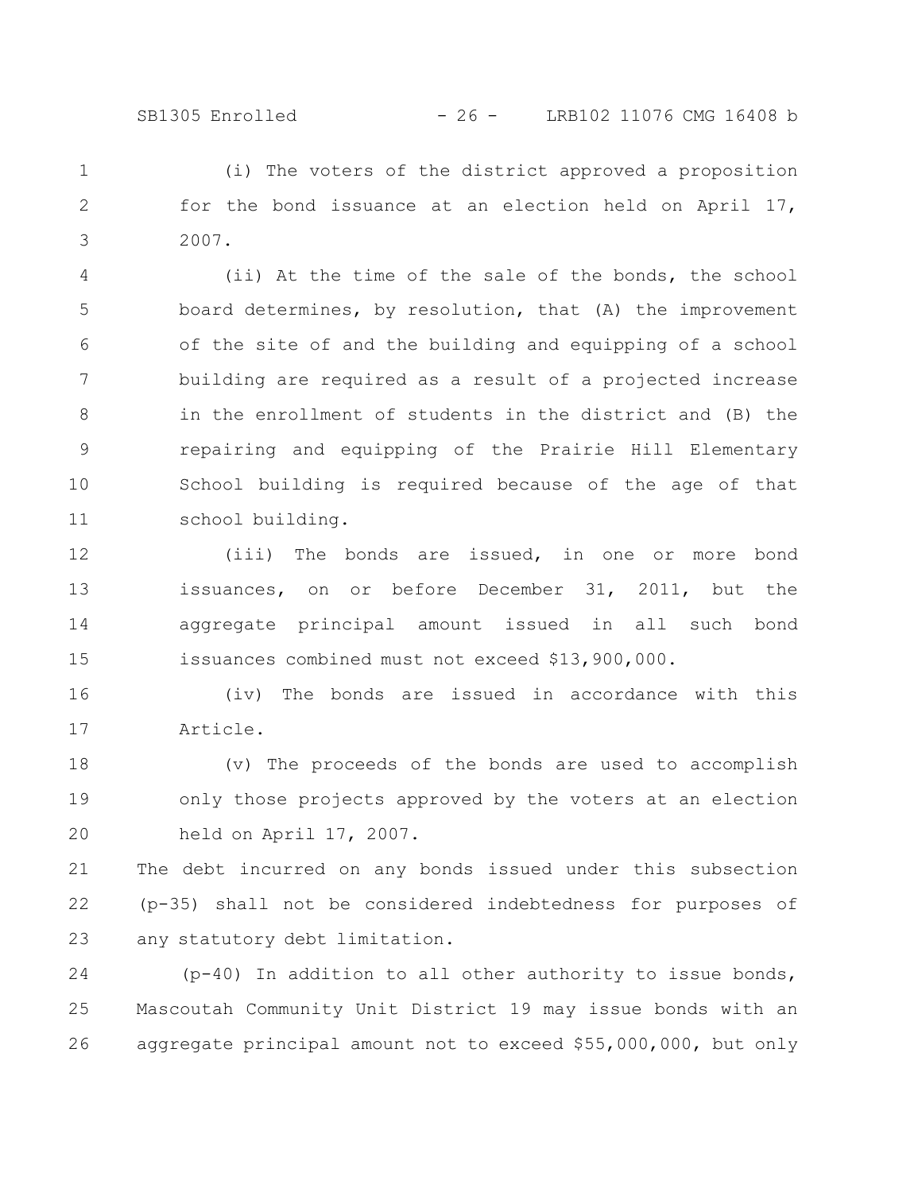(i) The voters of the district approved a proposition for the bond issuance at an election held on April 17, 2007.

(ii) At the time of the sale of the bonds, the school board determines, by resolution, that (A) the improvement of the site of and the building and equipping of a school building are required as a result of a projected increase in the enrollment of students in the district and (B) the repairing and equipping of the Prairie Hill Elementary School building is required because of the age of that school building.

(iii) The bonds are issued, in one or more bond issuances, on or before December 31, 2011, but the aggregate principal amount issued in all such bond issuances combined must not exceed $13,900,000.

(iv) The bonds are issued in accordance with this Article.

(v) The proceeds of the bonds are used to accomplish only those projects approved by the voters at an election held on April 17, 2007.

The debt incurred on any bonds issued under this subsection (p-35) shall not be considered indebtedness for purposes of any statutory debt limitation.

(p-40) In addition to all other authority to issue bonds, Mascoutah Community Unit District 19 may issue bonds with an aggregate principal amount not to exceed $55,000,000, but only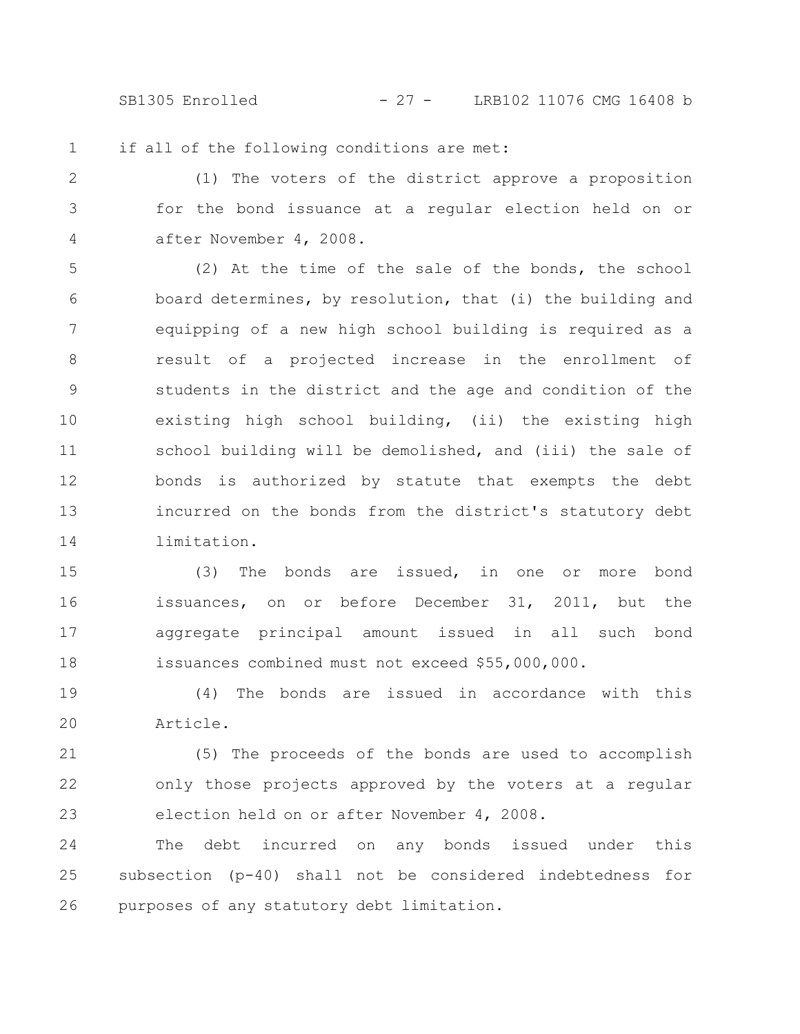if all of the following conditions are met:

(1) The voters of the district approve a proposition for the bond issuance at a regular election held on or after November 4, 2008.

(2) At the time of the sale of the bonds, the school board determines, by resolution, that (i) the building and equipping of a new high school building is required as a result of a projected increase in the enrollment of students in the district and the age and condition of the existing high school building, (ii) the existing high school building will be demolished, and (iii) the sale of bonds is authorized by statute that exempts the debt incurred on the bonds from the district's statutory debt limitation.

(3) The bonds are issued, in one or more bond issuances, on or before December 31, 2011, but the aggregate principal amount issued in all such bond issuances combined must not exceed $55,000,000.

(4) The bonds are issued in accordance with this Article.

(5) The proceeds of the bonds are used to accomplish only those projects approved by the voters at a regular election held on or after November 4, 2008.

The debt incurred on any bonds issued under this subsection (p-40) shall not be considered indebtedness for purposes of any statutory debt limitation.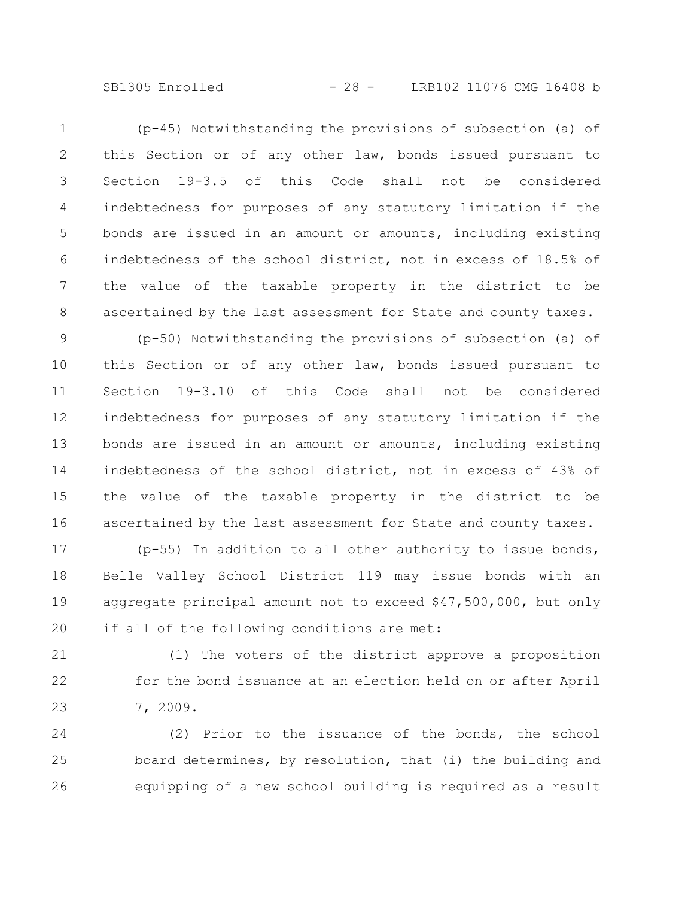(p-45) Notwithstanding the provisions of subsection (a) of this Section or of any other law, bonds issued pursuant to Section 19-3.5 of this Code shall not be considered indebtedness for purposes of any statutory limitation if the bonds are issued in an amount or amounts, including existing indebtedness of the school district, not in excess of 18.5% of the value of the taxable property in the district to be ascertained by the last assessment for State and county taxes.

(p-50) Notwithstanding the provisions of subsection (a) of this Section or of any other law, bonds issued pursuant to Section 19-3.10 of this Code shall not be considered indebtedness for purposes of any statutory limitation if the bonds are issued in an amount or amounts, including existing indebtedness of the school district, not in excess of 43% of the value of the taxable property in the district to be ascertained by the last assessment for State and county taxes.

(p-55) In addition to all other authority to issue bonds, Belle Valley School District 119 may issue bonds with an aggregate principal amount not to exceed $47,500,000, but only if all of the following conditions are met:

(1) The voters of the district approve a proposition for the bond issuance at an election held on or after April 7, 2009.

(2) Prior to the issuance of the bonds, the school board determines, by resolution, that (i) the building and equipping of a new school building is required as a result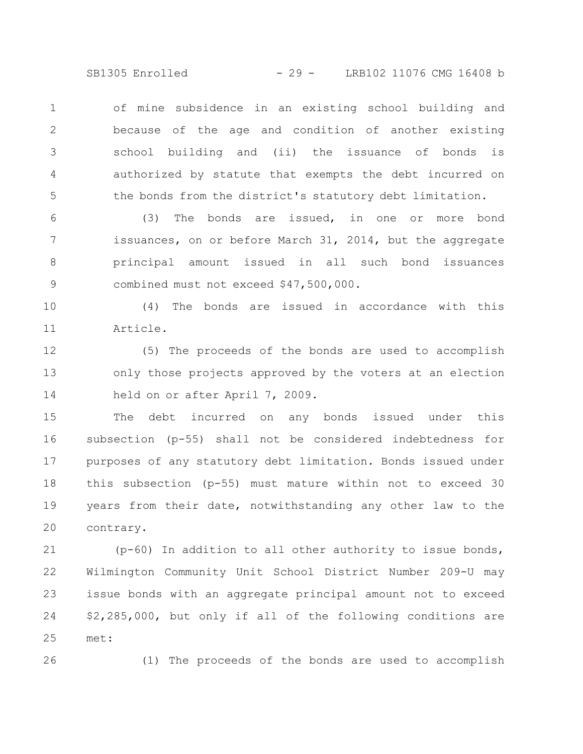of mine subsidence in an existing school building and because of the age and condition of another existing school building and (ii) the issuance of bonds is authorized by statute that exempts the debt incurred on the bonds from the district's statutory debt limitation.

(3) The bonds are issued, in one or more bond issuances, on or before March 31, 2014, but the aggregate principal amount issued in all such bond issuances combined must not exceed $47,500,000.

(4) The bonds are issued in accordance with this Article.

(5) The proceeds of the bonds are used to accomplish only those projects approved by the voters at an election held on or after April 7, 2009.

The debt incurred on any bonds issued under this subsection (p-55) shall not be considered indebtedness for purposes of any statutory debt limitation. Bonds issued under this subsection (p-55) must mature within not to exceed 30 years from their date, notwithstanding any other law to the contrary.

(p-60) In addition to all other authority to issue bonds, Wilmington Community Unit School District Number 209-U may issue bonds with an aggregate principal amount not to exceed $2,285,000, but only if all of the following conditions are met:

(1) The proceeds of the bonds are used to accomplish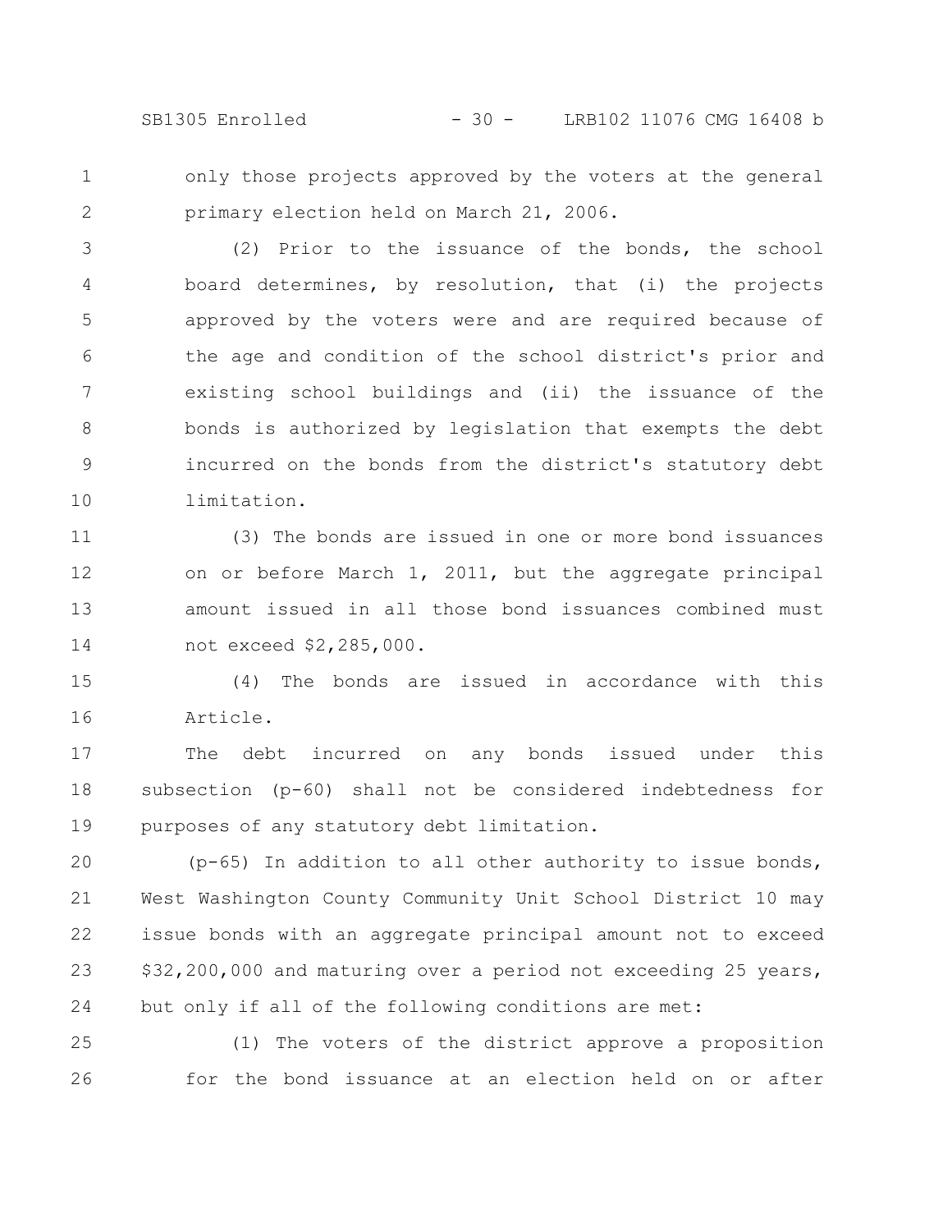only those projects approved by the voters at the general primary election held on March 21, 2006.

(2) Prior to the issuance of the bonds, the school board determines, by resolution, that (i) the projects approved by the voters were and are required because of the age and condition of the school district's prior and existing school buildings and (ii) the issuance of the bonds is authorized by legislation that exempts the debt incurred on the bonds from the district's statutory debt limitation.

(3) The bonds are issued in one or more bond issuances on or before March 1, 2011, but the aggregate principal amount issued in all those bond issuances combined must not exceed $2,285,000.

(4) The bonds are issued in accordance with this Article.

The debt incurred on any bonds issued under this subsection (p-60) shall not be considered indebtedness for purposes of any statutory debt limitation.

(p-65) In addition to all other authority to issue bonds, West Washington County Community Unit School District 10 may issue bonds with an aggregate principal amount not to exceed $32,200,000 and maturing over a period not exceeding 25 years, but only if all of the following conditions are met:

(1) The voters of the district approve a proposition for the bond issuance at an election held on or after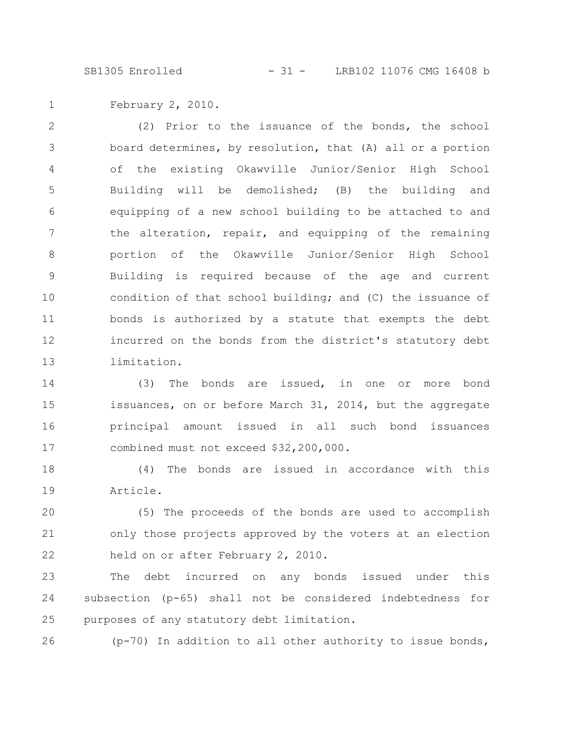February 2, 2010.

(2) Prior to the issuance of the bonds, the school board determines, by resolution, that (A) all or a portion of the existing Okawville Junior/Senior High School Building will be demolished; (B) the building and equipping of a new school building to be attached to and the alteration, repair, and equipping of the remaining portion of the Okawville Junior/Senior High School Building is required because of the age and current condition of that school building; and (C) the issuance of bonds is authorized by a statute that exempts the debt incurred on the bonds from the district's statutory debt limitation.

(3) The bonds are issued, in one or more bond issuances, on or before March 31, 2014, but the aggregate principal amount issued in all such bond issuances combined must not exceed $32,200,000.

(4) The bonds are issued in accordance with this Article.

(5) The proceeds of the bonds are used to accomplish only those projects approved by the voters at an election held on or after February 2, 2010.

The debt incurred on any bonds issued under this subsection (p-65) shall not be considered indebtedness for purposes of any statutory debt limitation.

(p-70) In addition to all other authority to issue bonds,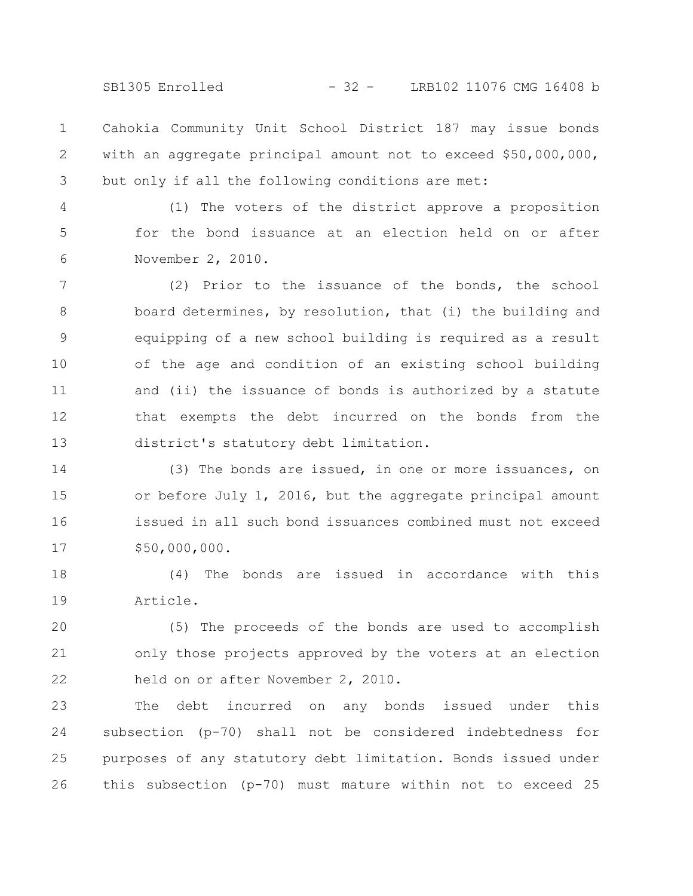Cahokia Community Unit School District 187 may issue bonds with an aggregate principal amount not to exceed $50,000,000, but only if all the following conditions are met:

(1) The voters of the district approve a proposition for the bond issuance at an election held on or after November 2, 2010.

(2) Prior to the issuance of the bonds, the school board determines, by resolution, that (i) the building and equipping of a new school building is required as a result of the age and condition of an existing school building and (ii) the issuance of bonds is authorized by a statute that exempts the debt incurred on the bonds from the district's statutory debt limitation.

(3) The bonds are issued, in one or more issuances, on or before July 1, 2016, but the aggregate principal amount issued in all such bond issuances combined must not exceed $50,000,000.

(4) The bonds are issued in accordance with this Article.

(5) The proceeds of the bonds are used to accomplish only those projects approved by the voters at an election held on or after November 2, 2010.

The debt incurred on any bonds issued under this subsection (p-70) shall not be considered indebtedness for purposes of any statutory debt limitation. Bonds issued under this subsection (p-70) must mature within not to exceed 25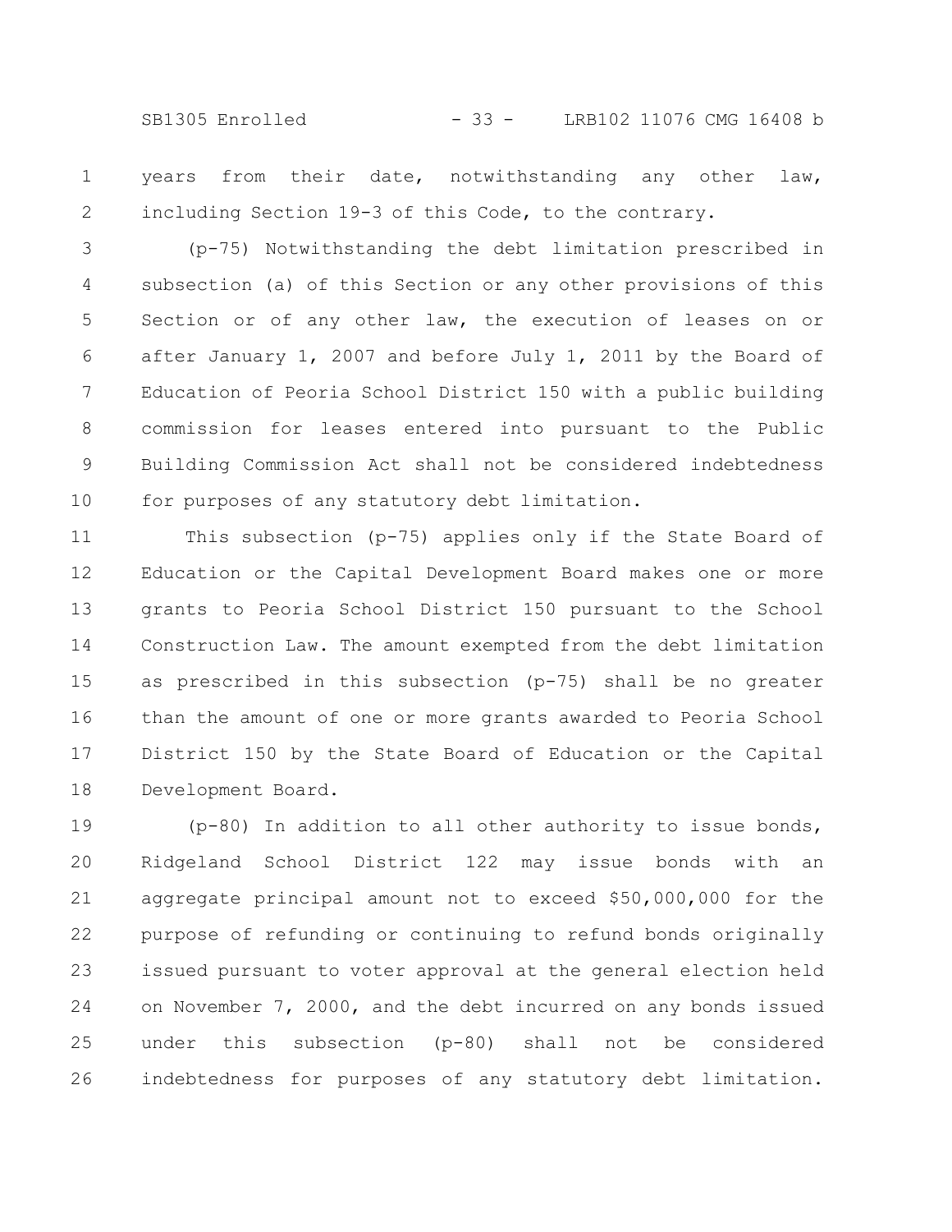years from their date, notwithstanding any other law, including Section 19-3 of this Code, to the contrary.

(p-75) Notwithstanding the debt limitation prescribed in subsection (a) of this Section or any other provisions of this Section or of any other law, the execution of leases on or after January 1, 2007 and before July 1, 2011 by the Board of Education of Peoria School District 150 with a public building commission for leases entered into pursuant to the Public Building Commission Act shall not be considered indebtedness for purposes of any statutory debt limitation.

This subsection (p-75) applies only if the State Board of Education or the Capital Development Board makes one or more grants to Peoria School District 150 pursuant to the School Construction Law. The amount exempted from the debt limitation as prescribed in this subsection (p-75) shall be no greater than the amount of one or more grants awarded to Peoria School District 150 by the State Board of Education or the Capital Development Board.

(p-80) In addition to all other authority to issue bonds, Ridgeland School District 122 may issue bonds with an aggregate principal amount not to exceed $50,000,000 for the purpose of refunding or continuing to refund bonds originally issued pursuant to voter approval at the general election held on November 7, 2000, and the debt incurred on any bonds issued under this subsection (p-80) shall not be considered indebtedness for purposes of any statutory debt limitation.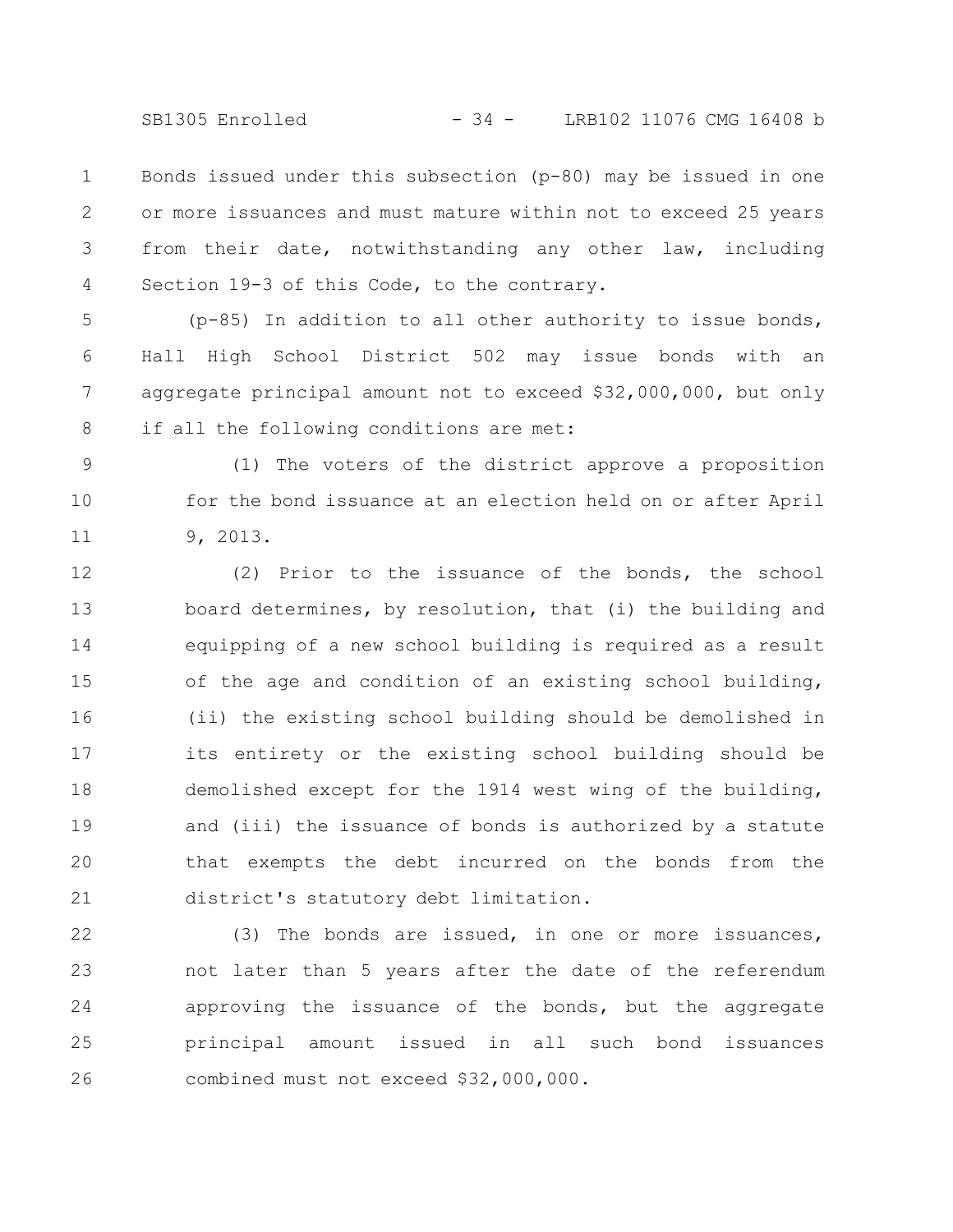Bonds issued under this subsection (p-80) may be issued in one or more issuances and must mature within not to exceed 25 years from their date, notwithstanding any other law, including Section 19-3 of this Code, to the contrary.

(p-85) In addition to all other authority to issue bonds, Hall High School District 502 may issue bonds with an aggregate principal amount not to exceed $32,000,000, but only if all the following conditions are met:

(1) The voters of the district approve a proposition for the bond issuance at an election held on or after April 9, 2013.

(2) Prior to the issuance of the bonds, the school board determines, by resolution, that (i) the building and equipping of a new school building is required as a result of the age and condition of an existing school building, (ii) the existing school building should be demolished in its entirety or the existing school building should be demolished except for the 1914 west wing of the building, and (iii) the issuance of bonds is authorized by a statute that exempts the debt incurred on the bonds from the district's statutory debt limitation.

(3) The bonds are issued, in one or more issuances, not later than 5 years after the date of the referendum approving the issuance of the bonds, but the aggregate principal amount issued in all such bond issuances combined must not exceed $32,000,000.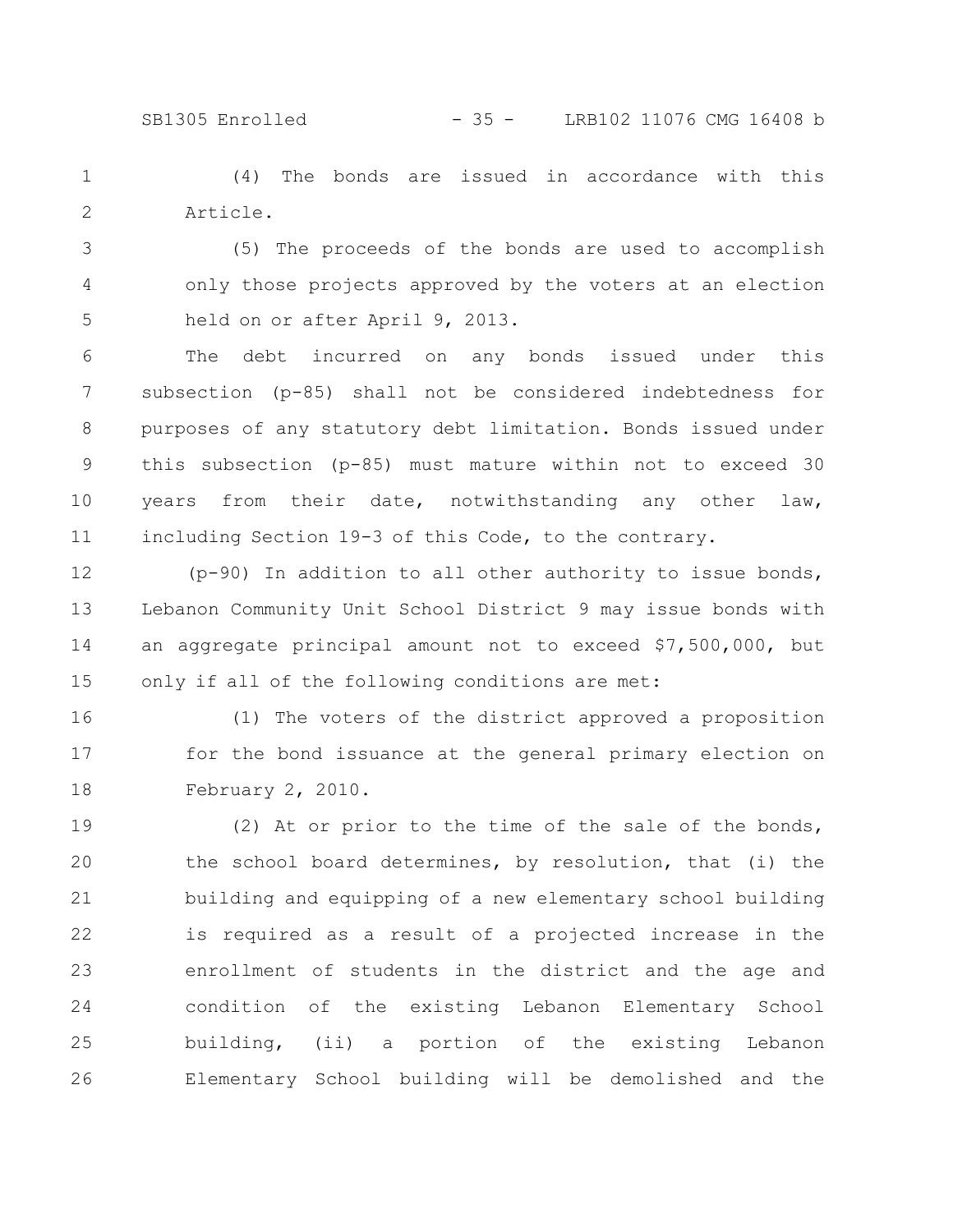(4) The bonds are issued in accordance with this Article.

(5) The proceeds of the bonds are used to accomplish only those projects approved by the voters at an election held on or after April 9, 2013.

The debt incurred on any bonds issued under this subsection (p-85) shall not be considered indebtedness for purposes of any statutory debt limitation. Bonds issued under this subsection (p-85) must mature within not to exceed 30 years from their date, notwithstanding any other law, including Section 19-3 of this Code, to the contrary.

(p-90) In addition to all other authority to issue bonds, Lebanon Community Unit School District 9 may issue bonds with an aggregate principal amount not to exceed $7,500,000, but only if all of the following conditions are met:

(1) The voters of the district approved a proposition for the bond issuance at the general primary election on February 2, 2010.

(2) At or prior to the time of the sale of the bonds, the school board determines, by resolution, that (i) the building and equipping of a new elementary school building is required as a result of a projected increase in the enrollment of students in the district and the age and condition of the existing Lebanon Elementary School building, (ii) a portion of the existing Lebanon Elementary School building will be demolished and the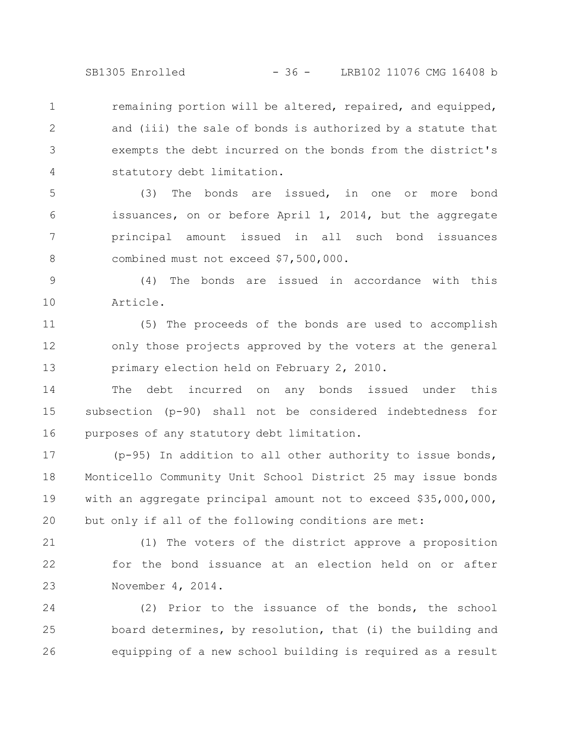remaining portion will be altered, repaired, and equipped, and (iii) the sale of bonds is authorized by a statute that exempts the debt incurred on the bonds from the district's statutory debt limitation.

(3) The bonds are issued, in one or more bond issuances, on or before April 1, 2014, but the aggregate principal amount issued in all such bond issuances combined must not exceed $7,500,000.

(4) The bonds are issued in accordance with this Article.

(5) The proceeds of the bonds are used to accomplish only those projects approved by the voters at the general primary election held on February 2, 2010.

The debt incurred on any bonds issued under this subsection (p-90) shall not be considered indebtedness for purposes of any statutory debt limitation.

(p-95) In addition to all other authority to issue bonds, Monticello Community Unit School District 25 may issue bonds with an aggregate principal amount not to exceed $35,000,000, but only if all of the following conditions are met:

(1) The voters of the district approve a proposition for the bond issuance at an election held on or after November 4, 2014.

(2) Prior to the issuance of the bonds, the school board determines, by resolution, that (i) the building and equipping of a new school building is required as a result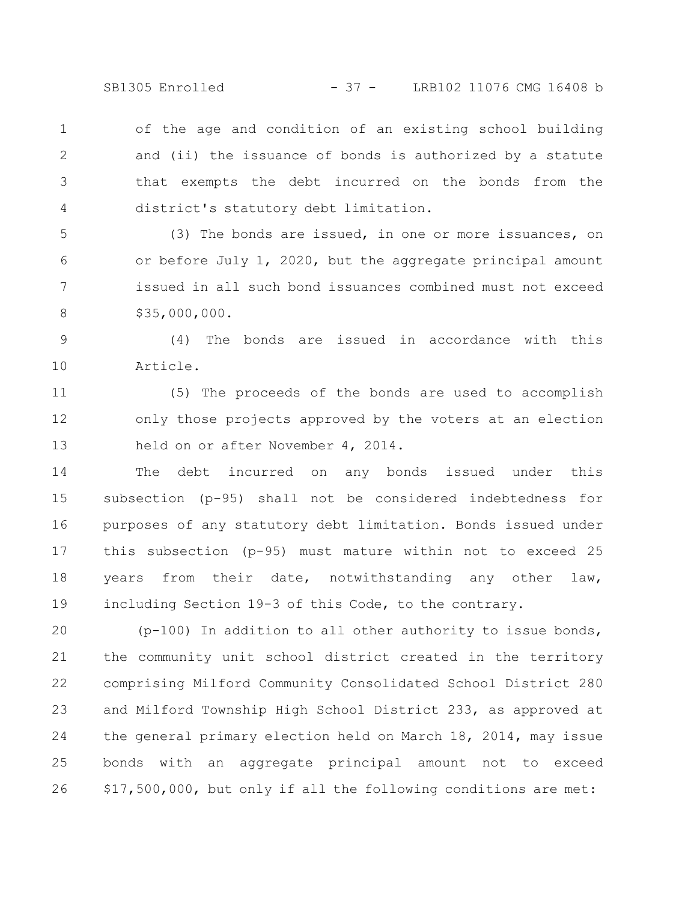of the age and condition of an existing school building and (ii) the issuance of bonds is authorized by a statute that exempts the debt incurred on the bonds from the district's statutory debt limitation.

(3) The bonds are issued, in one or more issuances, on or before July 1, 2020, but the aggregate principal amount issued in all such bond issuances combined must not exceed $35,000,000.

(4) The bonds are issued in accordance with this Article.

(5) The proceeds of the bonds are used to accomplish only those projects approved by the voters at an election held on or after November 4, 2014.

The debt incurred on any bonds issued under this subsection (p-95) shall not be considered indebtedness for purposes of any statutory debt limitation. Bonds issued under this subsection (p-95) must mature within not to exceed 25 years from their date, notwithstanding any other law, including Section 19-3 of this Code, to the contrary.

(p-100) In addition to all other authority to issue bonds, the community unit school district created in the territory comprising Milford Community Consolidated School District 280 and Milford Township High School District 233, as approved at the general primary election held on March 18, 2014, may issue bonds with an aggregate principal amount not to exceed $17,500,000, but only if all the following conditions are met: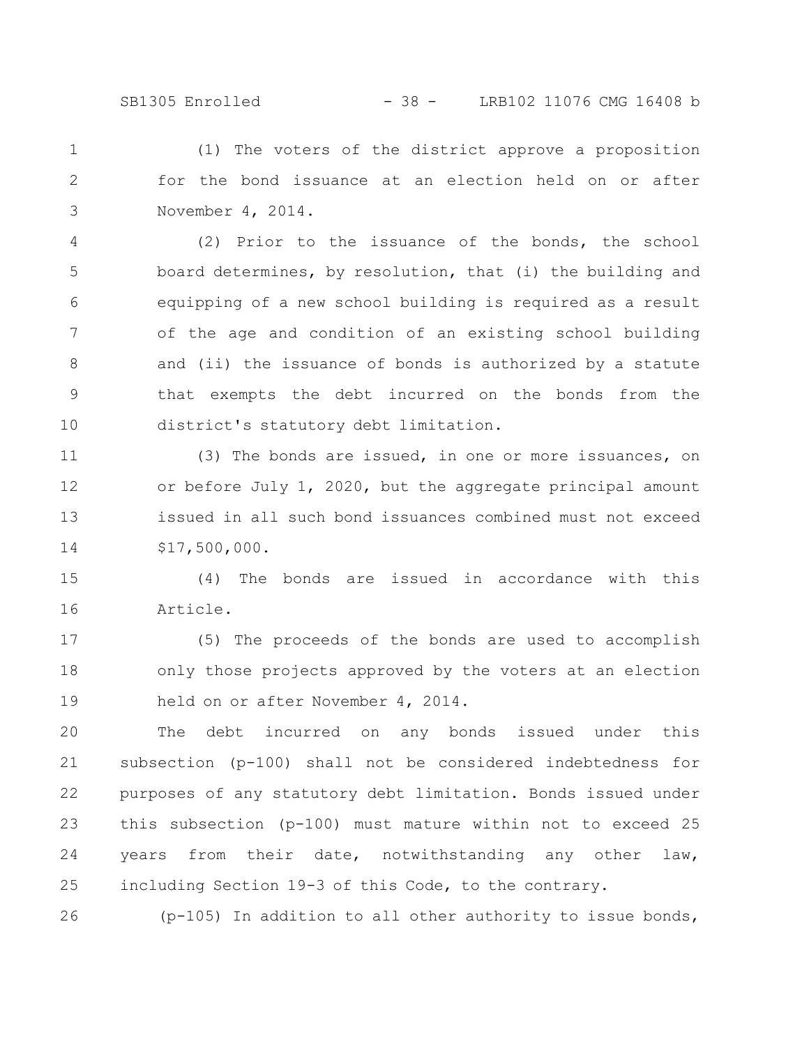(1) The voters of the district approve a proposition for the bond issuance at an election held on or after November 4, 2014.

(2) Prior to the issuance of the bonds, the school board determines, by resolution, that (i) the building and equipping of a new school building is required as a result of the age and condition of an existing school building and (ii) the issuance of bonds is authorized by a statute that exempts the debt incurred on the bonds from the district's statutory debt limitation.

(3) The bonds are issued, in one or more issuances, on or before July 1, 2020, but the aggregate principal amount issued in all such bond issuances combined must not exceed $17,500,000.

(4) The bonds are issued in accordance with this Article.

(5) The proceeds of the bonds are used to accomplish only those projects approved by the voters at an election held on or after November 4, 2014.

The debt incurred on any bonds issued under this subsection (p-100) shall not be considered indebtedness for purposes of any statutory debt limitation. Bonds issued under this subsection (p-100) must mature within not to exceed 25 years from their date, notwithstanding any other law, including Section 19-3 of this Code, to the contrary.

(p-105) In addition to all other authority to issue bonds,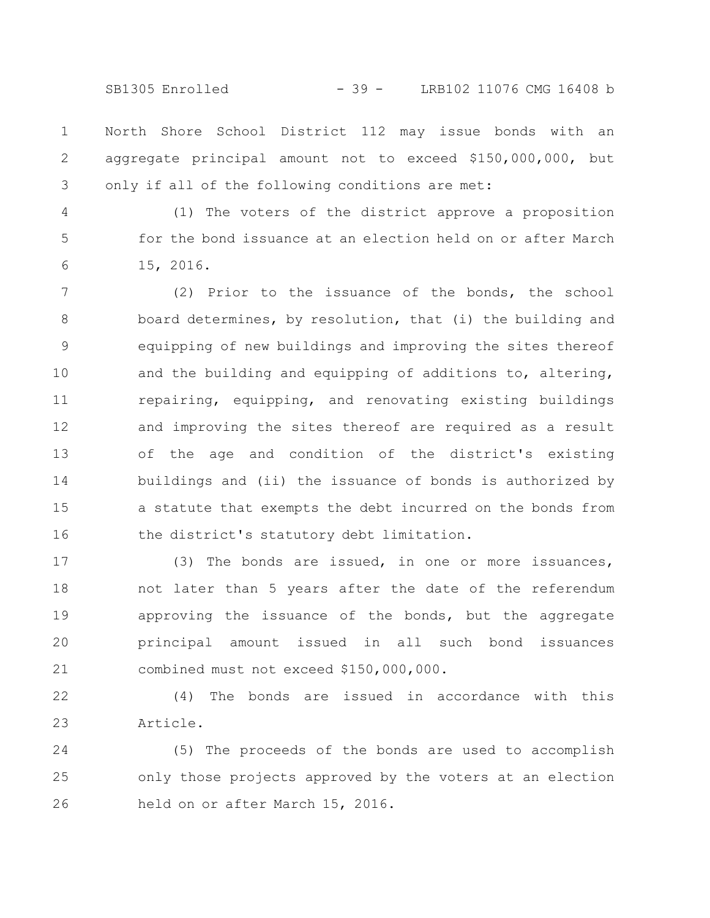North Shore School District 112 may issue bonds with an aggregate principal amount not to exceed $150,000,000, but only if all of the following conditions are met:

(1) The voters of the district approve a proposition for the bond issuance at an election held on or after March 15, 2016.

(2) Prior to the issuance of the bonds, the school board determines, by resolution, that (i) the building and equipping of new buildings and improving the sites thereof and the building and equipping of additions to, altering, repairing, equipping, and renovating existing buildings and improving the sites thereof are required as a result of the age and condition of the district's existing buildings and (ii) the issuance of bonds is authorized by a statute that exempts the debt incurred on the bonds from the district's statutory debt limitation.

(3) The bonds are issued, in one or more issuances, not later than 5 years after the date of the referendum approving the issuance of the bonds, but the aggregate principal amount issued in all such bond issuances combined must not exceed $150,000,000.

(4) The bonds are issued in accordance with this Article.

(5) The proceeds of the bonds are used to accomplish only those projects approved by the voters at an election held on or after March 15, 2016.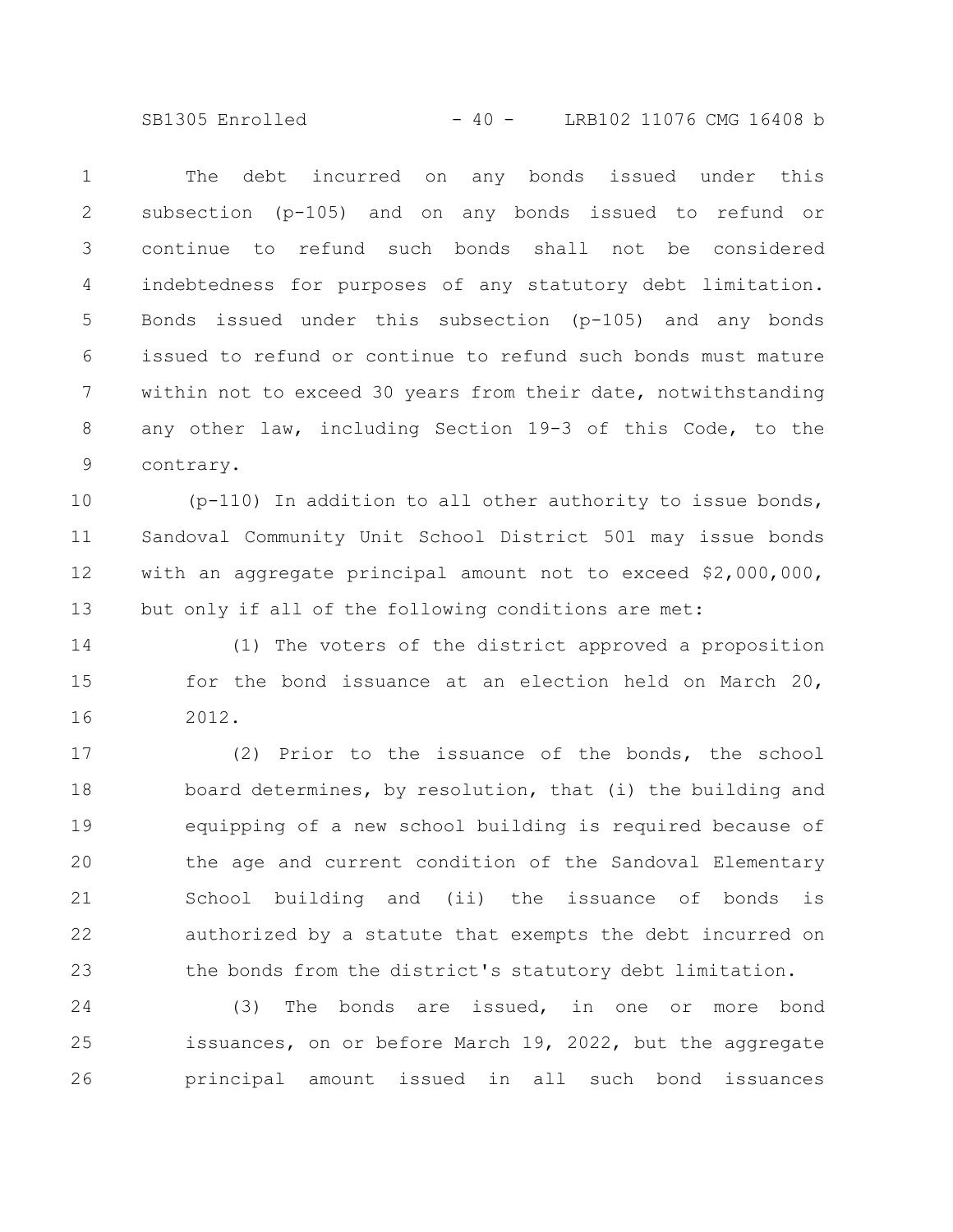The debt incurred on any bonds issued under this subsection (p-105) and on any bonds issued to refund or continue to refund such bonds shall not be considered indebtedness for purposes of any statutory debt limitation. Bonds issued under this subsection (p-105) and any bonds issued to refund or continue to refund such bonds must mature within not to exceed 30 years from their date, notwithstanding any other law, including Section 19-3 of this Code, to the contrary.

(p-110) In addition to all other authority to issue bonds, Sandoval Community Unit School District 501 may issue bonds with an aggregate principal amount not to exceed $2,000,000, but only if all of the following conditions are met:

(1) The voters of the district approved a proposition for the bond issuance at an election held on March 20, 2012.

(2) Prior to the issuance of the bonds, the school board determines, by resolution, that (i) the building and equipping of a new school building is required because of the age and current condition of the Sandoval Elementary School building and (ii) the issuance of bonds is authorized by a statute that exempts the debt incurred on the bonds from the district's statutory debt limitation.

(3) The bonds are issued, in one or more bond issuances, on or before March 19, 2022, but the aggregate principal amount issued in all such bond issuances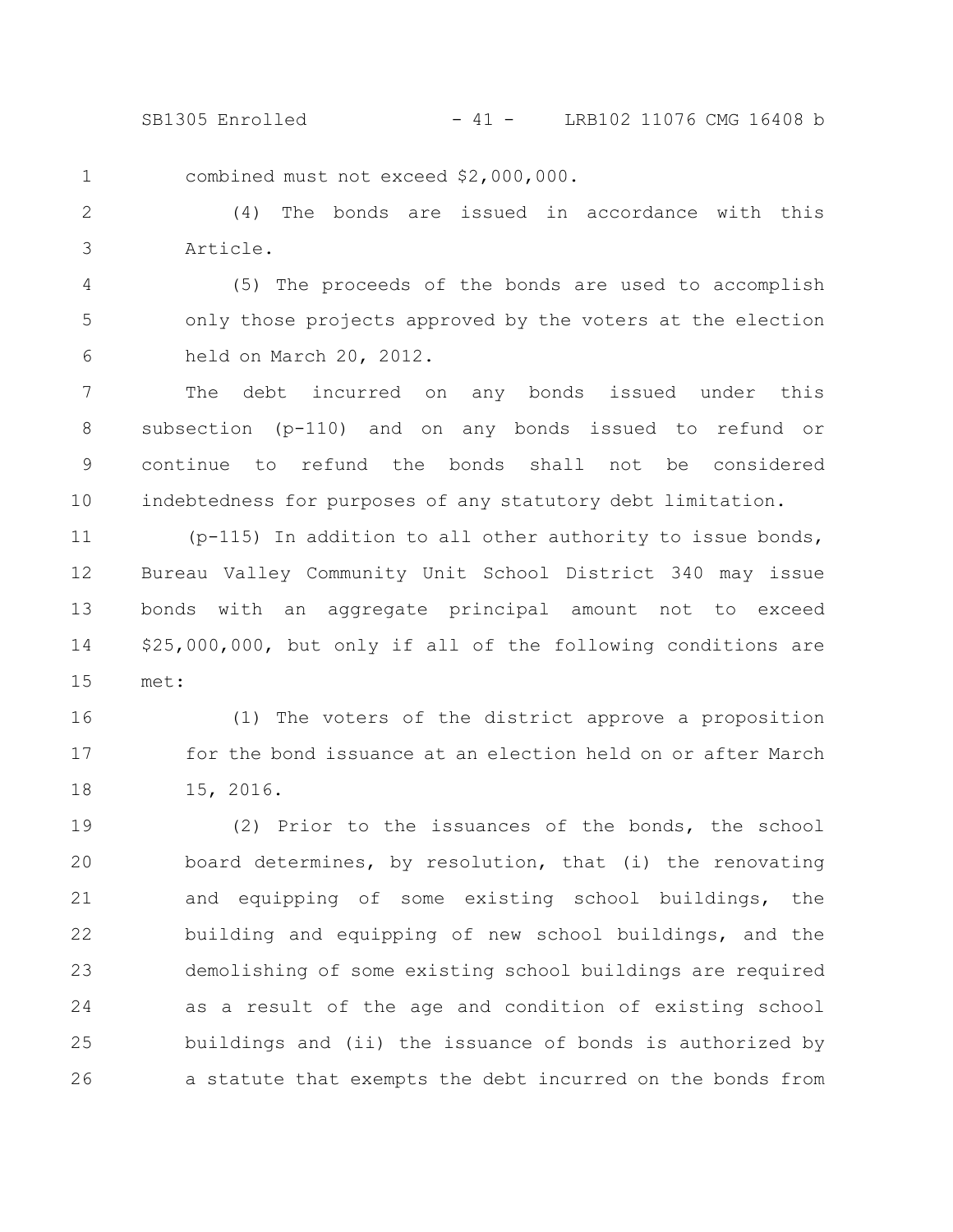combined must not exceed $2,000,000.

(4) The bonds are issued in accordance with this Article.

(5) The proceeds of the bonds are used to accomplish only those projects approved by the voters at the election held on March 20, 2012.

The debt incurred on any bonds issued under this subsection (p-110) and on any bonds issued to refund or continue to refund the bonds shall not be considered indebtedness for purposes of any statutory debt limitation.

(p-115) In addition to all other authority to issue bonds, Bureau Valley Community Unit School District 340 may issue bonds with an aggregate principal amount not to exceed $25,000,000, but only if all of the following conditions are met:

(1) The voters of the district approve a proposition for the bond issuance at an election held on or after March 15, 2016.

(2) Prior to the issuances of the bonds, the school board determines, by resolution, that (i) the renovating and equipping of some existing school buildings, the building and equipping of new school buildings, and the demolishing of some existing school buildings are required as a result of the age and condition of existing school buildings and (ii) the issuance of bonds is authorized by a statute that exempts the debt incurred on the bonds from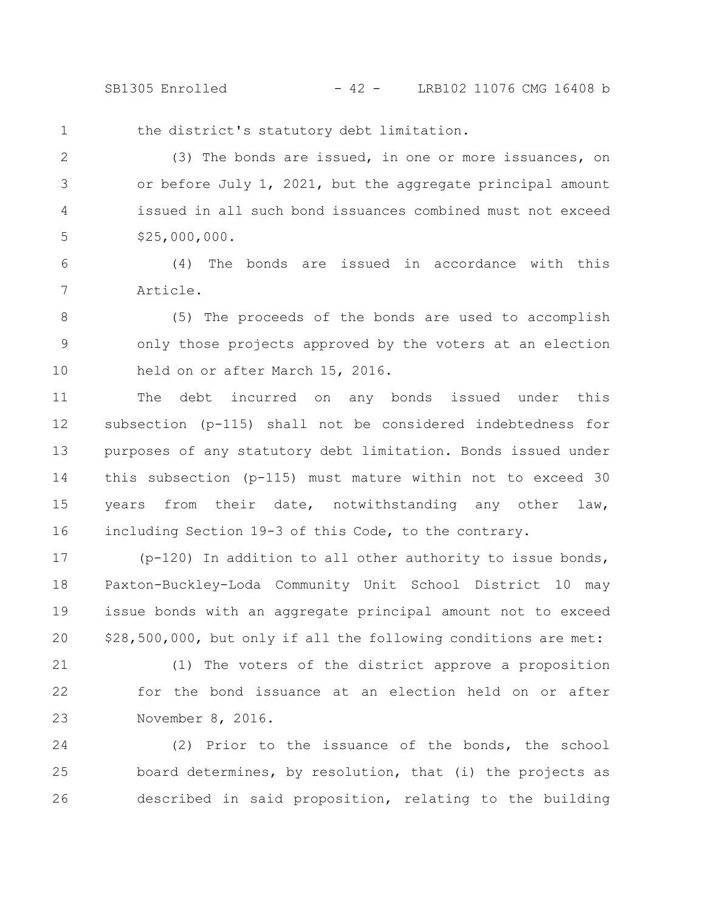the district's statutory debt limitation.

(3) The bonds are issued, in one or more issuances, on or before July 1, 2021, but the aggregate principal amount issued in all such bond issuances combined must not exceed $25,000,000.

(4) The bonds are issued in accordance with this Article.

(5) The proceeds of the bonds are used to accomplish only those projects approved by the voters at an election held on or after March 15, 2016.

The debt incurred on any bonds issued under this subsection (p-115) shall not be considered indebtedness for purposes of any statutory debt limitation. Bonds issued under this subsection (p-115) must mature within not to exceed 30 years from their date, notwithstanding any other law, including Section 19-3 of this Code, to the contrary.

(p-120) In addition to all other authority to issue bonds, Paxton-Buckley-Loda Community Unit School District 10 may issue bonds with an aggregate principal amount not to exceed $28,500,000, but only if all the following conditions are met:

(1) The voters of the district approve a proposition for the bond issuance at an election held on or after November 8, 2016.

(2) Prior to the issuance of the bonds, the school board determines, by resolution, that (i) the projects as described in said proposition, relating to the building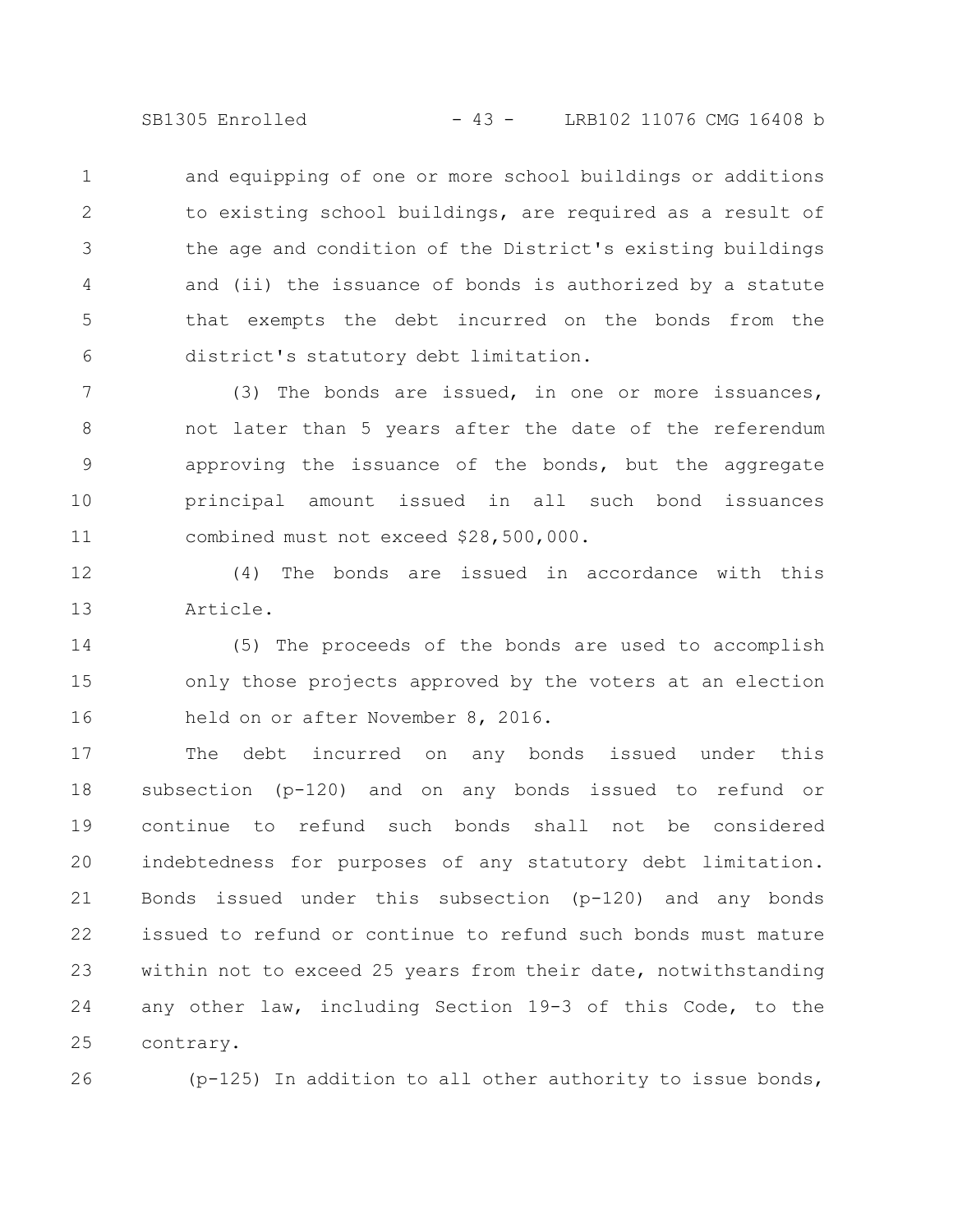and equipping of one or more school buildings or additions to existing school buildings, are required as a result of the age and condition of the District's existing buildings and (ii) the issuance of bonds is authorized by a statute that exempts the debt incurred on the bonds from the district's statutory debt limitation.

(3) The bonds are issued, in one or more issuances, not later than 5 years after the date of the referendum approving the issuance of the bonds, but the aggregate principal amount issued in all such bond issuances combined must not exceed $28,500,000.

(4) The bonds are issued in accordance with this Article.

(5) The proceeds of the bonds are used to accomplish only those projects approved by the voters at an election held on or after November 8, 2016.

The debt incurred on any bonds issued under this subsection (p-120) and on any bonds issued to refund or continue to refund such bonds shall not be considered indebtedness for purposes of any statutory debt limitation. Bonds issued under this subsection (p-120) and any bonds issued to refund or continue to refund such bonds must mature within not to exceed 25 years from their date, notwithstanding any other law, including Section 19-3 of this Code, to the contrary.

(p-125) In addition to all other authority to issue bonds,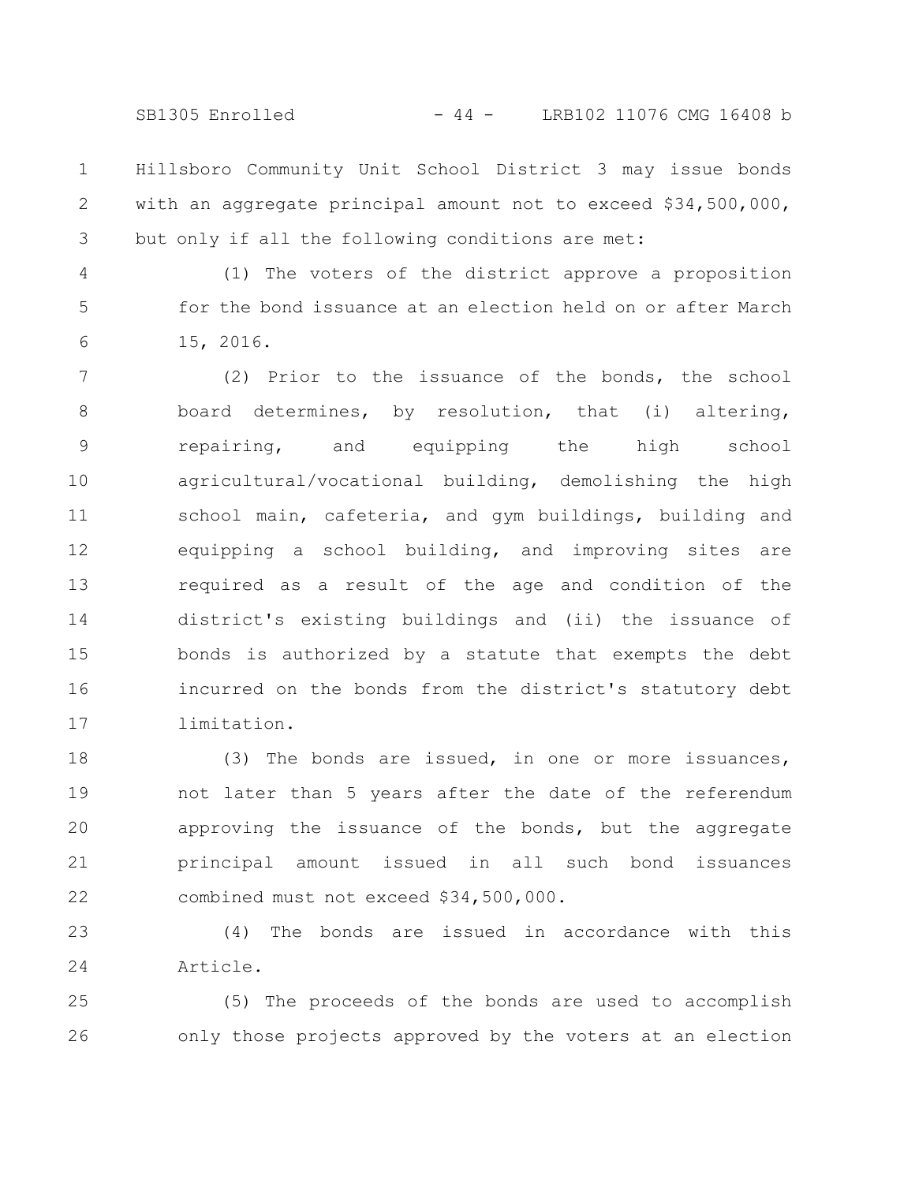Hillsboro Community Unit School District 3 may issue bonds with an aggregate principal amount not to exceed $34,500,000, but only if all the following conditions are met:

(1) The voters of the district approve a proposition for the bond issuance at an election held on or after March 15, 2016.

(2) Prior to the issuance of the bonds, the school board determines, by resolution, that (i) altering, repairing, and equipping the high school agricultural/vocational building, demolishing the high school main, cafeteria, and gym buildings, building and equipping a school building, and improving sites are required as a result of the age and condition of the district's existing buildings and (ii) the issuance of bonds is authorized by a statute that exempts the debt incurred on the bonds from the district's statutory debt limitation.

(3) The bonds are issued, in one or more issuances, not later than 5 years after the date of the referendum approving the issuance of the bonds, but the aggregate principal amount issued in all such bond issuances combined must not exceed $34,500,000.

(4) The bonds are issued in accordance with this Article.

(5) The proceeds of the bonds are used to accomplish only those projects approved by the voters at an election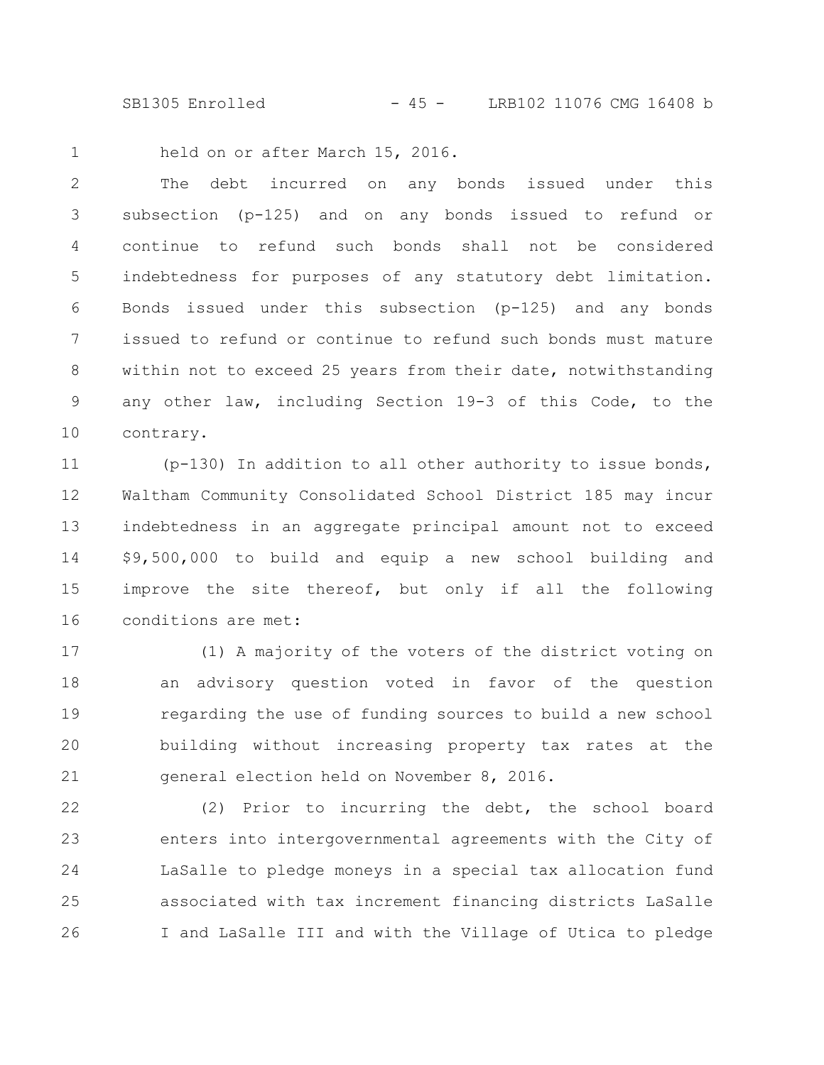held on or after March 15, 2016.

The debt incurred on any bonds issued under this subsection (p-125) and on any bonds issued to refund or continue to refund such bonds shall not be considered indebtedness for purposes of any statutory debt limitation. Bonds issued under this subsection (p-125) and any bonds issued to refund or continue to refund such bonds must mature within not to exceed 25 years from their date, notwithstanding any other law, including Section 19-3 of this Code, to the contrary.

(p-130) In addition to all other authority to issue bonds, Waltham Community Consolidated School District 185 may incur indebtedness in an aggregate principal amount not to exceed $9,500,000 to build and equip a new school building and improve the site thereof, but only if all the following conditions are met:

(1) A majority of the voters of the district voting on an advisory question voted in favor of the question regarding the use of funding sources to build a new school building without increasing property tax rates at the general election held on November 8, 2016.

(2) Prior to incurring the debt, the school board enters into intergovernmental agreements with the City of LaSalle to pledge moneys in a special tax allocation fund associated with tax increment financing districts LaSalle I and LaSalle III and with the Village of Utica to pledge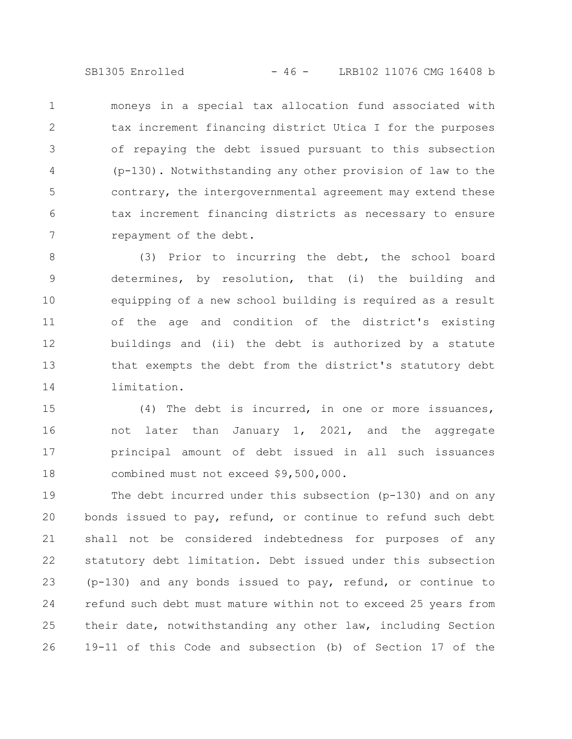moneys in a special tax allocation fund associated with tax increment financing district Utica I for the purposes of repaying the debt issued pursuant to this subsection (p-130). Notwithstanding any other provision of law to the contrary, the intergovernmental agreement may extend these tax increment financing districts as necessary to ensure repayment of the debt.

(3) Prior to incurring the debt, the school board determines, by resolution, that (i) the building and equipping of a new school building is required as a result of the age and condition of the district's existing buildings and (ii) the debt is authorized by a statute that exempts the debt from the district's statutory debt limitation.

(4) The debt is incurred, in one or more issuances, not later than January 1, 2021, and the aggregate principal amount of debt issued in all such issuances combined must not exceed $9,500,000.

The debt incurred under this subsection (p-130) and on any bonds issued to pay, refund, or continue to refund such debt shall not be considered indebtedness for purposes of any statutory debt limitation. Debt issued under this subsection (p-130) and any bonds issued to pay, refund, or continue to refund such debt must mature within not to exceed 25 years from their date, notwithstanding any other law, including Section 19-11 of this Code and subsection (b) of Section 17 of the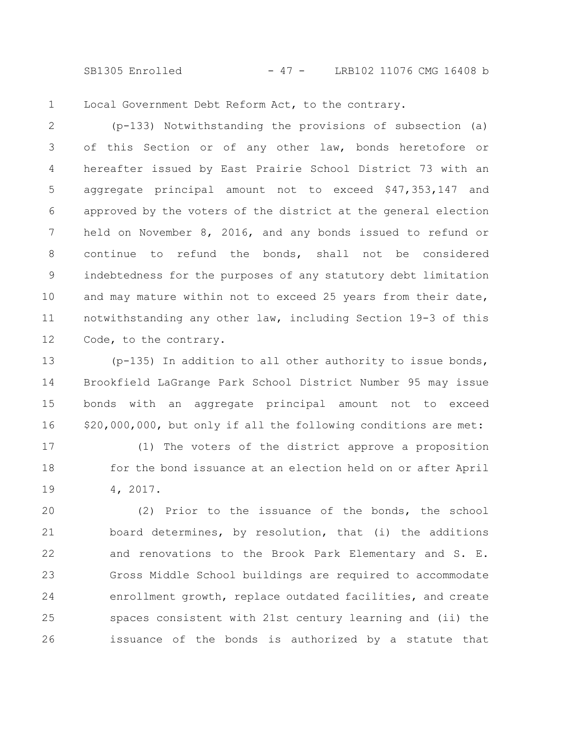Local Government Debt Reform Act, to the contrary.

(p-133) Notwithstanding the provisions of subsection (a) of this Section or of any other law, bonds heretofore or hereafter issued by East Prairie School District 73 with an aggregate principal amount not to exceed $47,353,147 and approved by the voters of the district at the general election held on November 8, 2016, and any bonds issued to refund or continue to refund the bonds, shall not be considered indebtedness for the purposes of any statutory debt limitation and may mature within not to exceed 25 years from their date, notwithstanding any other law, including Section 19-3 of this Code, to the contrary.

(p-135) In addition to all other authority to issue bonds, Brookfield LaGrange Park School District Number 95 may issue bonds with an aggregate principal amount not to exceed $20,000,000, but only if all the following conditions are met:

(1) The voters of the district approve a proposition for the bond issuance at an election held on or after April 4, 2017.

(2) Prior to the issuance of the bonds, the school board determines, by resolution, that (i) the additions and renovations to the Brook Park Elementary and S. E. Gross Middle School buildings are required to accommodate enrollment growth, replace outdated facilities, and create spaces consistent with 21st century learning and (ii) the issuance of the bonds is authorized by a statute that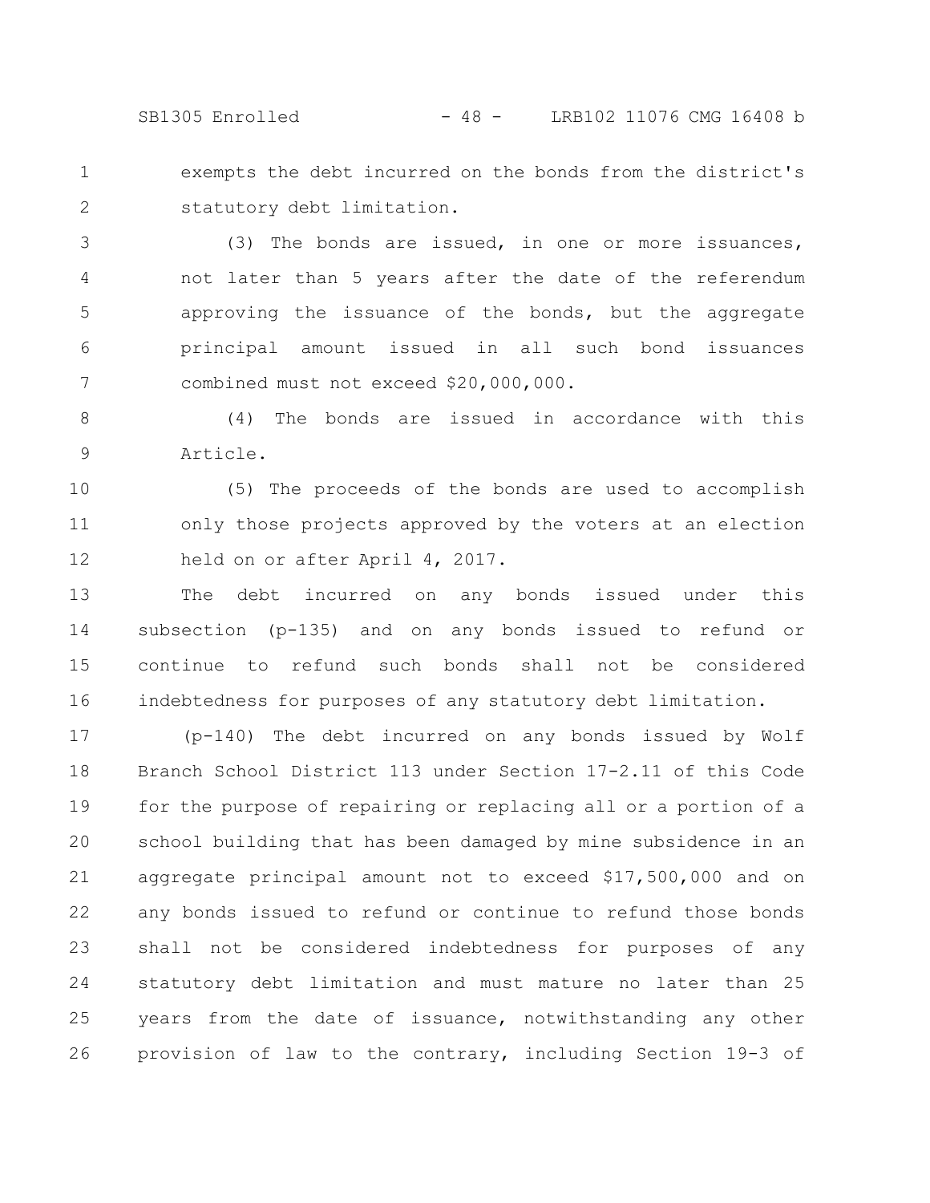exempts the debt incurred on the bonds from the district's statutory debt limitation.

(3) The bonds are issued, in one or more issuances, not later than 5 years after the date of the referendum approving the issuance of the bonds, but the aggregate principal amount issued in all such bond issuances combined must not exceed $20,000,000.

(4) The bonds are issued in accordance with this Article.

(5) The proceeds of the bonds are used to accomplish only those projects approved by the voters at an election held on or after April 4, 2017.

The debt incurred on any bonds issued under this subsection (p-135) and on any bonds issued to refund or continue to refund such bonds shall not be considered indebtedness for purposes of any statutory debt limitation.

(p-140) The debt incurred on any bonds issued by Wolf Branch School District 113 under Section 17-2.11 of this Code for the purpose of repairing or replacing all or a portion of a school building that has been damaged by mine subsidence in an aggregate principal amount not to exceed $17,500,000 and on any bonds issued to refund or continue to refund those bonds shall not be considered indebtedness for purposes of any statutory debt limitation and must mature no later than 25 years from the date of issuance, notwithstanding any other provision of law to the contrary, including Section 19-3 of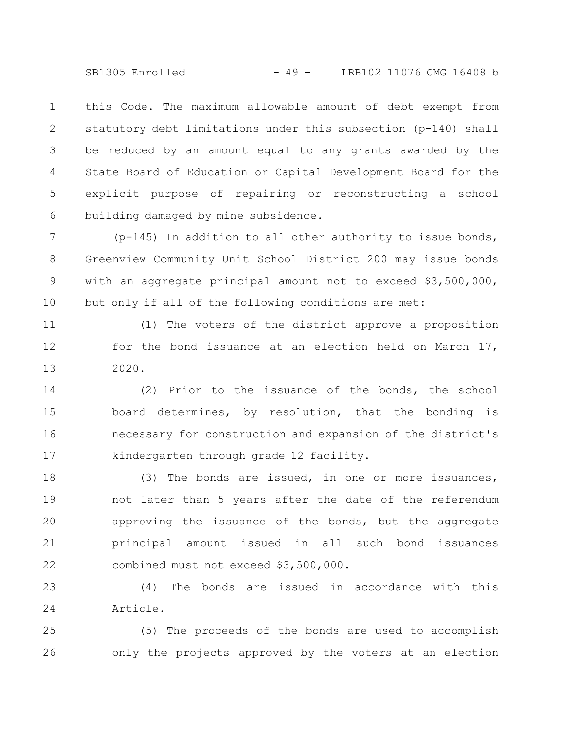this Code. The maximum allowable amount of debt exempt from statutory debt limitations under this subsection (p-140) shall be reduced by an amount equal to any grants awarded by the State Board of Education or Capital Development Board for the explicit purpose of repairing or reconstructing a school building damaged by mine subsidence.

(p-145) In addition to all other authority to issue bonds, Greenview Community Unit School District 200 may issue bonds with an aggregate principal amount not to exceed $3,500,000, but only if all of the following conditions are met:

(1) The voters of the district approve a proposition for the bond issuance at an election held on March 17, 2020.

(2) Prior to the issuance of the bonds, the school board determines, by resolution, that the bonding is necessary for construction and expansion of the district's kindergarten through grade 12 facility.

(3) The bonds are issued, in one or more issuances, not later than 5 years after the date of the referendum approving the issuance of the bonds, but the aggregate principal amount issued in all such bond issuances combined must not exceed $3,500,000.

(4) The bonds are issued in accordance with this Article.

(5) The proceeds of the bonds are used to accomplish only the projects approved by the voters at an election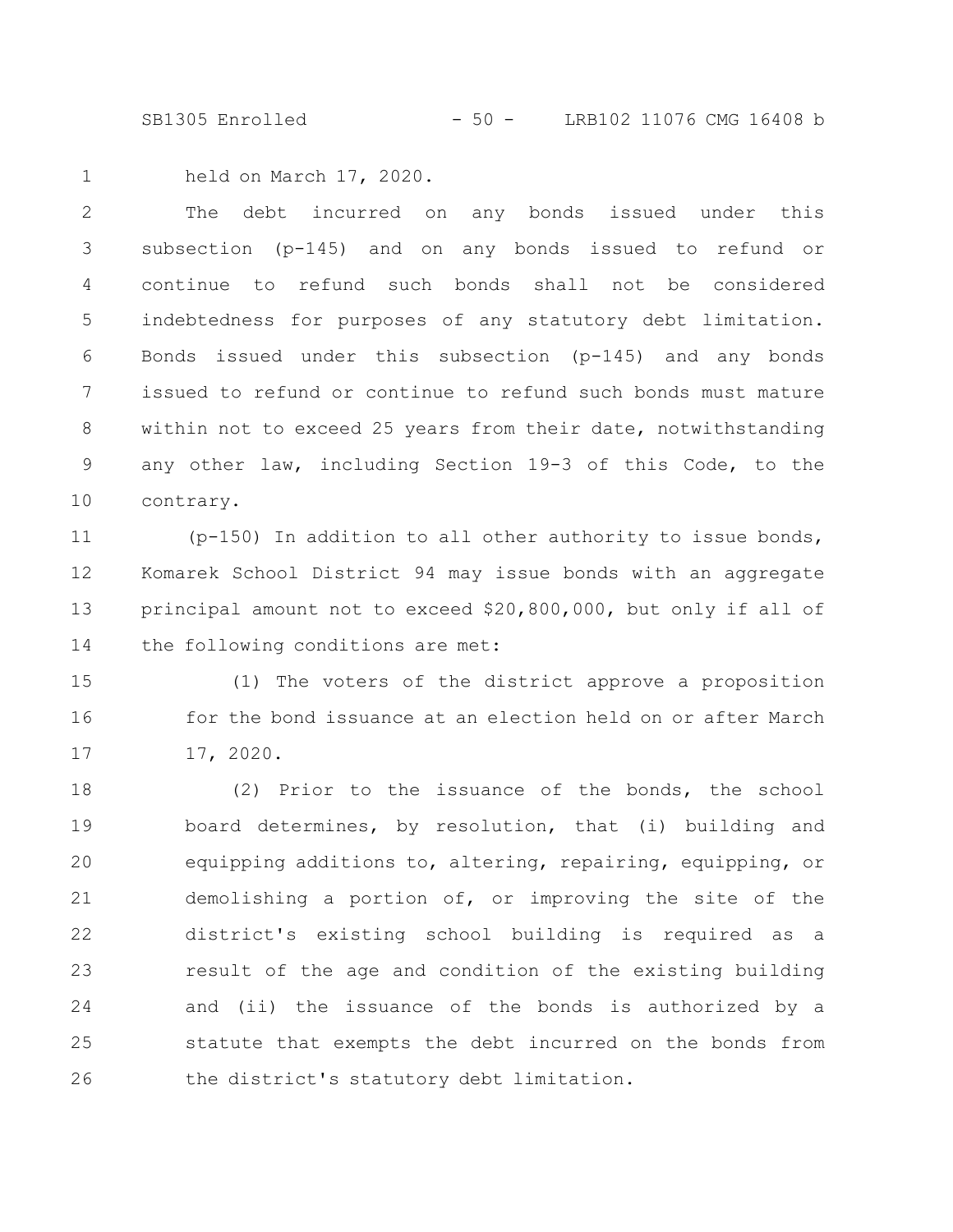held on March 17, 2020.

The debt incurred on any bonds issued under this subsection (p-145) and on any bonds issued to refund or continue to refund such bonds shall not be considered indebtedness for purposes of any statutory debt limitation. Bonds issued under this subsection (p-145) and any bonds issued to refund or continue to refund such bonds must mature within not to exceed 25 years from their date, notwithstanding any other law, including Section 19-3 of this Code, to the contrary.

(p-150) In addition to all other authority to issue bonds, Komarek School District 94 may issue bonds with an aggregate principal amount not to exceed $20,800,000, but only if all of the following conditions are met:

(1) The voters of the district approve a proposition for the bond issuance at an election held on or after March 17, 2020.

(2) Prior to the issuance of the bonds, the school board determines, by resolution, that (i) building and equipping additions to, altering, repairing, equipping, or demolishing a portion of, or improving the site of the district's existing school building is required as a result of the age and condition of the existing building and (ii) the issuance of the bonds is authorized by a statute that exempts the debt incurred on the bonds from the district's statutory debt limitation.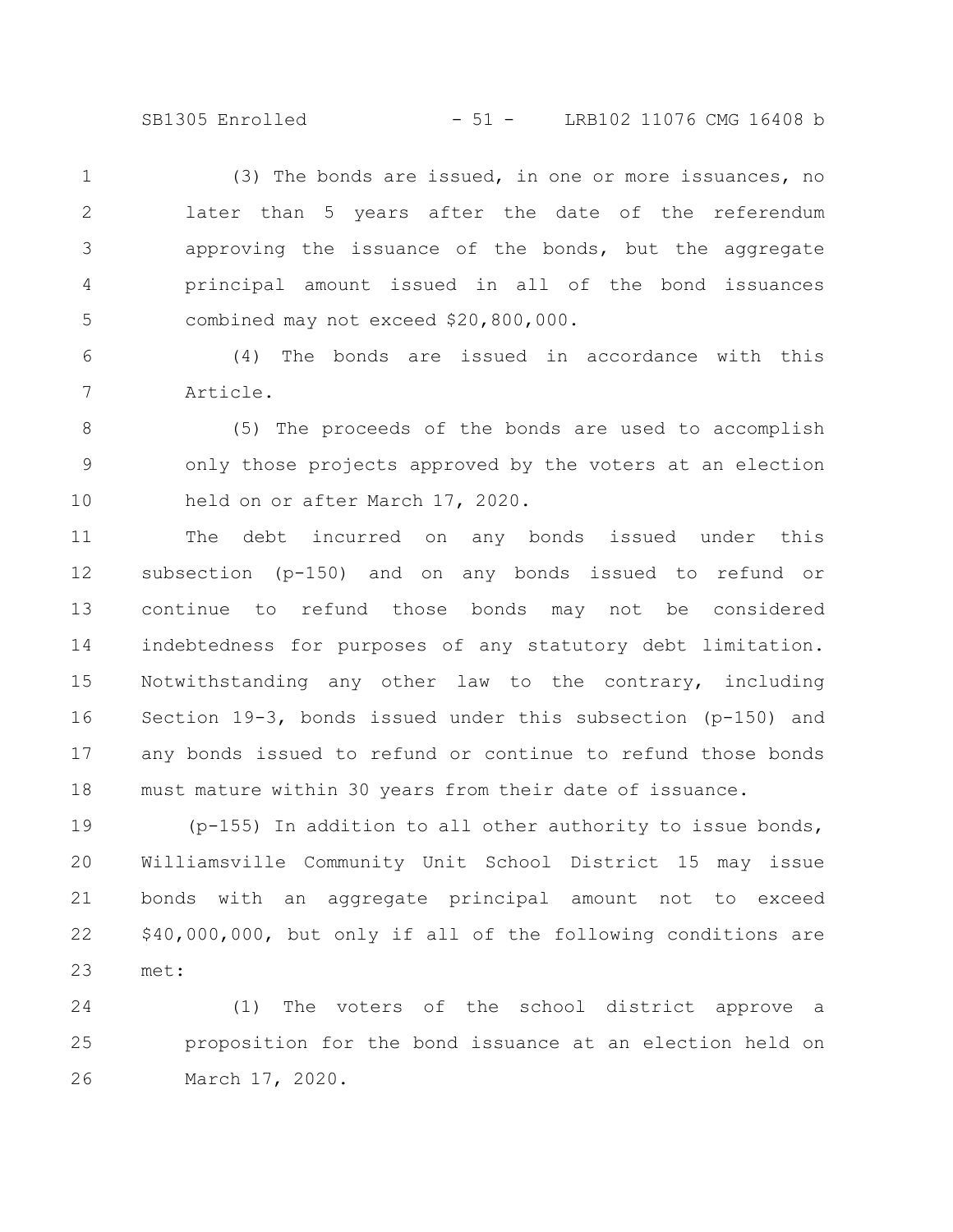(3) The bonds are issued, in one or more issuances, no later than 5 years after the date of the referendum approving the issuance of the bonds, but the aggregate principal amount issued in all of the bond issuances combined may not exceed $20,800,000.

(4) The bonds are issued in accordance with this Article.

(5) The proceeds of the bonds are used to accomplish only those projects approved by the voters at an election held on or after March 17, 2020.

The debt incurred on any bonds issued under this subsection (p-150) and on any bonds issued to refund or continue to refund those bonds may not be considered indebtedness for purposes of any statutory debt limitation. Notwithstanding any other law to the contrary, including Section 19-3, bonds issued under this subsection (p-150) and any bonds issued to refund or continue to refund those bonds must mature within 30 years from their date of issuance.

(p-155) In addition to all other authority to issue bonds, Williamsville Community Unit School District 15 may issue bonds with an aggregate principal amount not to exceed $40,000,000, but only if all of the following conditions are met:

(1) The voters of the school district approve a proposition for the bond issuance at an election held on March 17, 2020.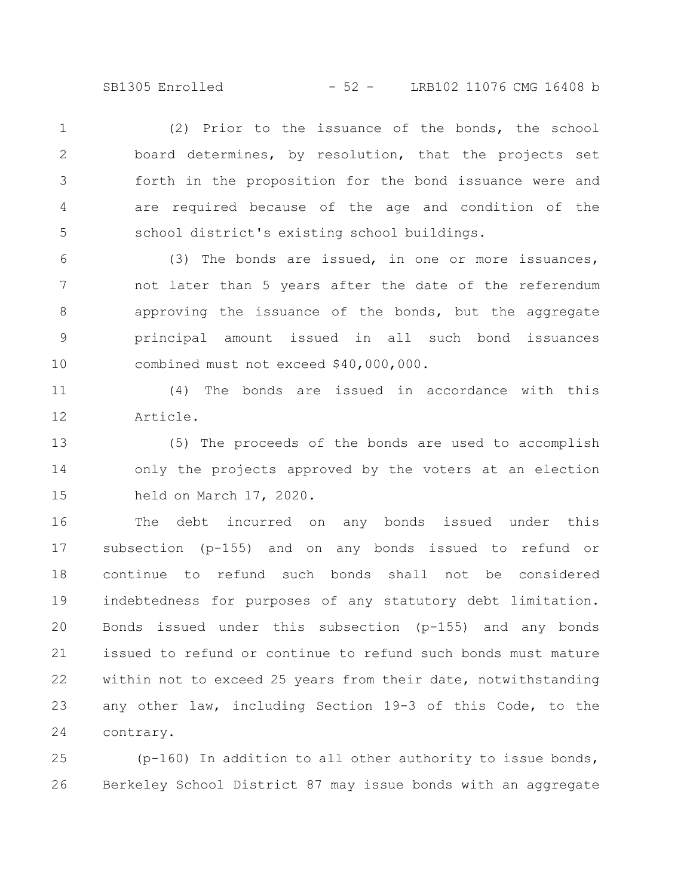(2) Prior to the issuance of the bonds, the school board determines, by resolution, that the projects set forth in the proposition for the bond issuance were and are required because of the age and condition of the school district's existing school buildings.

(3) The bonds are issued, in one or more issuances, not later than 5 years after the date of the referendum approving the issuance of the bonds, but the aggregate principal amount issued in all such bond issuances combined must not exceed $40,000,000.

(4) The bonds are issued in accordance with this Article.

(5) The proceeds of the bonds are used to accomplish only the projects approved by the voters at an election held on March 17, 2020.

The debt incurred on any bonds issued under this subsection (p-155) and on any bonds issued to refund or continue to refund such bonds shall not be considered indebtedness for purposes of any statutory debt limitation. Bonds issued under this subsection (p-155) and any bonds issued to refund or continue to refund such bonds must mature within not to exceed 25 years from their date, notwithstanding any other law, including Section 19-3 of this Code, to the contrary.

(p-160) In addition to all other authority to issue bonds, Berkeley School District 87 may issue bonds with an aggregate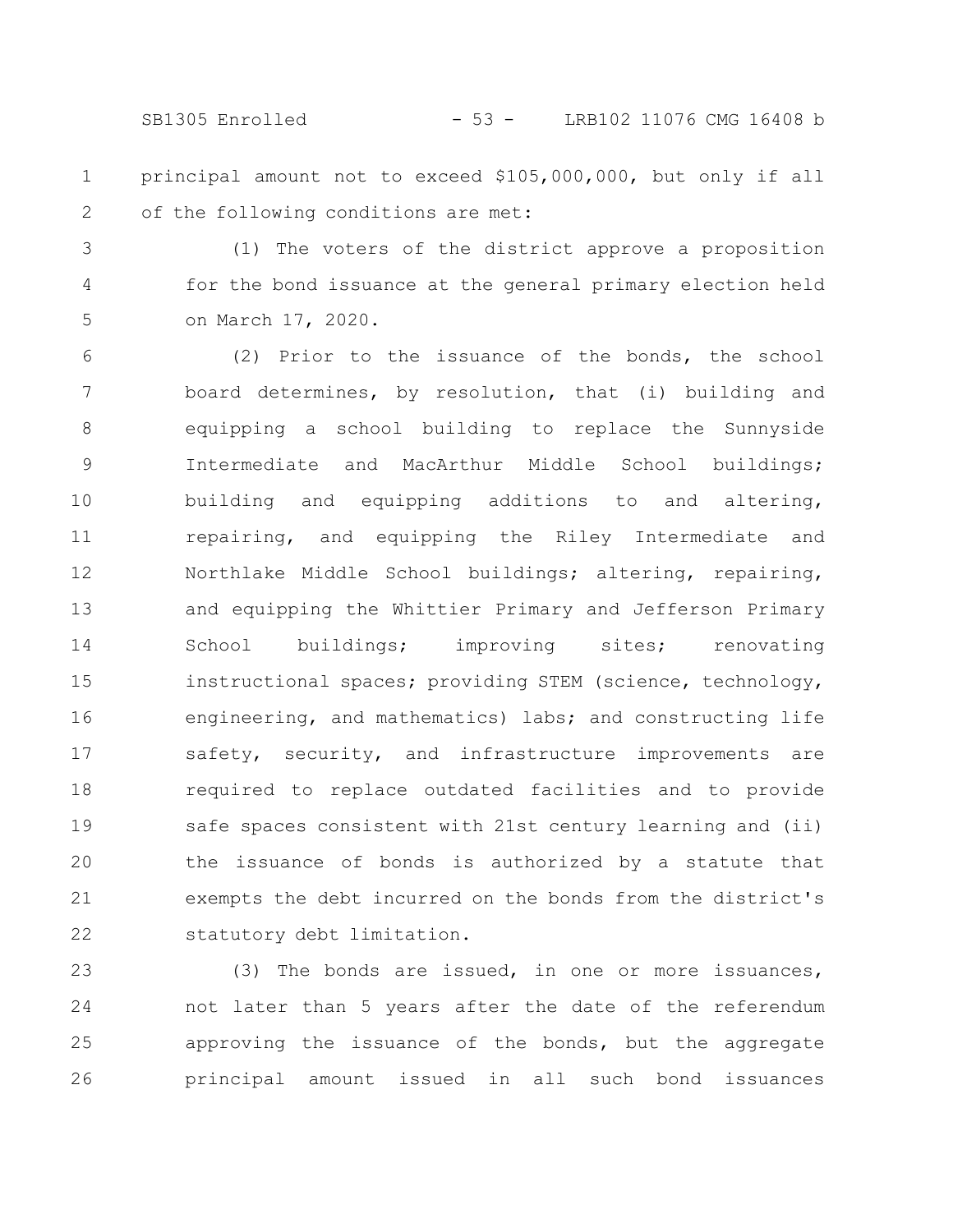principal amount not to exceed $105,000,000, but only if all of the following conditions are met:

(1) The voters of the district approve a proposition for the bond issuance at the general primary election held on March 17, 2020.

(2) Prior to the issuance of the bonds, the school board determines, by resolution, that (i) building and equipping a school building to replace the Sunnyside Intermediate and MacArthur Middle School buildings; building and equipping additions to and altering, repairing, and equipping the Riley Intermediate and Northlake Middle School buildings; altering, repairing, and equipping the Whittier Primary and Jefferson Primary School buildings; improving sites; renovating instructional spaces; providing STEM (science, technology, engineering, and mathematics) labs; and constructing life safety, security, and infrastructure improvements are required to replace outdated facilities and to provide safe spaces consistent with 21st century learning and (ii) the issuance of bonds is authorized by a statute that exempts the debt incurred on the bonds from the district's statutory debt limitation.

(3) The bonds are issued, in one or more issuances, not later than 5 years after the date of the referendum approving the issuance of the bonds, but the aggregate principal amount issued in all such bond issuances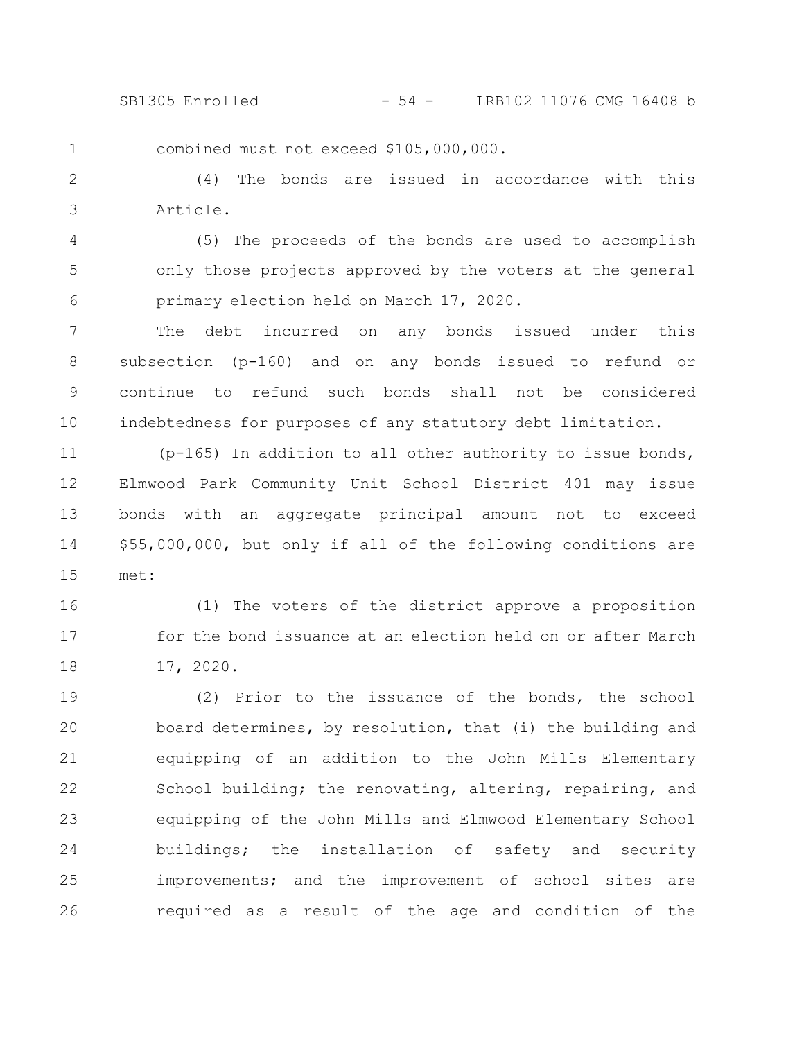combined must not exceed $105,000,000.

(4) The bonds are issued in accordance with this Article.

(5) The proceeds of the bonds are used to accomplish only those projects approved by the voters at the general primary election held on March 17, 2020.

The debt incurred on any bonds issued under this subsection (p-160) and on any bonds issued to refund or continue to refund such bonds shall not be considered indebtedness for purposes of any statutory debt limitation.

(p-165) In addition to all other authority to issue bonds, Elmwood Park Community Unit School District 401 may issue bonds with an aggregate principal amount not to exceed $55,000,000, but only if all of the following conditions are met:

(1) The voters of the district approve a proposition for the bond issuance at an election held on or after March 17, 2020.

(2) Prior to the issuance of the bonds, the school board determines, by resolution, that (i) the building and equipping of an addition to the John Mills Elementary School building; the renovating, altering, repairing, and equipping of the John Mills and Elmwood Elementary School buildings; the installation of safety and security improvements; and the improvement of school sites are required as a result of the age and condition of the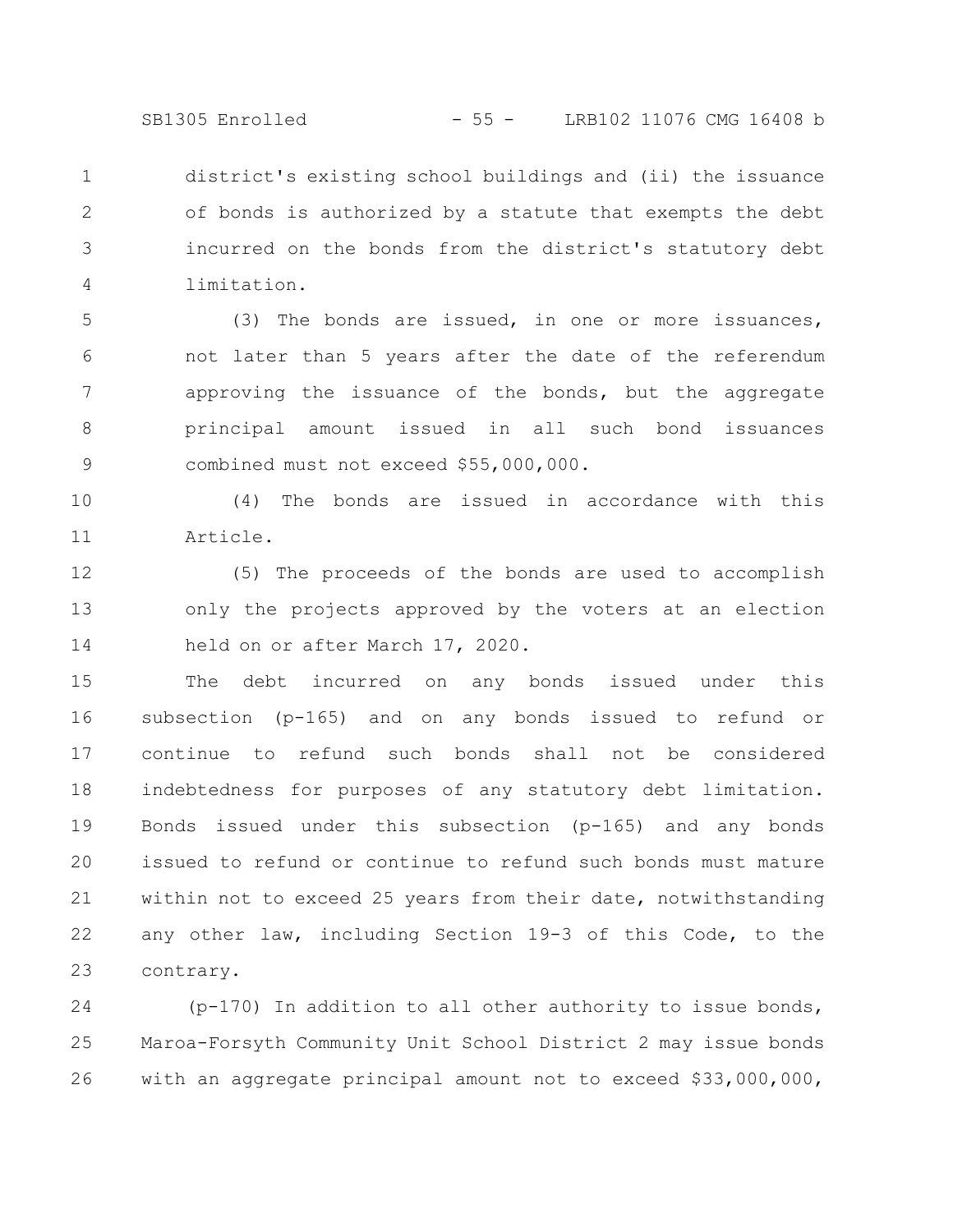district's existing school buildings and (ii) the issuance of bonds is authorized by a statute that exempts the debt incurred on the bonds from the district's statutory debt limitation.

(3) The bonds are issued, in one or more issuances, not later than 5 years after the date of the referendum approving the issuance of the bonds, but the aggregate principal amount issued in all such bond issuances combined must not exceed $55,000,000.

(4) The bonds are issued in accordance with this Article.

(5) The proceeds of the bonds are used to accomplish only the projects approved by the voters at an election held on or after March 17, 2020.

The debt incurred on any bonds issued under this subsection (p-165) and on any bonds issued to refund or continue to refund such bonds shall not be considered indebtedness for purposes of any statutory debt limitation. Bonds issued under this subsection (p-165) and any bonds issued to refund or continue to refund such bonds must mature within not to exceed 25 years from their date, notwithstanding any other law, including Section 19-3 of this Code, to the contrary.

(p-170) In addition to all other authority to issue bonds, Maroa-Forsyth Community Unit School District 2 may issue bonds with an aggregate principal amount not to exceed $33,000,000,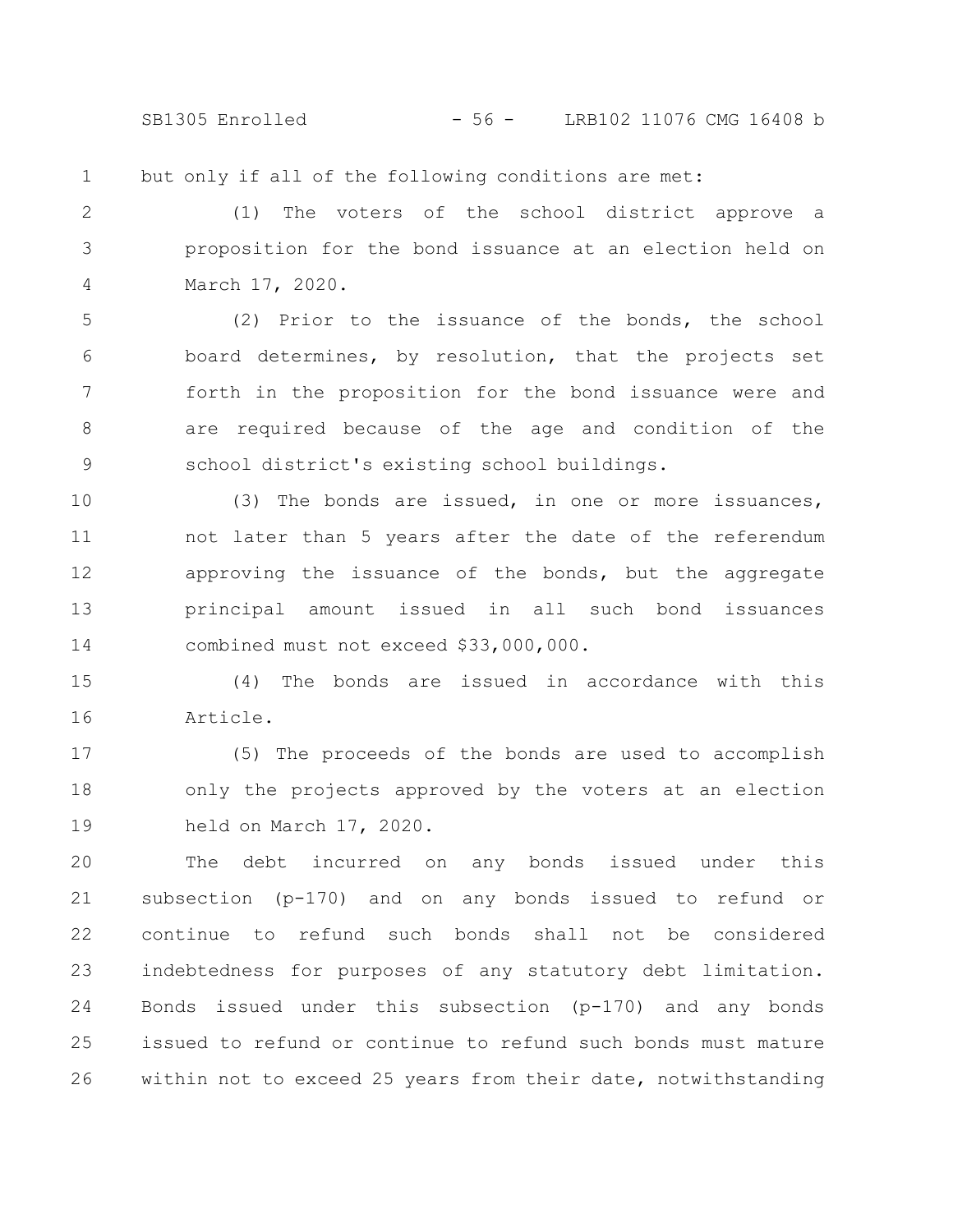but only if all of the following conditions are met:

(1) The voters of the school district approve a proposition for the bond issuance at an election held on March 17, 2020.

(2) Prior to the issuance of the bonds, the school board determines, by resolution, that the projects set forth in the proposition for the bond issuance were and are required because of the age and condition of the school district's existing school buildings.

(3) The bonds are issued, in one or more issuances, not later than 5 years after the date of the referendum approving the issuance of the bonds, but the aggregate principal amount issued in all such bond issuances combined must not exceed $33,000,000.

(4) The bonds are issued in accordance with this Article.

(5) The proceeds of the bonds are used to accomplish only the projects approved by the voters at an election held on March 17, 2020.

The debt incurred on any bonds issued under this subsection (p-170) and on any bonds issued to refund or continue to refund such bonds shall not be considered indebtedness for purposes of any statutory debt limitation. Bonds issued under this subsection (p-170) and any bonds issued to refund or continue to refund such bonds must mature within not to exceed 25 years from their date, notwithstanding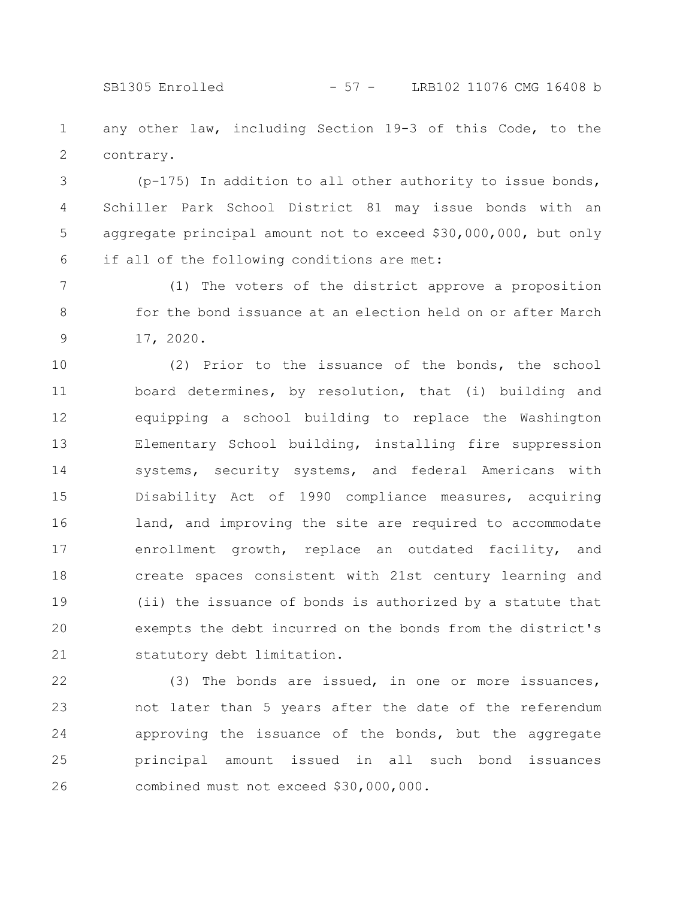any other law, including Section 19-3 of this Code, to the contrary.

(p-175) In addition to all other authority to issue bonds, Schiller Park School District 81 may issue bonds with an aggregate principal amount not to exceed $30,000,000, but only if all of the following conditions are met:

(1) The voters of the district approve a proposition for the bond issuance at an election held on or after March 17, 2020.

(2) Prior to the issuance of the bonds, the school board determines, by resolution, that (i) building and equipping a school building to replace the Washington Elementary School building, installing fire suppression systems, security systems, and federal Americans with Disability Act of 1990 compliance measures, acquiring land, and improving the site are required to accommodate enrollment growth, replace an outdated facility, and create spaces consistent with 21st century learning and (ii) the issuance of bonds is authorized by a statute that exempts the debt incurred on the bonds from the district's statutory debt limitation.

(3) The bonds are issued, in one or more issuances, not later than 5 years after the date of the referendum approving the issuance of the bonds, but the aggregate principal amount issued in all such bond issuances combined must not exceed $30,000,000.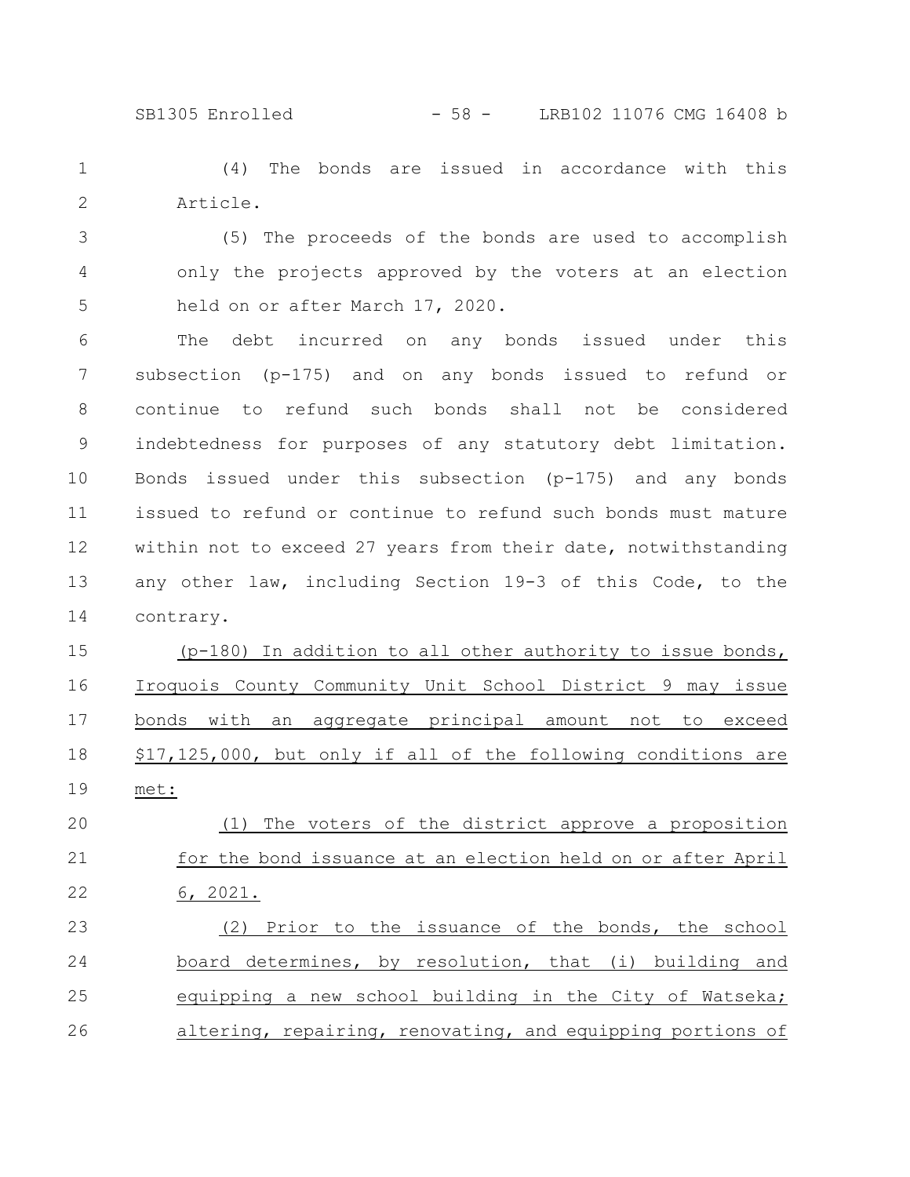(4) The bonds are issued in accordance with this Article.

(5) The proceeds of the bonds are used to accomplish only the projects approved by the voters at an election held on or after March 17, 2020.

The debt incurred on any bonds issued under this subsection (p-175) and on any bonds issued to refund or continue to refund such bonds shall not be considered indebtedness for purposes of any statutory debt limitation. Bonds issued under this subsection (p-175) and any bonds issued to refund or continue to refund such bonds must mature within not to exceed 27 years from their date, notwithstanding any other law, including Section 19-3 of this Code, to the contrary.

(p-180) In addition to all other authority to issue bonds, Iroquois County Community Unit School District 9 may issue bonds with an aggregate principal amount not to exceed $17,125,000, but only if all of the following conditions are met:

(1) The voters of the district approve a proposition for the bond issuance at an election held on or after April 6, 2021.

(2) Prior to the issuance of the bonds, the school board determines, by resolution, that (i) building and equipping a new school building in the City of Watseka; altering, repairing, renovating, and equipping portions of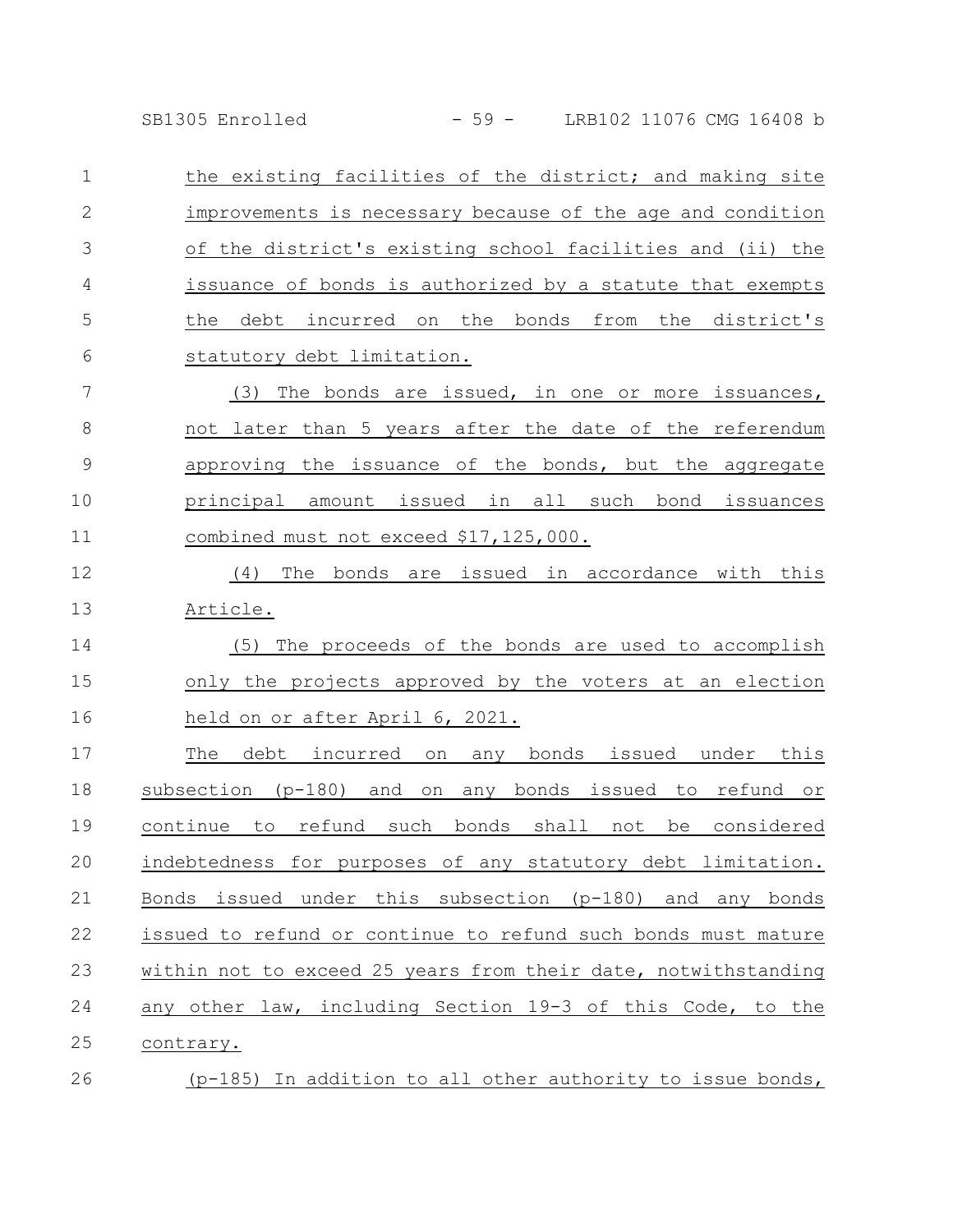the existing facilities of the district; and making site improvements is necessary because of the age and condition of the district's existing school facilities and (ii) the issuance of bonds is authorized by a statute that exempts the debt incurred on the bonds from the district's statutory debt limitation.

(3) The bonds are issued, in one or more issuances, not later than 5 years after the date of the referendum approving the issuance of the bonds, but the aggregate principal amount issued in all such bond issuances combined must not exceed $17,125,000.

(4) The bonds are issued in accordance with this Article.

(5) The proceeds of the bonds are used to accomplish only the projects approved by the voters at an election held on or after April 6, 2021.

The debt incurred on any bonds issued under this subsection (p-180) and on any bonds issued to refund or continue to refund such bonds shall not be considered indebtedness for purposes of any statutory debt limitation. Bonds issued under this subsection (p-180) and any bonds issued to refund or continue to refund such bonds must mature within not to exceed 25 years from their date, notwithstanding any other law, including Section 19-3 of this Code, to the contrary.

(p-185) In addition to all other authority to issue bonds,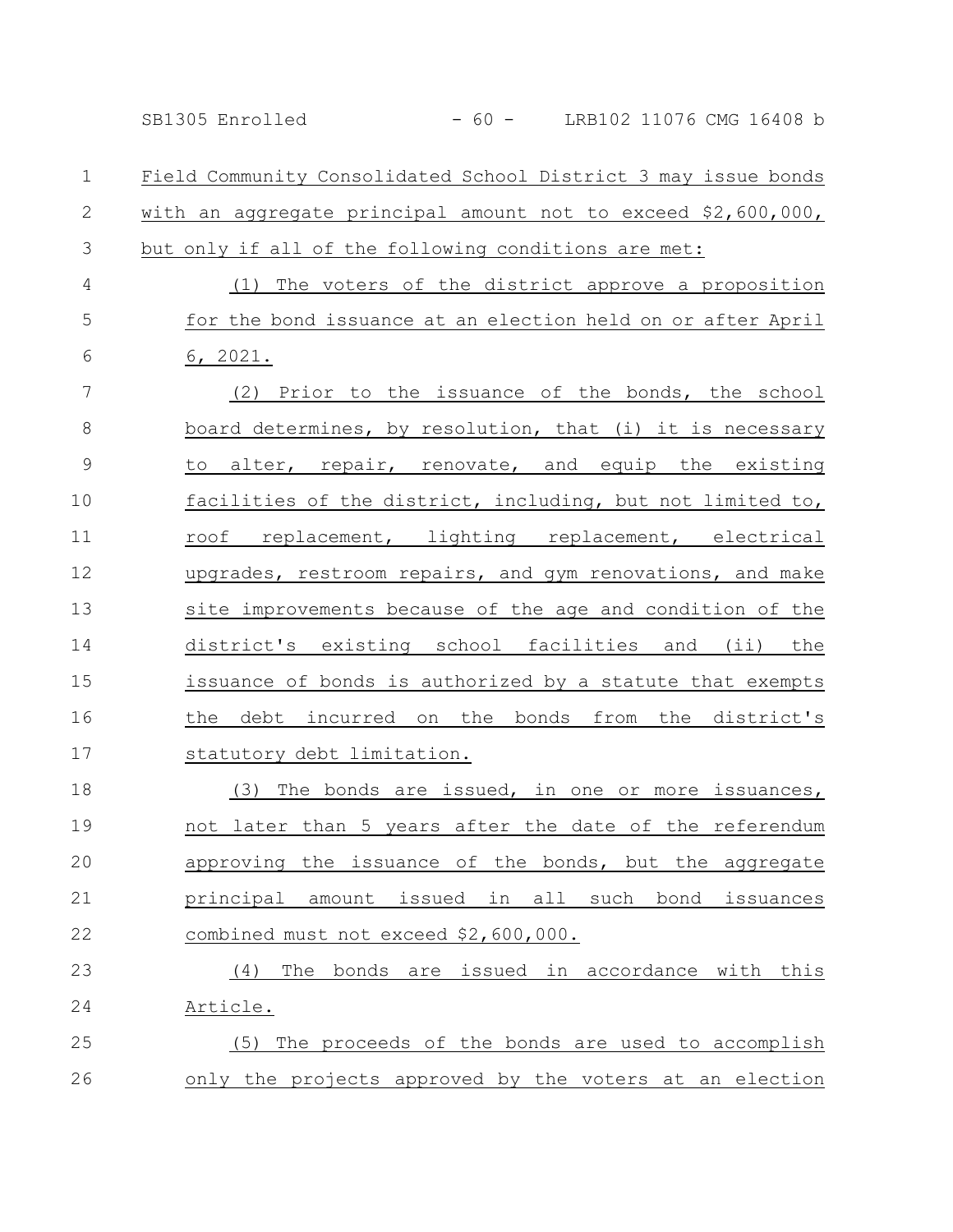Field Community Consolidated School District 3 may issue bonds with an aggregate principal amount not to exceed $2,600,000, but only if all of the following conditions are met:

(1) The voters of the district approve a proposition for the bond issuance at an election held on or after April 6, 2021.

(2) Prior to the issuance of the bonds, the school board determines, by resolution, that (i) it is necessary to alter, repair, renovate, and equip the existing facilities of the district, including, but not limited to, roof replacement, lighting replacement, electrical upgrades, restroom repairs, and gym renovations, and make site improvements because of the age and condition of the district's existing school facilities and (ii) the issuance of bonds is authorized by a statute that exempts the debt incurred on the bonds from the district's statutory debt limitation.

(3) The bonds are issued, in one or more issuances, not later than 5 years after the date of the referendum approving the issuance of the bonds, but the aggregate principal amount issued in all such bond issuances combined must not exceed $2,600,000.

(4) The bonds are issued in accordance with this Article.

(5) The proceeds of the bonds are used to accomplish only the projects approved by the voters at an election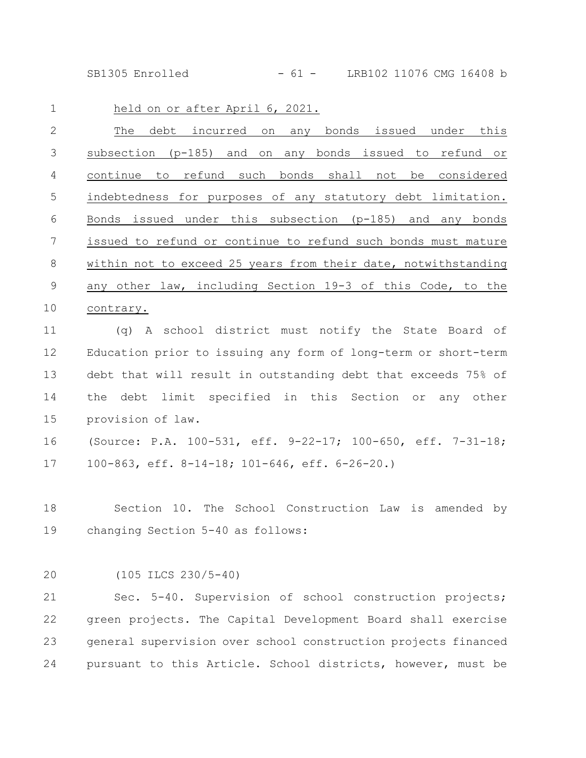held on or after April 6, 2021.

The debt incurred on any bonds issued under this subsection (p-185) and on any bonds issued to refund or continue to refund such bonds shall not be considered indebtedness for purposes of any statutory debt limitation. Bonds issued under this subsection (p-185) and any bonds issued to refund or continue to refund such bonds must mature within not to exceed 25 years from their date, notwithstanding any other law, including Section 19-3 of this Code, to the contrary.

(q) A school district must notify the State Board of Education prior to issuing any form of long-term or short-term debt that will result in outstanding debt that exceeds 75% of the debt limit specified in this Section or any other provision of law.

(Source: P.A. 100-531, eff. 9-22-17; 100-650, eff. 7-31-18; 100-863, eff. 8-14-18; 101-646, eff. 6-26-20.)

Section 10. The School Construction Law is amended by changing Section 5-40 as follows:

(105 ILCS 230/5-40)

Sec. 5-40. Supervision of school construction projects; green projects. The Capital Development Board shall exercise general supervision over school construction projects financed pursuant to this Article. School districts, however, must be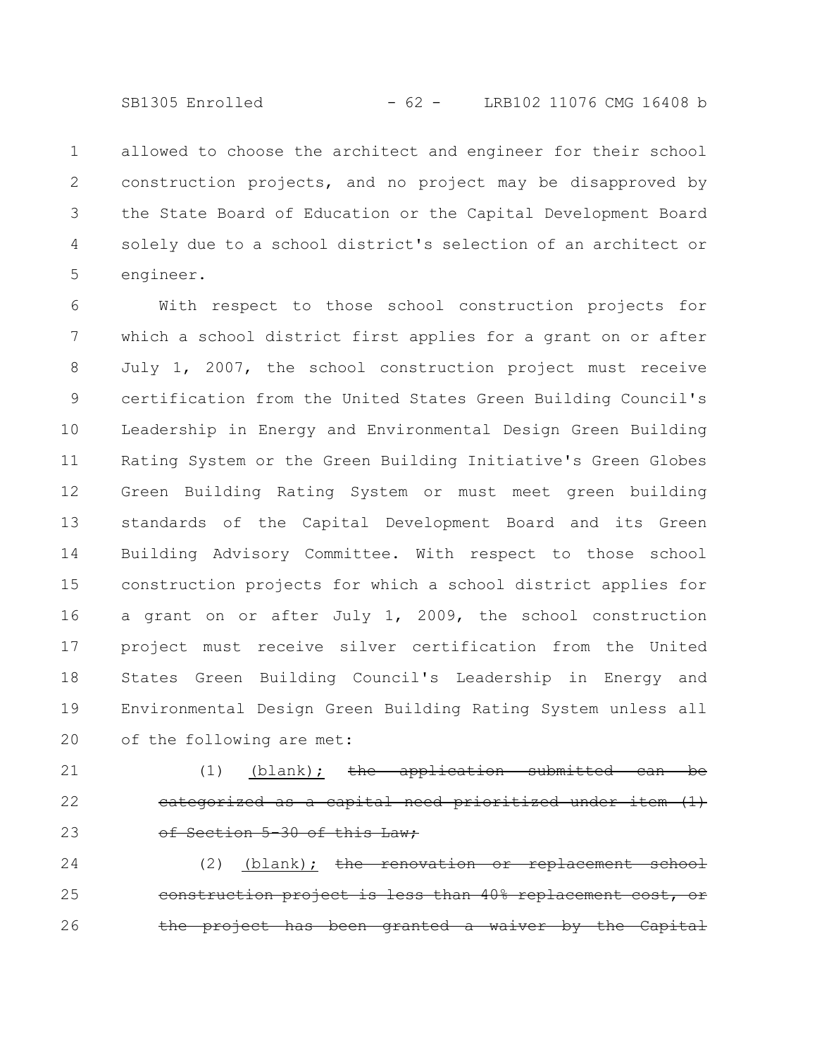allowed to choose the architect and engineer for their school construction projects, and no project may be disapproved by the State Board of Education or the Capital Development Board solely due to a school district's selection of an architect or engineer.

With respect to those school construction projects for which a school district first applies for a grant on or after July 1, 2007, the school construction project must receive certification from the United States Green Building Council's Leadership in Energy and Environmental Design Green Building Rating System or the Green Building Initiative's Green Globes Green Building Rating System or must meet green building standards of the Capital Development Board and its Green Building Advisory Committee. With respect to those school construction projects for which a school district applies for a grant on or after July 1, 2009, the school construction project must receive silver certification from the United States Green Building Council's Leadership in Energy and Environmental Design Green Building Rating System unless all of the following are met:

(1) <u>(blank);</u> ~~the application submitted can be categorized as a capital need prioritized under item (1) of Section 5-30 of this Law;~~

(2) <u>(blank);</u> ~~the renovation or replacement school construction project is less than 40% replacement cost, or the project has been granted a waiver by the Capital~~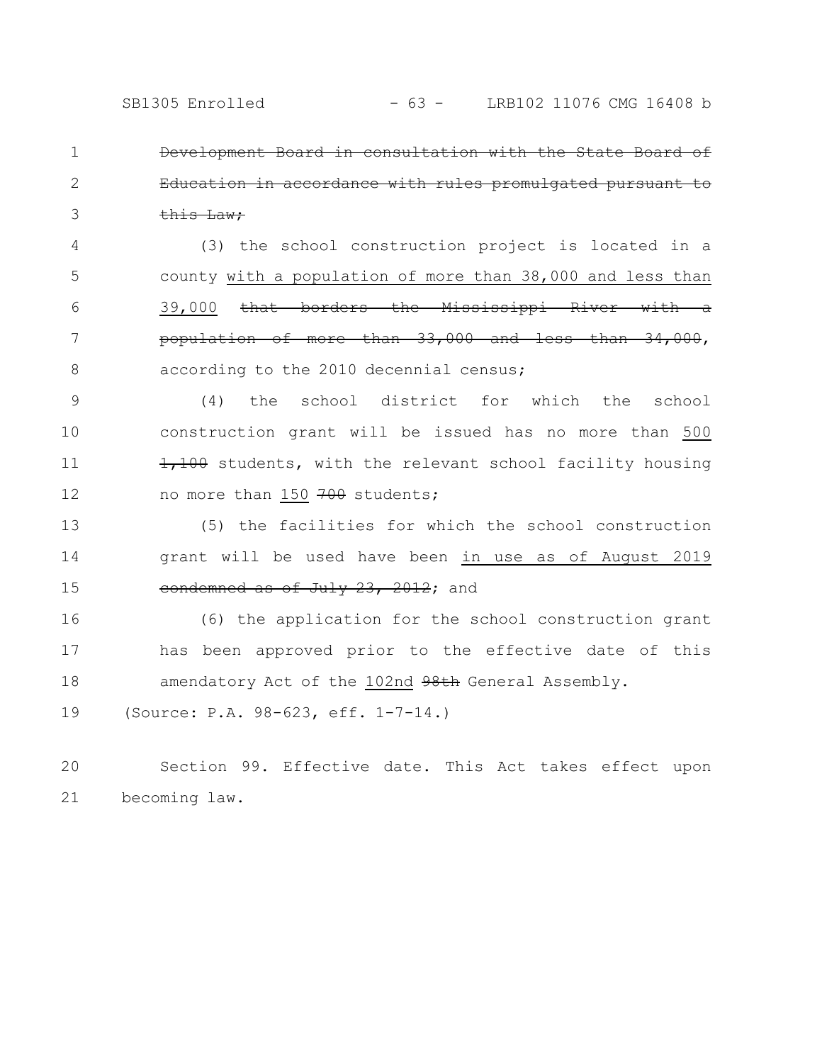~~Development Board in consultation with the State Board of Education in accordance with rules promulgated pursuant to this Law;~~

(3) the school construction project is located in a county with a population of more than 38,000 and less than 39,000 ~~that borders the Mississippi River with a population of more than 33,000 and less than 34,000~~, according to the 2010 decennial census;

(4) the school district for which the school construction grant will be issued has no more than 500 ~~1,100~~ students, with the relevant school facility housing no more than 150 ~~700~~ students;

(5) the facilities for which the school construction grant will be used have been in use as of August 2019 ~~condemned as of July 23, 2012~~; and

(6) the application for the school construction grant has been approved prior to the effective date of this amendatory Act of the 102nd ~~98th~~ General Assembly.

(Source: P.A. 98-623, eff. 1-7-14.)

Section 99. Effective date. This Act takes effect upon becoming law.